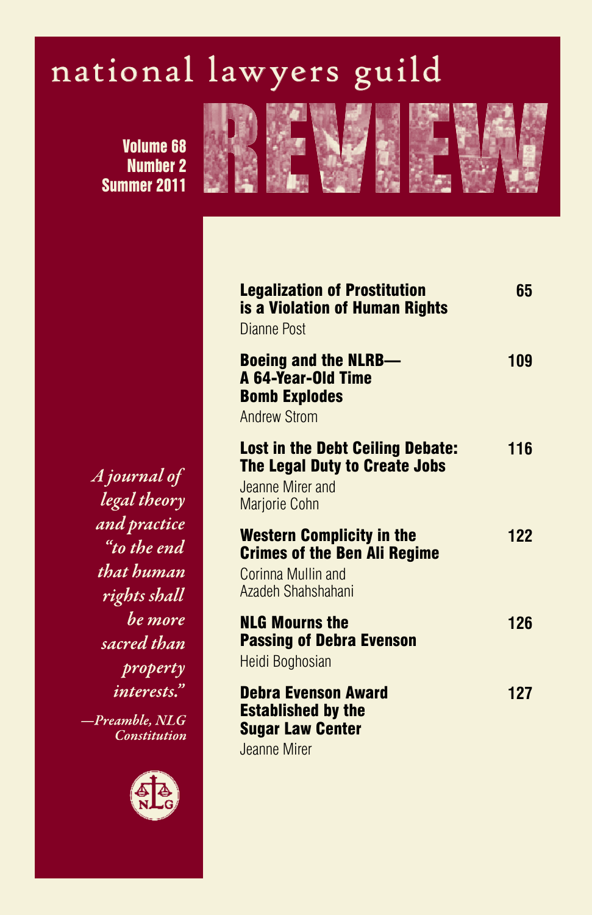# national lawyers guild

# REVIEW

**Volume 68**
**Number 2**
**Summer 2011**

*A journal of legal theory and practice "to the end that human rights shall be more sacred than property interests."*

*—Preamble, NLG Constitution*

| | |
|---|---|
| **Legalization of Prostitution is a Violation of Human Rights**<br>Dianne Post | **65** |
| **Boeing and the NLRB—A 64-Year-Old Time Bomb Explodes**<br>Andrew Strom | **109** |
| **Lost in the Debt Ceiling Debate: The Legal Duty to Create Jobs**<br>Jeanne Mirer and Marjorie Cohn | **116** |
| **Western Complicity in the Crimes of the Ben Ali Regime**<br>Corinna Mullin and Azadeh Shahshahani | **122** |
| **NLG Mourns the Passing of Debra Evenson**<br>Heidi Boghosian | **126** |
| **Debra Evenson Award Established by the Sugar Law Center**<br>Jeanne Mirer | **127** |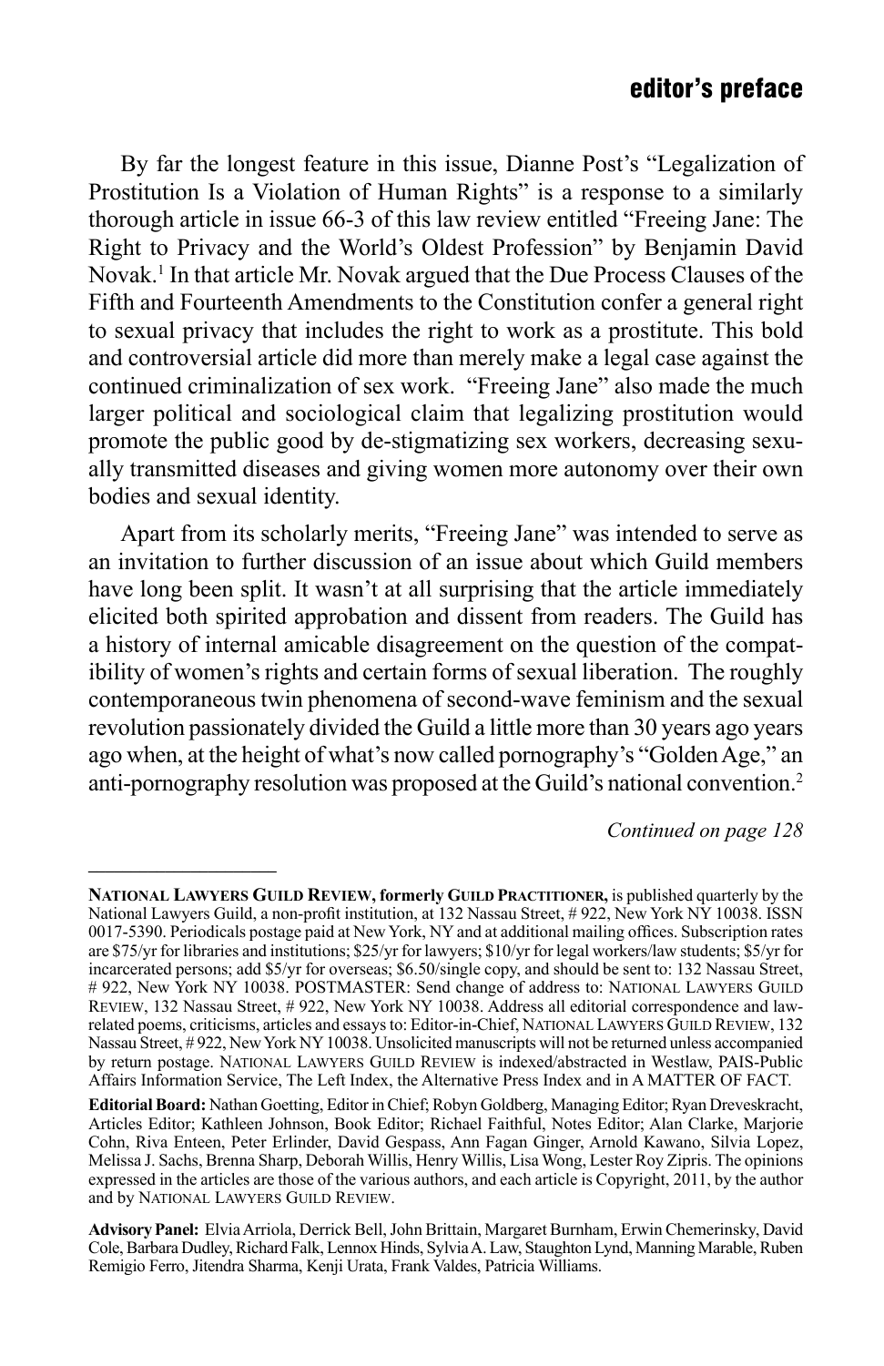## editor's preface

By far the longest feature in this issue, Dianne Post's "Legalization of Prostitution Is a Violation of Human Rights" is a response to a similarly thorough article in issue 66-3 of this law review entitled "Freeing Jane: The Right to Privacy and the World's Oldest Profession" by Benjamin David Novak.[1] In that article Mr. Novak argued that the Due Process Clauses of the Fifth and Fourteenth Amendments to the Constitution confer a general right to sexual privacy that includes the right to work as a prostitute. This bold and controversial article did more than merely make a legal case against the continued criminalization of sex work. "Freeing Jane" also made the much larger political and sociological claim that legalizing prostitution would promote the public good by de-stigmatizing sex workers, decreasing sexually transmitted diseases and giving women more autonomy over their own bodies and sexual identity.

Apart from its scholarly merits, "Freeing Jane" was intended to serve as an invitation to further discussion of an issue about which Guild members have long been split. It wasn't at all surprising that the article immediately elicited both spirited approbation and dissent from readers. The Guild has a history of internal amicable disagreement on the question of the compatibility of women's rights and certain forms of sexual liberation. The roughly contemporaneous twin phenomena of second-wave feminism and the sexual revolution passionately divided the Guild a little more than 30 years ago years ago when, at the height of what's now called pornography's "Golden Age," an anti-pornography resolution was proposed at the Guild's national convention.[2]

*Continued on page 128*

---

**National Lawyers Guild Review, formerly Guild Practitioner,** is published quarterly by the National Lawyers Guild, a non-profit institution, at 132 Nassau Street, # 922, New York NY 10038. ISSN 0017-5390. Periodicals postage paid at New York, NY and at additional mailing offices. Subscription rates are $75/yr for libraries and institutions; $25/yr for lawyers; $10/yr for legal workers/law students; $5/yr for incarcerated persons; add $5/yr for overseas; $6.50/single copy, and should be sent to: 132 Nassau Street, # 922, New York NY 10038. POSTMASTER: Send change of address to: National Lawyers Guild Review, 132 Nassau Street, # 922, New York NY 10038. Address all editorial correspondence and law-related poems, criticisms, articles and essays to: Editor-in-Chief, National Lawyers Guild Review, 132 Nassau Street, # 922, New York NY 10038. Unsolicited manuscripts will not be returned unless accompanied by return postage. National Lawyers Guild Review is indexed/abstracted in Westlaw, PAIS-Public Affairs Information Service, The Left Index, the Alternative Press Index and in A MATTER OF FACT.

**Editorial Board:** Nathan Goetting, Editor in Chief; Robyn Goldberg, Managing Editor; Ryan Dreveskracht, Articles Editor; Kathleen Johnson, Book Editor; Richael Faithful, Notes Editor; Alan Clarke, Marjorie Cohn, Riva Enteen, Peter Erlinder, David Gespass, Ann Fagan Ginger, Arnold Kawano, Silvia Lopez, Melissa J. Sachs, Brenna Sharp, Deborah Willis, Henry Willis, Lisa Wong, Lester Roy Zipris. The opinions expressed in the articles are those of the various authors, and each article is Copyright, 2011, by the author and by National Lawyers Guild Review.

**Advisory Panel:** Elvia Arriola, Derrick Bell, John Brittain, Margaret Burnham, Erwin Chemerinsky, David Cole, Barbara Dudley, Richard Falk, Lennox Hinds, Sylvia A. Law, Staughton Lynd, Manning Marable, Ruben Remigio Ferro, Jitendra Sharma, Kenji Urata, Frank Valdes, Patricia Williams.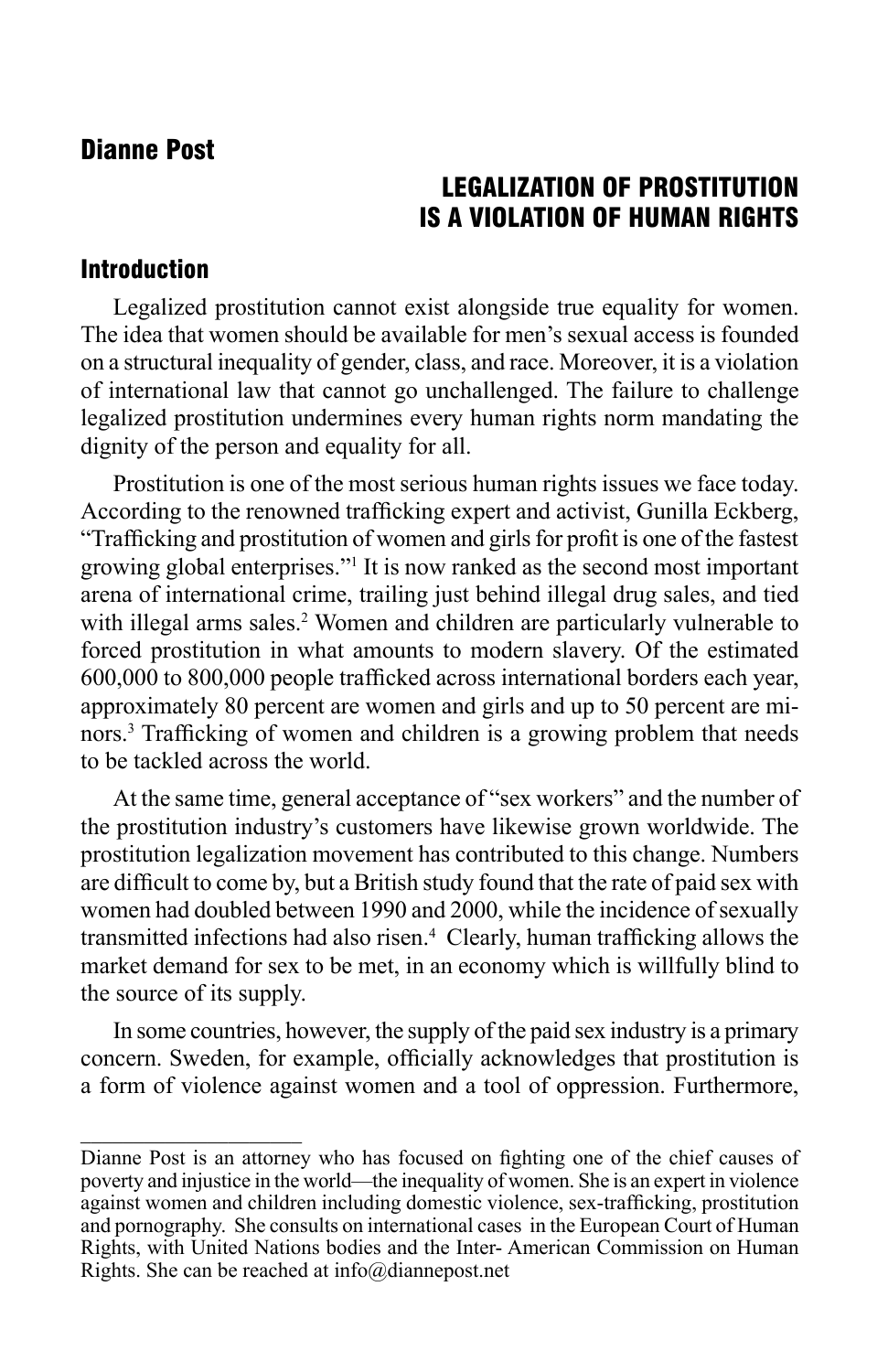## Dianne Post

# LEGALIZATION OF PROSTITUTION IS A VIOLATION OF HUMAN RIGHTS

## Introduction

Legalized prostitution cannot exist alongside true equality for women. The idea that women should be available for men's sexual access is founded on a structural inequality of gender, class, and race. Moreover, it is a violation of international law that cannot go unchallenged. The failure to challenge legalized prostitution undermines every human rights norm mandating the dignity of the person and equality for all.

Prostitution is one of the most serious human rights issues we face today. According to the renowned trafficking expert and activist, Gunilla Eckberg, "Trafficking and prostitution of women and girls for profit is one of the fastest growing global enterprises."[1] It is now ranked as the second most important arena of international crime, trailing just behind illegal drug sales, and tied with illegal arms sales.[2] Women and children are particularly vulnerable to forced prostitution in what amounts to modern slavery. Of the estimated 600,000 to 800,000 people trafficked across international borders each year, approximately 80 percent are women and girls and up to 50 percent are minors.[3] Trafficking of women and children is a growing problem that needs to be tackled across the world.

At the same time, general acceptance of "sex workers" and the number of the prostitution industry's customers have likewise grown worldwide. The prostitution legalization movement has contributed to this change. Numbers are difficult to come by, but a British study found that the rate of paid sex with women had doubled between 1990 and 2000, while the incidence of sexually transmitted infections had also risen.[4] Clearly, human trafficking allows the market demand for sex to be met, in an economy which is willfully blind to the source of its supply.

In some countries, however, the supply of the paid sex industry is a primary concern. Sweden, for example, officially acknowledges that prostitution is a form of violence against women and a tool of oppression. Furthermore,

---

Dianne Post is an attorney who has focused on fighting one of the chief causes of poverty and injustice in the world—the inequality of women. She is an expert in violence against women and children including domestic violence, sex-trafficking, prostitution and pornography. She consults on international cases in the European Court of Human Rights, with United Nations bodies and the Inter- American Commission on Human Rights. She can be reached at info@diannepost.net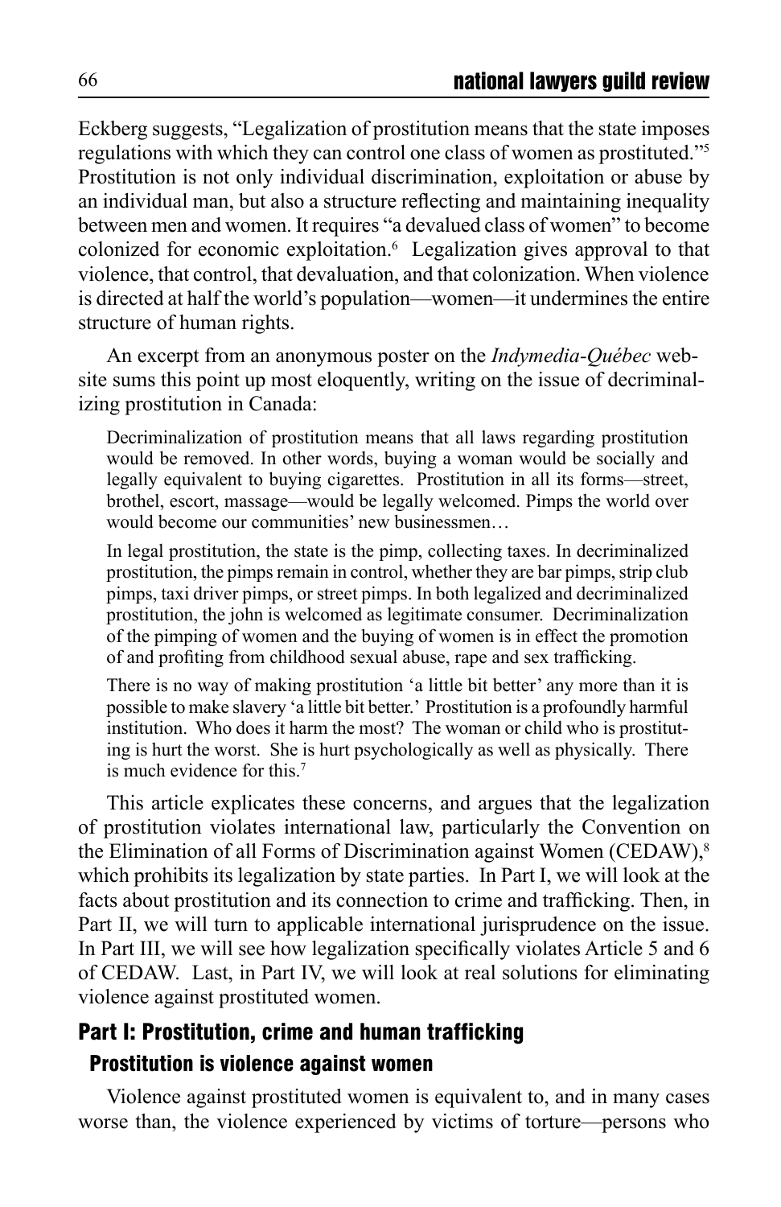Eckberg suggests, "Legalization of prostitution means that the state imposes regulations with which they can control one class of women as prostituted."[5] Prostitution is not only individual discrimination, exploitation or abuse by an individual man, but also a structure reflecting and maintaining inequality between men and women. It requires "a devalued class of women" to become colonized for economic exploitation.[6] Legalization gives approval to that violence, that control, that devaluation, and that colonization. When violence is directed at half the world's population—women—it undermines the entire structure of human rights.

An excerpt from an anonymous poster on the *Indymedia-Québec* website sums this point up most eloquently, writing on the issue of decriminalizing prostitution in Canada:

> Decriminalization of prostitution means that all laws regarding prostitution would be removed. In other words, buying a woman would be socially and legally equivalent to buying cigarettes. Prostitution in all its forms—street, brothel, escort, massage—would be legally welcomed. Pimps the world over would become our communities' new businessmen…
>
> In legal prostitution, the state is the pimp, collecting taxes. In decriminalized prostitution, the pimps remain in control, whether they are bar pimps, strip club pimps, taxi driver pimps, or street pimps. In both legalized and decriminalized prostitution, the john is welcomed as legitimate consumer. Decriminalization of the pimping of women and the buying of women is in effect the promotion of and profiting from childhood sexual abuse, rape and sex trafficking.
>
> There is no way of making prostitution 'a little bit better' any more than it is possible to make slavery 'a little bit better.' Prostitution is a profoundly harmful institution. Who does it harm the most? The woman or child who is prostituting is hurt the worst. She is hurt psychologically as well as physically. There is much evidence for this.[7]

This article explicates these concerns, and argues that the legalization of prostitution violates international law, particularly the Convention on the Elimination of all Forms of Discrimination against Women (CEDAW),[8] which prohibits its legalization by state parties. In Part I, we will look at the facts about prostitution and its connection to crime and trafficking. Then, in Part II, we will turn to applicable international jurisprudence on the issue. In Part III, we will see how legalization specifically violates Article 5 and 6 of CEDAW. Last, in Part IV, we will look at real solutions for eliminating violence against prostituted women.

## Part I: Prostitution, crime and human trafficking

### Prostitution is violence against women

Violence against prostituted women is equivalent to, and in many cases worse than, the violence experienced by victims of torture—persons who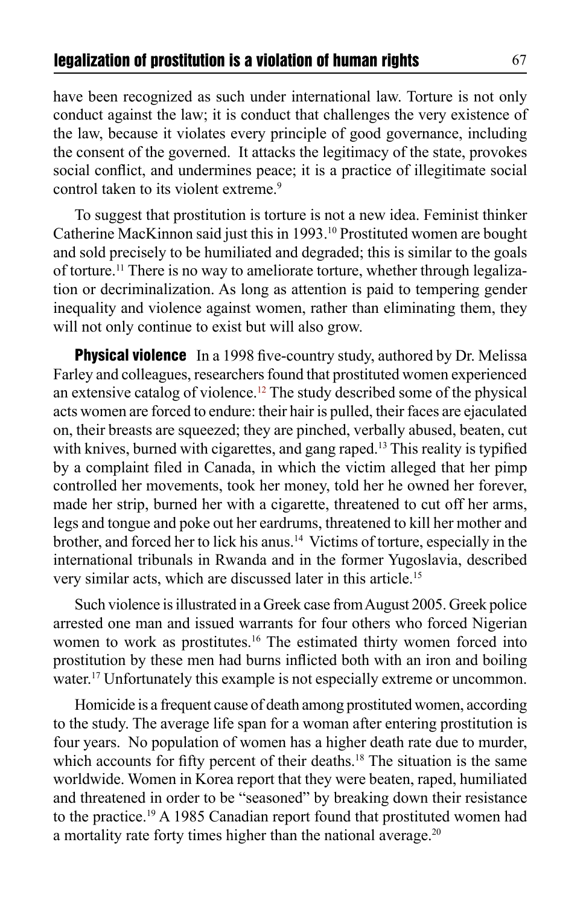have been recognized as such under international law. Torture is not only conduct against the law; it is conduct that challenges the very existence of the law, because it violates every principle of good governance, including the consent of the governed. It attacks the legitimacy of the state, provokes social conflict, and undermines peace; it is a practice of illegitimate social control taken to its violent extreme.[9]

To suggest that prostitution is torture is not a new idea. Feminist thinker Catherine MacKinnon said just this in 1993.[10] Prostituted women are bought and sold precisely to be humiliated and degraded; this is similar to the goals of torture.[11] There is no way to ameliorate torture, whether through legalization or decriminalization. As long as attention is paid to tempering gender inequality and violence against women, rather than eliminating them, they will not only continue to exist but will also grow.

**Physical violence** In a 1998 five-country study, authored by Dr. Melissa Farley and colleagues, researchers found that prostituted women experienced an extensive catalog of violence.[12] The study described some of the physical acts women are forced to endure: their hair is pulled, their faces are ejaculated on, their breasts are squeezed; they are pinched, verbally abused, beaten, cut with knives, burned with cigarettes, and gang raped.[13] This reality is typified by a complaint filed in Canada, in which the victim alleged that her pimp controlled her movements, took her money, told her he owned her forever, made her strip, burned her with a cigarette, threatened to cut off her arms, legs and tongue and poke out her eardrums, threatened to kill her mother and brother, and forced her to lick his anus.[14] Victims of torture, especially in the international tribunals in Rwanda and in the former Yugoslavia, described very similar acts, which are discussed later in this article.[15]

Such violence is illustrated in a Greek case from August 2005. Greek police arrested one man and issued warrants for four others who forced Nigerian women to work as prostitutes.[16] The estimated thirty women forced into prostitution by these men had burns inflicted both with an iron and boiling water.[17] Unfortunately this example is not especially extreme or uncommon.

Homicide is a frequent cause of death among prostituted women, according to the study. The average life span for a woman after entering prostitution is four years. No population of women has a higher death rate due to murder, which accounts for fifty percent of their deaths.[18] The situation is the same worldwide. Women in Korea report that they were beaten, raped, humiliated and threatened in order to be "seasoned" by breaking down their resistance to the practice.[19] A 1985 Canadian report found that prostituted women had a mortality rate forty times higher than the national average.[20]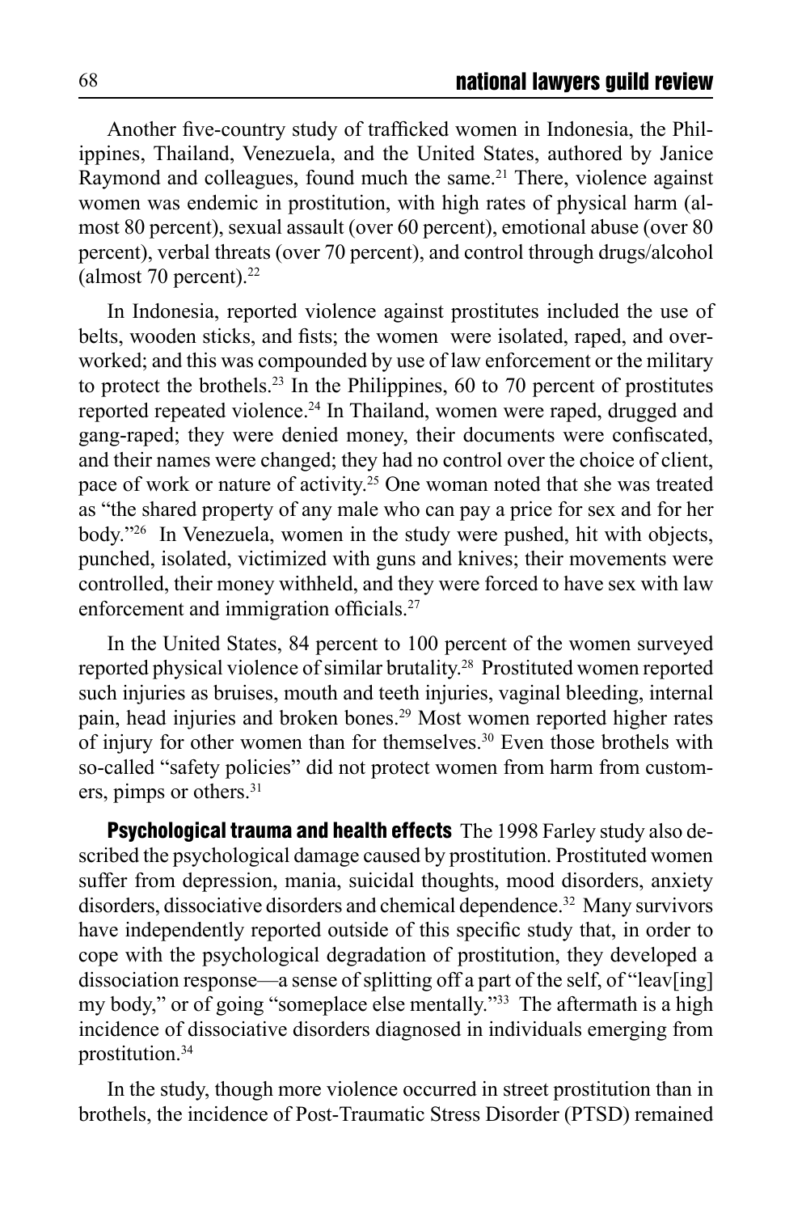Another five-country study of trafficked women in Indonesia, the Philippines, Thailand, Venezuela, and the United States, authored by Janice Raymond and colleagues, found much the same.[21] There, violence against women was endemic in prostitution, with high rates of physical harm (almost 80 percent), sexual assault (over 60 percent), emotional abuse (over 80 percent), verbal threats (over 70 percent), and control through drugs/alcohol (almost 70 percent).[22]

In Indonesia, reported violence against prostitutes included the use of belts, wooden sticks, and fists; the women were isolated, raped, and overworked; and this was compounded by use of law enforcement or the military to protect the brothels.[23] In the Philippines, 60 to 70 percent of prostitutes reported repeated violence.[24] In Thailand, women were raped, drugged and gang-raped; they were denied money, their documents were confiscated, and their names were changed; they had no control over the choice of client, pace of work or nature of activity.[25] One woman noted that she was treated as "the shared property of any male who can pay a price for sex and for her body."[26] In Venezuela, women in the study were pushed, hit with objects, punched, isolated, victimized with guns and knives; their movements were controlled, their money withheld, and they were forced to have sex with law enforcement and immigration officials.[27]

In the United States, 84 percent to 100 percent of the women surveyed reported physical violence of similar brutality.[28] Prostituted women reported such injuries as bruises, mouth and teeth injuries, vaginal bleeding, internal pain, head injuries and broken bones.[29] Most women reported higher rates of injury for other women than for themselves.[30] Even those brothels with so-called "safety policies" did not protect women from harm from customers, pimps or others.[31]

**Psychological trauma and health effects** The 1998 Farley study also described the psychological damage caused by prostitution. Prostituted women suffer from depression, mania, suicidal thoughts, mood disorders, anxiety disorders, dissociative disorders and chemical dependence.[32] Many survivors have independently reported outside of this specific study that, in order to cope with the psychological degradation of prostitution, they developed a dissociation response—a sense of splitting off a part of the self, of "leav[ing] my body," or of going "someplace else mentally."[33] The aftermath is a high incidence of dissociative disorders diagnosed in individuals emerging from prostitution.[34]

In the study, though more violence occurred in street prostitution than in brothels, the incidence of Post-Traumatic Stress Disorder (PTSD) remained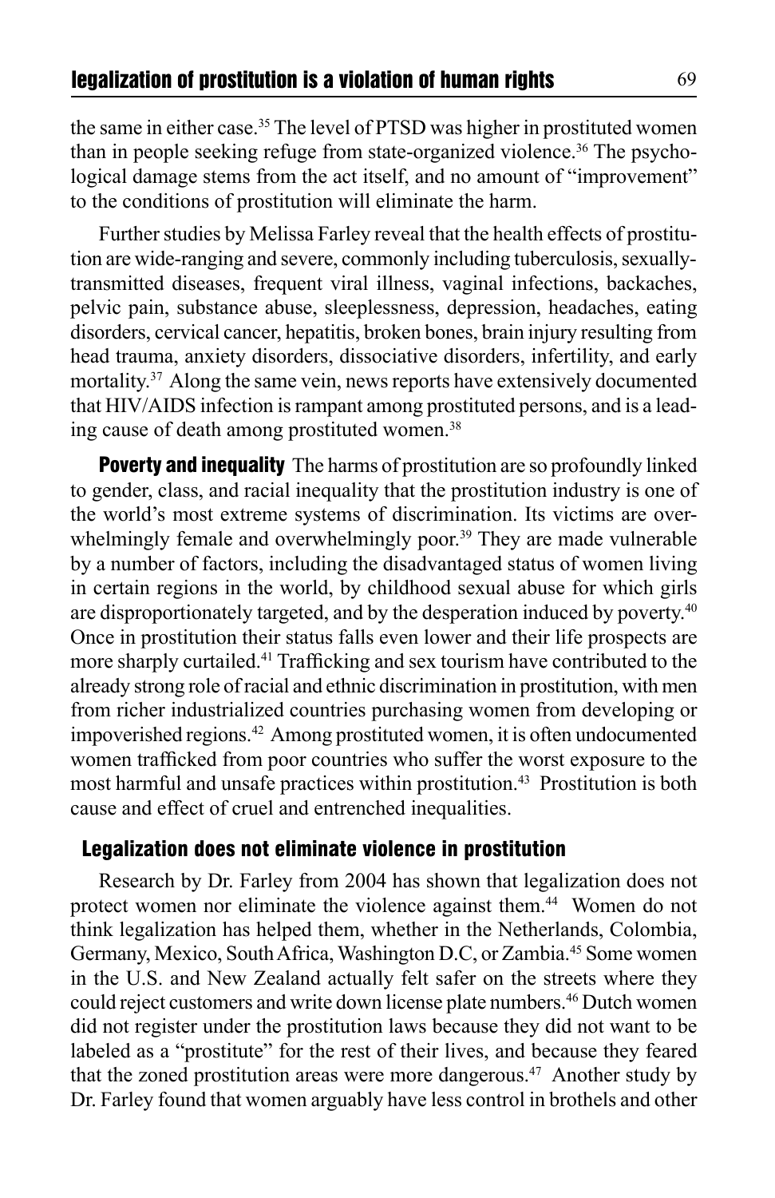the same in either case.[35] The level of PTSD was higher in prostituted women than in people seeking refuge from state-organized violence.[36] The psychological damage stems from the act itself, and no amount of "improvement" to the conditions of prostitution will eliminate the harm.

Further studies by Melissa Farley reveal that the health effects of prostitution are wide-ranging and severe, commonly including tuberculosis, sexually-transmitted diseases, frequent viral illness, vaginal infections, backaches, pelvic pain, substance abuse, sleeplessness, depression, headaches, eating disorders, cervical cancer, hepatitis, broken bones, brain injury resulting from head trauma, anxiety disorders, dissociative disorders, infertility, and early mortality.[37] Along the same vein, news reports have extensively documented that HIV/AIDS infection is rampant among prostituted persons, and is a leading cause of death among prostituted women.[38]

**Poverty and inequality** The harms of prostitution are so profoundly linked to gender, class, and racial inequality that the prostitution industry is one of the world's most extreme systems of discrimination. Its victims are overwhelmingly female and overwhelmingly poor.[39] They are made vulnerable by a number of factors, including the disadvantaged status of women living in certain regions in the world, by childhood sexual abuse for which girls are disproportionately targeted, and by the desperation induced by poverty.[40] Once in prostitution their status falls even lower and their life prospects are more sharply curtailed.[41] Trafficking and sex tourism have contributed to the already strong role of racial and ethnic discrimination in prostitution, with men from richer industrialized countries purchasing women from developing or impoverished regions.[42] Among prostituted women, it is often undocumented women trafficked from poor countries who suffer the worst exposure to the most harmful and unsafe practices within prostitution.[43] Prostitution is both cause and effect of cruel and entrenched inequalities.

### Legalization does not eliminate violence in prostitution

Research by Dr. Farley from 2004 has shown that legalization does not protect women nor eliminate the violence against them.[44] Women do not think legalization has helped them, whether in the Netherlands, Colombia, Germany, Mexico, South Africa, Washington D.C, or Zambia.[45] Some women in the U.S. and New Zealand actually felt safer on the streets where they could reject customers and write down license plate numbers.[46] Dutch women did not register under the prostitution laws because they did not want to be labeled as a "prostitute" for the rest of their lives, and because they feared that the zoned prostitution areas were more dangerous.[47] Another study by Dr. Farley found that women arguably have less control in brothels and other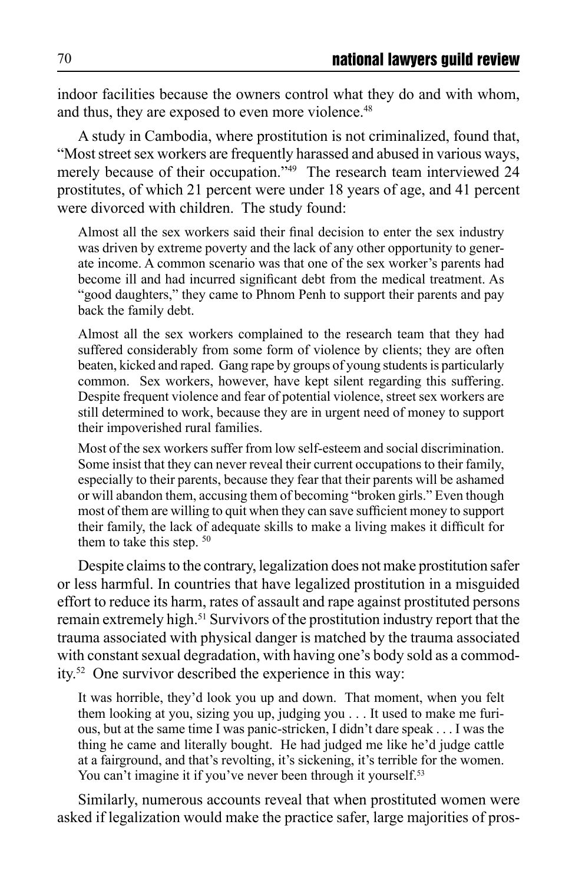indoor facilities because the owners control what they do and with whom, and thus, they are exposed to even more violence.[48]

A study in Cambodia, where prostitution is not criminalized, found that, "Most street sex workers are frequently harassed and abused in various ways, merely because of their occupation."[49] The research team interviewed 24 prostitutes, of which 21 percent were under 18 years of age, and 41 percent were divorced with children. The study found:

> Almost all the sex workers said their final decision to enter the sex industry was driven by extreme poverty and the lack of any other opportunity to generate income. A common scenario was that one of the sex worker's parents had become ill and had incurred significant debt from the medical treatment. As "good daughters," they came to Phnom Penh to support their parents and pay back the family debt.
>
> Almost all the sex workers complained to the research team that they had suffered considerably from some form of violence by clients; they are often beaten, kicked and raped. Gang rape by groups of young students is particularly common. Sex workers, however, have kept silent regarding this suffering. Despite frequent violence and fear of potential violence, street sex workers are still determined to work, because they are in urgent need of money to support their impoverished rural families.
>
> Most of the sex workers suffer from low self-esteem and social discrimination. Some insist that they can never reveal their current occupations to their family, especially to their parents, because they fear that their parents will be ashamed or will abandon them, accusing them of becoming "broken girls." Even though most of them are willing to quit when they can save sufficient money to support their family, the lack of adequate skills to make a living makes it difficult for them to take this step.[50]

Despite claims to the contrary, legalization does not make prostitution safer or less harmful. In countries that have legalized prostitution in a misguided effort to reduce its harm, rates of assault and rape against prostituted persons remain extremely high.[51] Survivors of the prostitution industry report that the trauma associated with physical danger is matched by the trauma associated with constant sexual degradation, with having one's body sold as a commodity.[52] One survivor described the experience in this way:

> It was horrible, they'd look you up and down. That moment, when you felt them looking at you, sizing you up, judging you . . . It used to make me furious, but at the same time I was panic-stricken, I didn't dare speak . . . I was the thing he came and literally bought. He had judged me like he'd judge cattle at a fairground, and that's revolting, it's sickening, it's terrible for the women. You can't imagine it if you've never been through it yourself.[53]

Similarly, numerous accounts reveal that when prostituted women were asked if legalization would make the practice safer, large majorities of pros-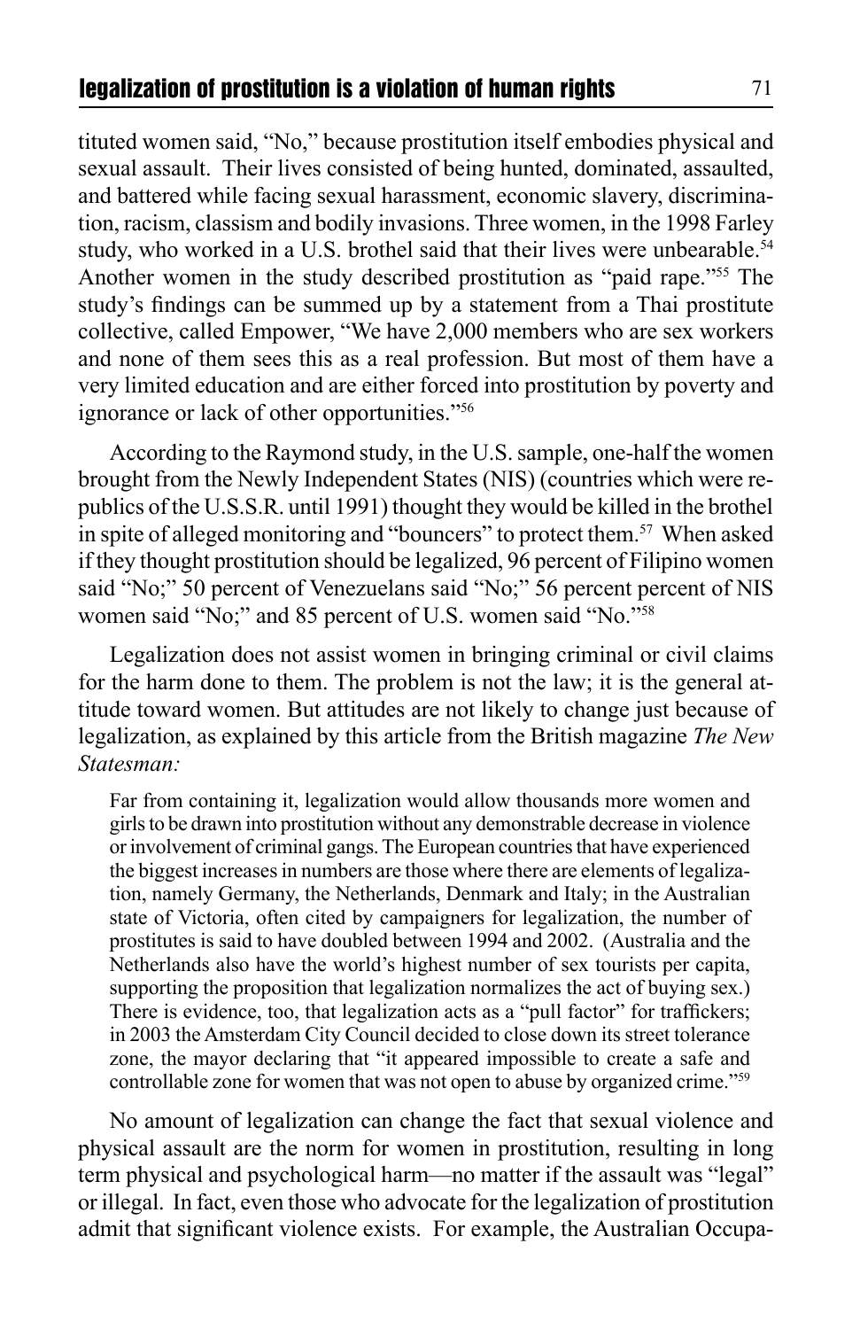tituted women said, "No," because prostitution itself embodies physical and sexual assault. Their lives consisted of being hunted, dominated, assaulted, and battered while facing sexual harassment, economic slavery, discrimination, racism, classism and bodily invasions. Three women, in the 1998 Farley study, who worked in a U.S. brothel said that their lives were unbearable.[54] Another women in the study described prostitution as "paid rape."[55] The study's findings can be summed up by a statement from a Thai prostitute collective, called Empower, "We have 2,000 members who are sex workers and none of them sees this as a real profession. But most of them have a very limited education and are either forced into prostitution by poverty and ignorance or lack of other opportunities."[56]

According to the Raymond study, in the U.S. sample, one-half the women brought from the Newly Independent States (NIS) (countries which were republics of the U.S.S.R. until 1991) thought they would be killed in the brothel in spite of alleged monitoring and "bouncers" to protect them.[57] When asked if they thought prostitution should be legalized, 96 percent of Filipino women said "No;" 50 percent of Venezuelans said "No;" 56 percent percent of NIS women said "No;" and 85 percent of U.S. women said "No."[58]

Legalization does not assist women in bringing criminal or civil claims for the harm done to them. The problem is not the law; it is the general attitude toward women. But attitudes are not likely to change just because of legalization, as explained by this article from the British magazine *The New Statesman:*

> Far from containing it, legalization would allow thousands more women and girls to be drawn into prostitution without any demonstrable decrease in violence or involvement of criminal gangs. The European countries that have experienced the biggest increases in numbers are those where there are elements of legalization, namely Germany, the Netherlands, Denmark and Italy; in the Australian state of Victoria, often cited by campaigners for legalization, the number of prostitutes is said to have doubled between 1994 and 2002. (Australia and the Netherlands also have the world's highest number of sex tourists per capita, supporting the proposition that legalization normalizes the act of buying sex.) There is evidence, too, that legalization acts as a "pull factor" for traffickers; in 2003 the Amsterdam City Council decided to close down its street tolerance zone, the mayor declaring that "it appeared impossible to create a safe and controllable zone for women that was not open to abuse by organized crime."[59]

No amount of legalization can change the fact that sexual violence and physical assault are the norm for women in prostitution, resulting in long term physical and psychological harm—no matter if the assault was "legal" or illegal. In fact, even those who advocate for the legalization of prostitution admit that significant violence exists. For example, the Australian Occupa-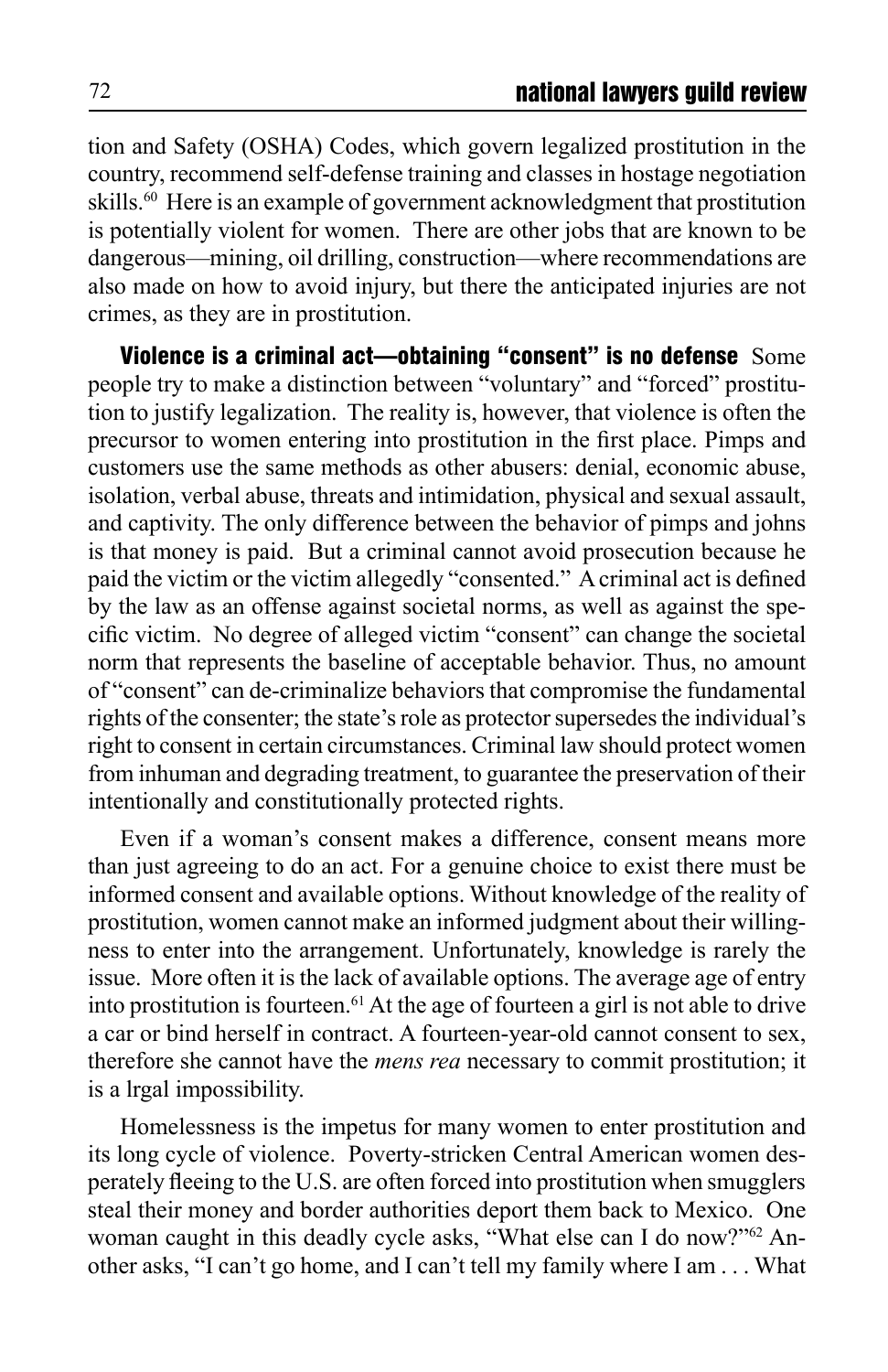tion and Safety (OSHA) Codes, which govern legalized prostitution in the country, recommend self-defense training and classes in hostage negotiation skills.[60] Here is an example of government acknowledgment that prostitution is potentially violent for women. There are other jobs that are known to be dangerous—mining, oil drilling, construction—where recommendations are also made on how to avoid injury, but there the anticipated injuries are not crimes, as they are in prostitution.

**Violence is a criminal act—obtaining "consent" is no defense** Some people try to make a distinction between "voluntary" and "forced" prostitution to justify legalization. The reality is, however, that violence is often the precursor to women entering into prostitution in the first place. Pimps and customers use the same methods as other abusers: denial, economic abuse, isolation, verbal abuse, threats and intimidation, physical and sexual assault, and captivity. The only difference between the behavior of pimps and johns is that money is paid. But a criminal cannot avoid prosecution because he paid the victim or the victim allegedly "consented." A criminal act is defined by the law as an offense against societal norms, as well as against the specific victim. No degree of alleged victim "consent" can change the societal norm that represents the baseline of acceptable behavior. Thus, no amount of "consent" can de-criminalize behaviors that compromise the fundamental rights of the consenter; the state's role as protector supersedes the individual's right to consent in certain circumstances. Criminal law should protect women from inhuman and degrading treatment, to guarantee the preservation of their intentionally and constitutionally protected rights.

Even if a woman's consent makes a difference, consent means more than just agreeing to do an act. For a genuine choice to exist there must be informed consent and available options. Without knowledge of the reality of prostitution, women cannot make an informed judgment about their willingness to enter into the arrangement. Unfortunately, knowledge is rarely the issue. More often it is the lack of available options. The average age of entry into prostitution is fourteen.[61] At the age of fourteen a girl is not able to drive a car or bind herself in contract. A fourteen-year-old cannot consent to sex, therefore she cannot have the *mens rea* necessary to commit prostitution; it is a lrgal impossibility.

Homelessness is the impetus for many women to enter prostitution and its long cycle of violence. Poverty-stricken Central American women desperately fleeing to the U.S. are often forced into prostitution when smugglers steal their money and border authorities deport them back to Mexico. One woman caught in this deadly cycle asks, "What else can I do now?"[62] Another asks, "I can't go home, and I can't tell my family where I am . . . What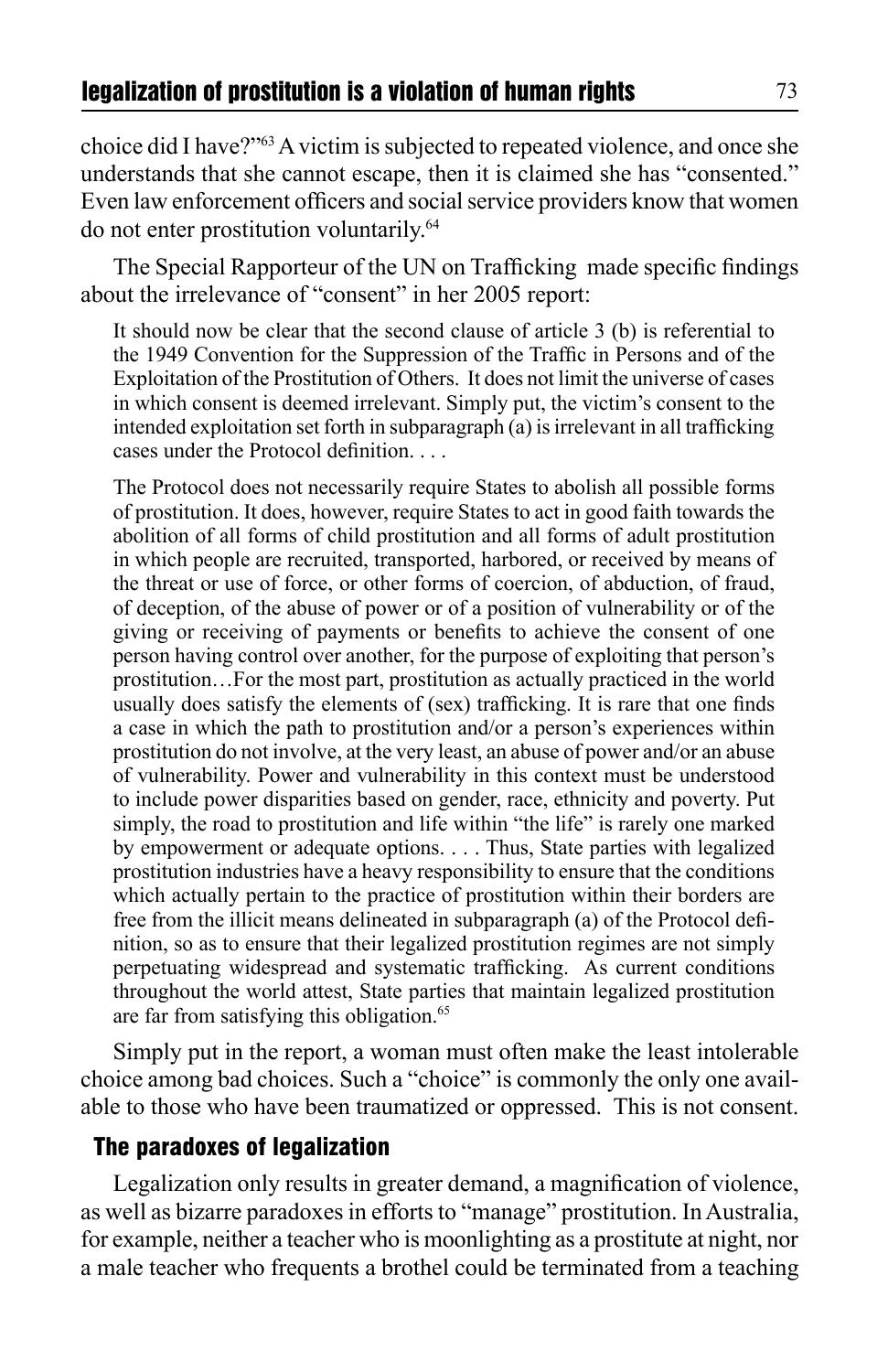choice did I have?"[63] A victim is subjected to repeated violence, and once she understands that she cannot escape, then it is claimed she has "consented." Even law enforcement officers and social service providers know that women do not enter prostitution voluntarily.[64]

The Special Rapporteur of the UN on Trafficking made specific findings about the irrelevance of "consent" in her 2005 report:

> It should now be clear that the second clause of article 3 (b) is referential to the 1949 Convention for the Suppression of the Traffic in Persons and of the Exploitation of the Prostitution of Others. It does not limit the universe of cases in which consent is deemed irrelevant. Simply put, the victim's consent to the intended exploitation set forth in subparagraph (a) is irrelevant in all trafficking cases under the Protocol definition. . . .
>
> The Protocol does not necessarily require States to abolish all possible forms of prostitution. It does, however, require States to act in good faith towards the abolition of all forms of child prostitution and all forms of adult prostitution in which people are recruited, transported, harbored, or received by means of the threat or use of force, or other forms of coercion, of abduction, of fraud, of deception, of the abuse of power or of a position of vulnerability or of the giving or receiving of payments or benefits to achieve the consent of one person having control over another, for the purpose of exploiting that person's prostitution…For the most part, prostitution as actually practiced in the world usually does satisfy the elements of (sex) trafficking. It is rare that one finds a case in which the path to prostitution and/or a person's experiences within prostitution do not involve, at the very least, an abuse of power and/or an abuse of vulnerability. Power and vulnerability in this context must be understood to include power disparities based on gender, race, ethnicity and poverty. Put simply, the road to prostitution and life within "the life" is rarely one marked by empowerment or adequate options. . . . Thus, State parties with legalized prostitution industries have a heavy responsibility to ensure that the conditions which actually pertain to the practice of prostitution within their borders are free from the illicit means delineated in subparagraph (a) of the Protocol definition, so as to ensure that their legalized prostitution regimes are not simply perpetuating widespread and systematic trafficking. As current conditions throughout the world attest, State parties that maintain legalized prostitution are far from satisfying this obligation.[65]

Simply put in the report, a woman must often make the least intolerable choice among bad choices. Such a "choice" is commonly the only one available to those who have been traumatized or oppressed. This is not consent.

## The paradoxes of legalization

Legalization only results in greater demand, a magnification of violence, as well as bizarre paradoxes in efforts to "manage" prostitution. In Australia, for example, neither a teacher who is moonlighting as a prostitute at night, nor a male teacher who frequents a brothel could be terminated from a teaching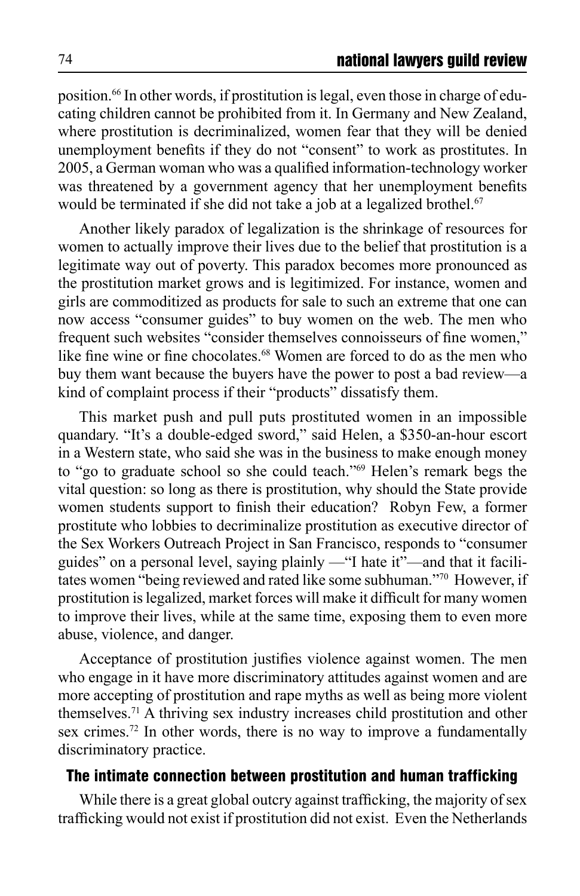position.[66] In other words, if prostitution is legal, even those in charge of educating children cannot be prohibited from it. In Germany and New Zealand, where prostitution is decriminalized, women fear that they will be denied unemployment benefits if they do not "consent" to work as prostitutes. In 2005, a German woman who was a qualified information-technology worker was threatened by a government agency that her unemployment benefits would be terminated if she did not take a job at a legalized brothel.[67]

Another likely paradox of legalization is the shrinkage of resources for women to actually improve their lives due to the belief that prostitution is a legitimate way out of poverty. This paradox becomes more pronounced as the prostitution market grows and is legitimized. For instance, women and girls are commoditized as products for sale to such an extreme that one can now access "consumer guides" to buy women on the web. The men who frequent such websites "consider themselves connoisseurs of fine women," like fine wine or fine chocolates.[68] Women are forced to do as the men who buy them want because the buyers have the power to post a bad review—a kind of complaint process if their "products" dissatisfy them.

This market push and pull puts prostituted women in an impossible quandary. "It's a double-edged sword," said Helen, a $350-an-hour escort in a Western state, who said she was in the business to make enough money to "go to graduate school so she could teach."[69] Helen's remark begs the vital question: so long as there is prostitution, why should the State provide women students support to finish their education? Robyn Few, a former prostitute who lobbies to decriminalize prostitution as executive director of the Sex Workers Outreach Project in San Francisco, responds to "consumer guides" on a personal level, saying plainly —"I hate it"—and that it facilitates women "being reviewed and rated like some subhuman."[70] However, if prostitution is legalized, market forces will make it difficult for many women to improve their lives, while at the same time, exposing them to even more abuse, violence, and danger.

Acceptance of prostitution justifies violence against women. The men who engage in it have more discriminatory attitudes against women and are more accepting of prostitution and rape myths as well as being more violent themselves.[71] A thriving sex industry increases child prostitution and other sex crimes.[72] In other words, there is no way to improve a fundamentally discriminatory practice.

## The intimate connection between prostitution and human trafficking

While there is a great global outcry against trafficking, the majority of sex trafficking would not exist if prostitution did not exist. Even the Netherlands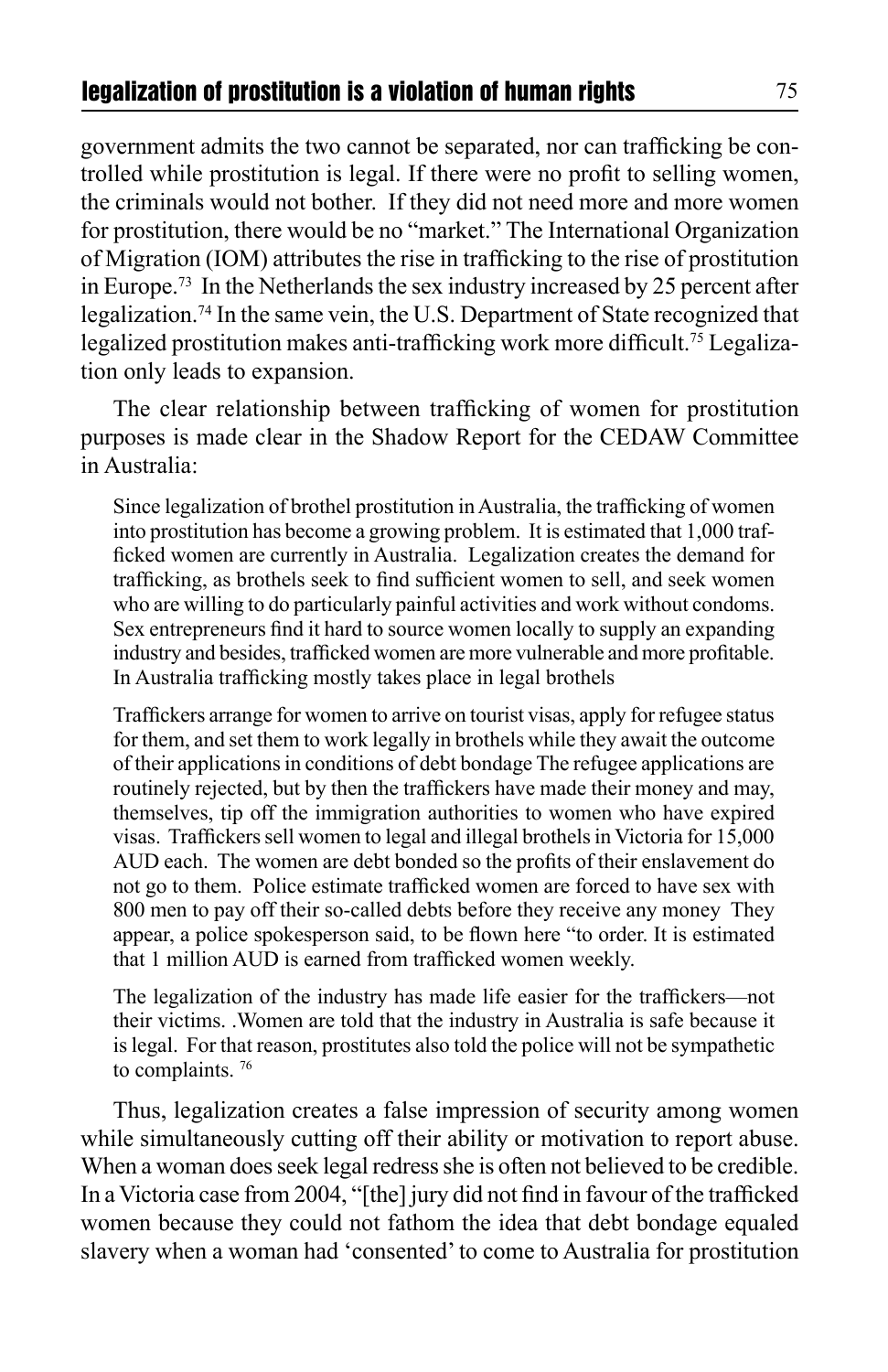government admits the two cannot be separated, nor can trafficking be controlled while prostitution is legal. If there were no profit to selling women, the criminals would not bother. If they did not need more and more women for prostitution, there would be no "market." The International Organization of Migration (IOM) attributes the rise in trafficking to the rise of prostitution in Europe.[73] In the Netherlands the sex industry increased by 25 percent after legalization.[74] In the same vein, the U.S. Department of State recognized that legalized prostitution makes anti-trafficking work more difficult.[75] Legalization only leads to expansion.

The clear relationship between trafficking of women for prostitution purposes is made clear in the Shadow Report for the CEDAW Committee in Australia:

> Since legalization of brothel prostitution in Australia, the trafficking of women into prostitution has become a growing problem. It is estimated that 1,000 trafficked women are currently in Australia. Legalization creates the demand for trafficking, as brothels seek to find sufficient women to sell, and seek women who are willing to do particularly painful activities and work without condoms. Sex entrepreneurs find it hard to source women locally to supply an expanding industry and besides, trafficked women are more vulnerable and more profitable. In Australia trafficking mostly takes place in legal brothels
>
> Traffickers arrange for women to arrive on tourist visas, apply for refugee status for them, and set them to work legally in brothels while they await the outcome of their applications in conditions of debt bondage The refugee applications are routinely rejected, but by then the traffickers have made their money and may, themselves, tip off the immigration authorities to women who have expired visas. Traffickers sell women to legal and illegal brothels in Victoria for 15,000 AUD each. The women are debt bonded so the profits of their enslavement do not go to them. Police estimate trafficked women are forced to have sex with 800 men to pay off their so-called debts before they receive any money They appear, a police spokesperson said, to be flown here "to order. It is estimated that 1 million AUD is earned from trafficked women weekly.
>
> The legalization of the industry has made life easier for the traffickers—not their victims. .Women are told that the industry in Australia is safe because it is legal. For that reason, prostitutes also told the police will not be sympathetic to complaints. [76]

Thus, legalization creates a false impression of security among women while simultaneously cutting off their ability or motivation to report abuse. When a woman does seek legal redress she is often not believed to be credible. In a Victoria case from 2004, "[the] jury did not find in favour of the trafficked women because they could not fathom the idea that debt bondage equaled slavery when a woman had 'consented' to come to Australia for prostitution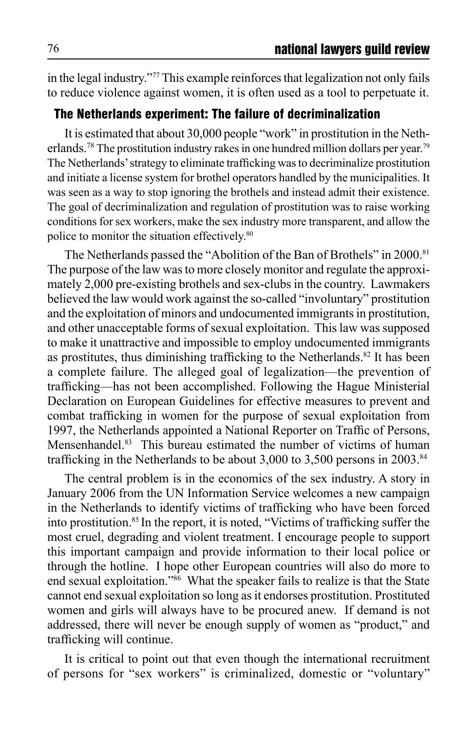in the legal industry."[77] This example reinforces that legalization not only fails to reduce violence against women, it is often used as a tool to perpetuate it.

## The Netherlands experiment: The failure of decriminalization

It is estimated that about 30,000 people "work" in prostitution in the Netherlands.[78] The prostitution industry rakes in one hundred million dollars per year.[79] The Netherlands' strategy to eliminate trafficking was to decriminalize prostitution and initiate a license system for brothel operators handled by the municipalities. It was seen as a way to stop ignoring the brothels and instead admit their existence. The goal of decriminalization and regulation of prostitution was to raise working conditions for sex workers, make the sex industry more transparent, and allow the police to monitor the situation effectively.[80]

The Netherlands passed the "Abolition of the Ban of Brothels" in 2000.[81] The purpose of the law was to more closely monitor and regulate the approximately 2,000 pre-existing brothels and sex-clubs in the country. Lawmakers believed the law would work against the so-called "involuntary" prostitution and the exploitation of minors and undocumented immigrants in prostitution, and other unacceptable forms of sexual exploitation. This law was supposed to make it unattractive and impossible to employ undocumented immigrants as prostitutes, thus diminishing trafficking to the Netherlands.[82] It has been a complete failure. The alleged goal of legalization—the prevention of trafficking—has not been accomplished. Following the Hague Ministerial Declaration on European Guidelines for effective measures to prevent and combat trafficking in women for the purpose of sexual exploitation from 1997, the Netherlands appointed a National Reporter on Traffic of Persons, Mensenhandel.[83] This bureau estimated the number of victims of human trafficking in the Netherlands to be about 3,000 to 3,500 persons in 2003.[84]

The central problem is in the economics of the sex industry. A story in January 2006 from the UN Information Service welcomes a new campaign in the Netherlands to identify victims of trafficking who have been forced into prostitution.[85] In the report, it is noted, "Victims of trafficking suffer the most cruel, degrading and violent treatment. I encourage people to support this important campaign and provide information to their local police or through the hotline. I hope other European countries will also do more to end sexual exploitation."[86] What the speaker fails to realize is that the State cannot end sexual exploitation so long as it endorses prostitution. Prostituted women and girls will always have to be procured anew. If demand is not addressed, there will never be enough supply of women as "product," and trafficking will continue.

It is critical to point out that even though the international recruitment of persons for "sex workers" is criminalized, domestic or "voluntary"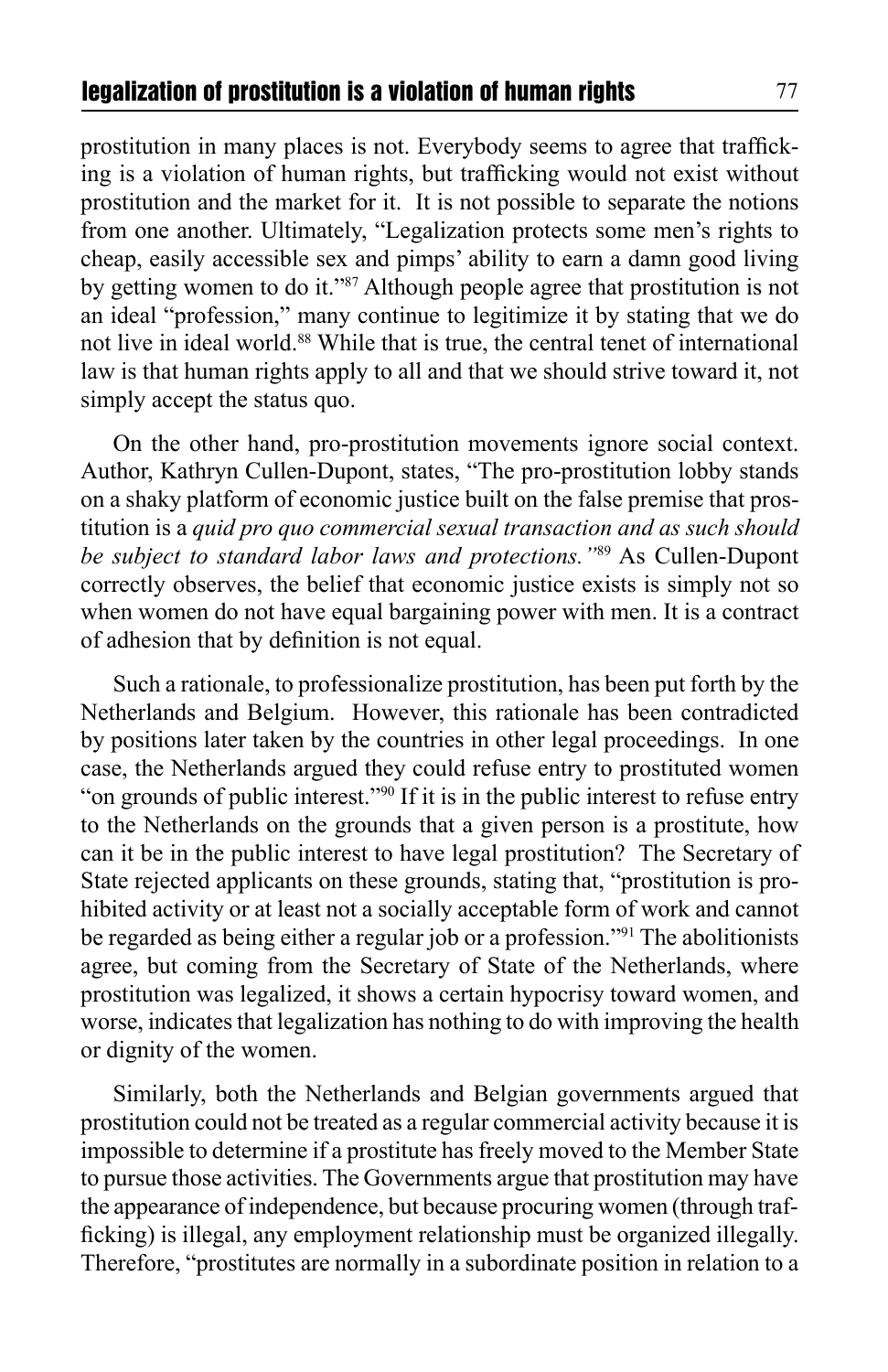prostitution in many places is not. Everybody seems to agree that trafficking is a violation of human rights, but trafficking would not exist without prostitution and the market for it. It is not possible to separate the notions from one another. Ultimately, "Legalization protects some men's rights to cheap, easily accessible sex and pimps' ability to earn a damn good living by getting women to do it."[87] Although people agree that prostitution is not an ideal "profession," many continue to legitimize it by stating that we do not live in ideal world.[88] While that is true, the central tenet of international law is that human rights apply to all and that we should strive toward it, not simply accept the status quo.

On the other hand, pro-prostitution movements ignore social context. Author, Kathryn Cullen-Dupont, states, "The pro-prostitution lobby stands on a shaky platform of economic justice built on the false premise that prostitution is a *quid pro quo commercial sexual transaction and as such should be subject to standard labor laws and protections."*[89] As Cullen-Dupont correctly observes, the belief that economic justice exists is simply not so when women do not have equal bargaining power with men. It is a contract of adhesion that by definition is not equal.

Such a rationale, to professionalize prostitution, has been put forth by the Netherlands and Belgium. However, this rationale has been contradicted by positions later taken by the countries in other legal proceedings. In one case, the Netherlands argued they could refuse entry to prostituted women "on grounds of public interest."[90] If it is in the public interest to refuse entry to the Netherlands on the grounds that a given person is a prostitute, how can it be in the public interest to have legal prostitution? The Secretary of State rejected applicants on these grounds, stating that, "prostitution is prohibited activity or at least not a socially acceptable form of work and cannot be regarded as being either a regular job or a profession."[91] The abolitionists agree, but coming from the Secretary of State of the Netherlands, where prostitution was legalized, it shows a certain hypocrisy toward women, and worse, indicates that legalization has nothing to do with improving the health or dignity of the women.

Similarly, both the Netherlands and Belgian governments argued that prostitution could not be treated as a regular commercial activity because it is impossible to determine if a prostitute has freely moved to the Member State to pursue those activities. The Governments argue that prostitution may have the appearance of independence, but because procuring women (through trafficking) is illegal, any employment relationship must be organized illegally. Therefore, "prostitutes are normally in a subordinate position in relation to a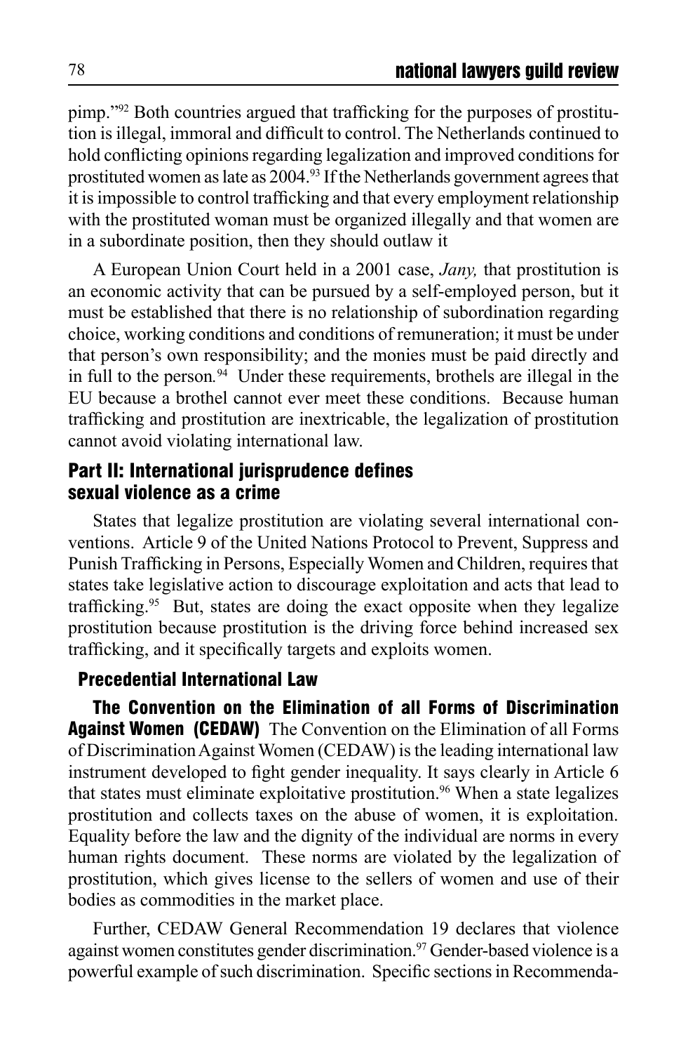pimp."[92] Both countries argued that trafficking for the purposes of prostitution is illegal, immoral and difficult to control. The Netherlands continued to hold conflicting opinions regarding legalization and improved conditions for prostituted women as late as 2004.[93] If the Netherlands government agrees that it is impossible to control trafficking and that every employment relationship with the prostituted woman must be organized illegally and that women are in a subordinate position, then they should outlaw it

A European Union Court held in a 2001 case, *Jany,* that prostitution is an economic activity that can be pursued by a self-employed person, but it must be established that there is no relationship of subordination regarding choice, working conditions and conditions of remuneration; it must be under that person's own responsibility; and the monies must be paid directly and in full to the person.[94] Under these requirements, brothels are illegal in the EU because a brothel cannot ever meet these conditions. Because human trafficking and prostitution are inextricable, the legalization of prostitution cannot avoid violating international law.

## Part II: International jurisprudence defines sexual violence as a crime

States that legalize prostitution are violating several international conventions. Article 9 of the United Nations Protocol to Prevent, Suppress and Punish Trafficking in Persons, Especially Women and Children, requires that states take legislative action to discourage exploitation and acts that lead to trafficking.[95] But, states are doing the exact opposite when they legalize prostitution because prostitution is the driving force behind increased sex trafficking, and it specifically targets and exploits women.

### Precedential International Law

**The Convention on the Elimination of all Forms of Discrimination Against Women (CEDAW)** The Convention on the Elimination of all Forms of Discrimination Against Women (CEDAW) is the leading international law instrument developed to fight gender inequality. It says clearly in Article 6 that states must eliminate exploitative prostitution.[96] When a state legalizes prostitution and collects taxes on the abuse of women, it is exploitation. Equality before the law and the dignity of the individual are norms in every human rights document. These norms are violated by the legalization of prostitution, which gives license to the sellers of women and use of their bodies as commodities in the market place.

Further, CEDAW General Recommendation 19 declares that violence against women constitutes gender discrimination.[97] Gender-based violence is a powerful example of such discrimination. Specific sections in Recommenda-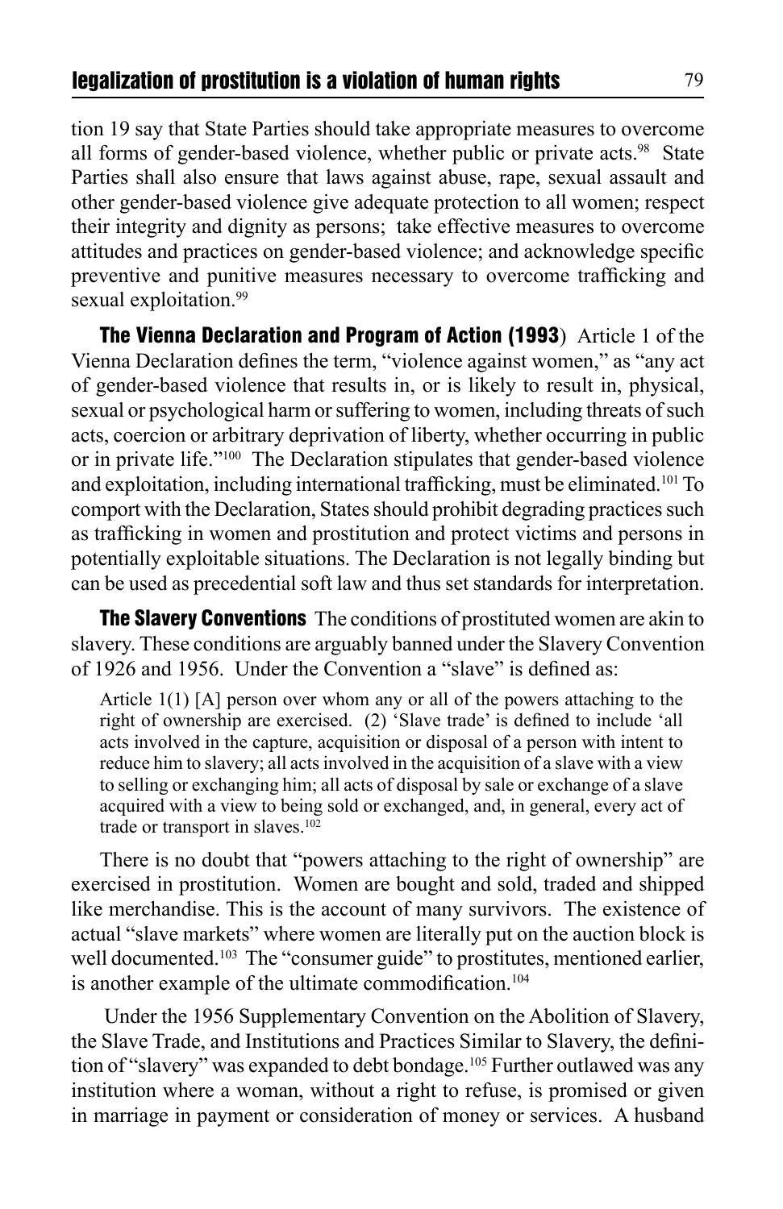tion 19 say that State Parties should take appropriate measures to overcome all forms of gender-based violence, whether public or private acts.[98] State Parties shall also ensure that laws against abuse, rape, sexual assault and other gender-based violence give adequate protection to all women; respect their integrity and dignity as persons; take effective measures to overcome attitudes and practices on gender-based violence; and acknowledge specific preventive and punitive measures necessary to overcome trafficking and sexual exploitation.[99]

**The Vienna Declaration and Program of Action (1993)** Article 1 of the Vienna Declaration defines the term, "violence against women," as "any act of gender-based violence that results in, or is likely to result in, physical, sexual or psychological harm or suffering to women, including threats of such acts, coercion or arbitrary deprivation of liberty, whether occurring in public or in private life."[100] The Declaration stipulates that gender-based violence and exploitation, including international trafficking, must be eliminated.[101] To comport with the Declaration, States should prohibit degrading practices such as trafficking in women and prostitution and protect victims and persons in potentially exploitable situations. The Declaration is not legally binding but can be used as precedential soft law and thus set standards for interpretation.

**The Slavery Conventions** The conditions of prostituted women are akin to slavery. These conditions are arguably banned under the Slavery Convention of 1926 and 1956. Under the Convention a "slave" is defined as:

> Article 1(1) [A] person over whom any or all of the powers attaching to the right of ownership are exercised. (2) 'Slave trade' is defined to include 'all acts involved in the capture, acquisition or disposal of a person with intent to reduce him to slavery; all acts involved in the acquisition of a slave with a view to selling or exchanging him; all acts of disposal by sale or exchange of a slave acquired with a view to being sold or exchanged, and, in general, every act of trade or transport in slaves.[102]

There is no doubt that "powers attaching to the right of ownership" are exercised in prostitution. Women are bought and sold, traded and shipped like merchandise. This is the account of many survivors. The existence of actual "slave markets" where women are literally put on the auction block is well documented.[103] The "consumer guide" to prostitutes, mentioned earlier, is another example of the ultimate commodification.[104]

Under the 1956 Supplementary Convention on the Abolition of Slavery, the Slave Trade, and Institutions and Practices Similar to Slavery, the definition of "slavery" was expanded to debt bondage.[105] Further outlawed was any institution where a woman, without a right to refuse, is promised or given in marriage in payment or consideration of money or services. A husband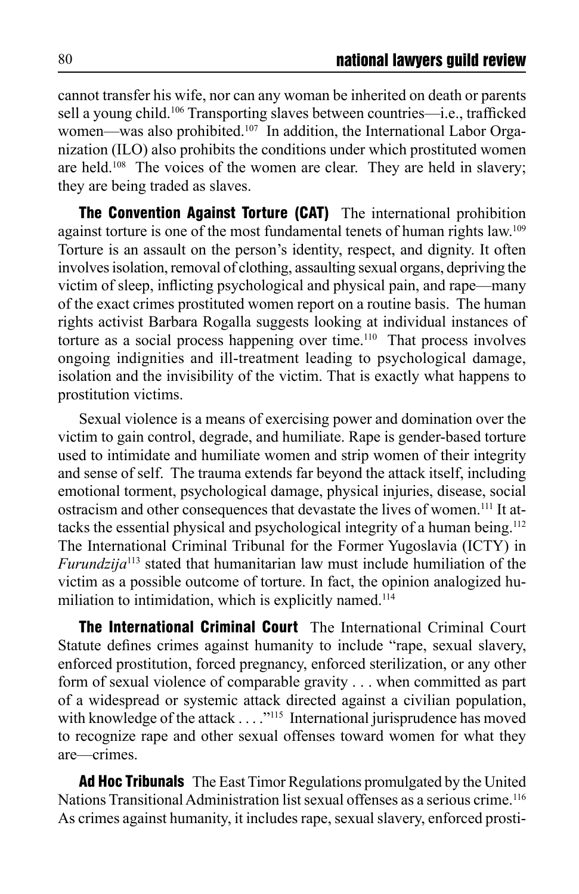cannot transfer his wife, nor can any woman be inherited on death or parents sell a young child.[106] Transporting slaves between countries—i.e., trafficked women—was also prohibited.[107] In addition, the International Labor Organization (ILO) also prohibits the conditions under which prostituted women are held.[108] The voices of the women are clear. They are held in slavery; they are being traded as slaves.

**The Convention Against Torture (CAT)** The international prohibition against torture is one of the most fundamental tenets of human rights law.[109] Torture is an assault on the person's identity, respect, and dignity. It often involves isolation, removal of clothing, assaulting sexual organs, depriving the victim of sleep, inflicting psychological and physical pain, and rape—many of the exact crimes prostituted women report on a routine basis. The human rights activist Barbara Rogalla suggests looking at individual instances of torture as a social process happening over time.[110] That process involves ongoing indignities and ill-treatment leading to psychological damage, isolation and the invisibility of the victim. That is exactly what happens to prostitution victims.

Sexual violence is a means of exercising power and domination over the victim to gain control, degrade, and humiliate. Rape is gender-based torture used to intimidate and humiliate women and strip women of their integrity and sense of self. The trauma extends far beyond the attack itself, including emotional torment, psychological damage, physical injuries, disease, social ostracism and other consequences that devastate the lives of women.[111] It attacks the essential physical and psychological integrity of a human being.[112] The International Criminal Tribunal for the Former Yugoslavia (ICTY) in *Furundzija*[113] stated that humanitarian law must include humiliation of the victim as a possible outcome of torture. In fact, the opinion analogized humiliation to intimidation, which is explicitly named.[114]

**The International Criminal Court** The International Criminal Court Statute defines crimes against humanity to include "rape, sexual slavery, enforced prostitution, forced pregnancy, enforced sterilization, or any other form of sexual violence of comparable gravity . . . when committed as part of a widespread or systemic attack directed against a civilian population, with knowledge of the attack . . . ."[115] International jurisprudence has moved to recognize rape and other sexual offenses toward women for what they are—crimes.

**Ad Hoc Tribunals** The East Timor Regulations promulgated by the United Nations Transitional Administration list sexual offenses as a serious crime.[116] As crimes against humanity, it includes rape, sexual slavery, enforced prosti-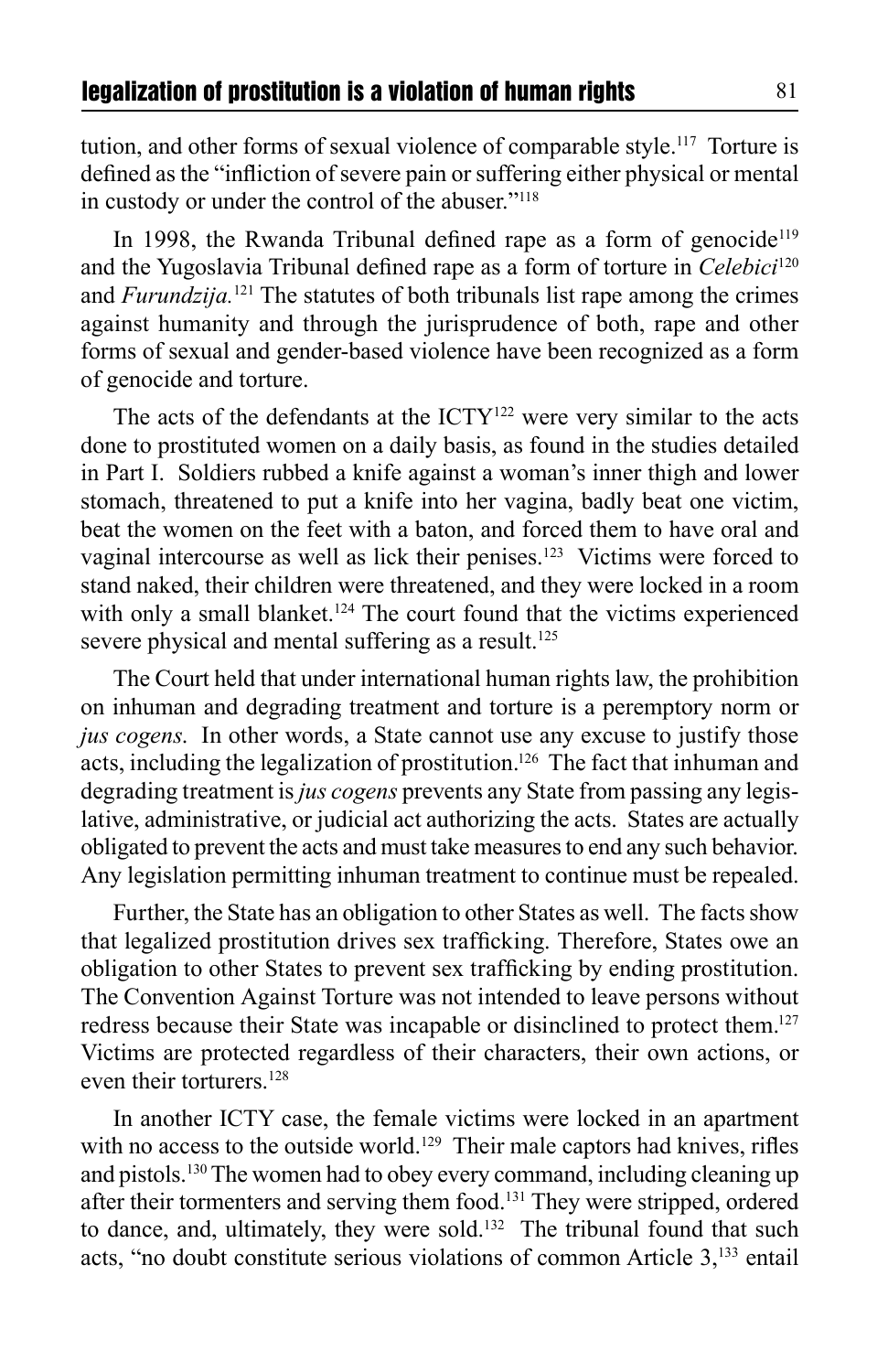tution, and other forms of sexual violence of comparable style.[117] Torture is defined as the "infliction of severe pain or suffering either physical or mental in custody or under the control of the abuser."[118]

In 1998, the Rwanda Tribunal defined rape as a form of genocide[119] and the Yugoslavia Tribunal defined rape as a form of torture in *Celebici*[120] and *Furundzija.*[121] The statutes of both tribunals list rape among the crimes against humanity and through the jurisprudence of both, rape and other forms of sexual and gender-based violence have been recognized as a form of genocide and torture.

The acts of the defendants at the ICTY[122] were very similar to the acts done to prostituted women on a daily basis, as found in the studies detailed in Part I. Soldiers rubbed a knife against a woman's inner thigh and lower stomach, threatened to put a knife into her vagina, badly beat one victim, beat the women on the feet with a baton, and forced them to have oral and vaginal intercourse as well as lick their penises.[123] Victims were forced to stand naked, their children were threatened, and they were locked in a room with only a small blanket.[124] The court found that the victims experienced severe physical and mental suffering as a result.[125]

The Court held that under international human rights law, the prohibition on inhuman and degrading treatment and torture is a peremptory norm or *jus cogens*. In other words, a State cannot use any excuse to justify those acts, including the legalization of prostitution.[126] The fact that inhuman and degrading treatment is *jus cogens* prevents any State from passing any legislative, administrative, or judicial act authorizing the acts. States are actually obligated to prevent the acts and must take measures to end any such behavior. Any legislation permitting inhuman treatment to continue must be repealed.

Further, the State has an obligation to other States as well. The facts show that legalized prostitution drives sex trafficking. Therefore, States owe an obligation to other States to prevent sex trafficking by ending prostitution. The Convention Against Torture was not intended to leave persons without redress because their State was incapable or disinclined to protect them.[127] Victims are protected regardless of their characters, their own actions, or even their torturers.[128]

In another ICTY case, the female victims were locked in an apartment with no access to the outside world.[129] Their male captors had knives, rifles and pistols.[130] The women had to obey every command, including cleaning up after their tormenters and serving them food.[131] They were stripped, ordered to dance, and, ultimately, they were sold.[132] The tribunal found that such acts, "no doubt constitute serious violations of common Article 3,[133] entail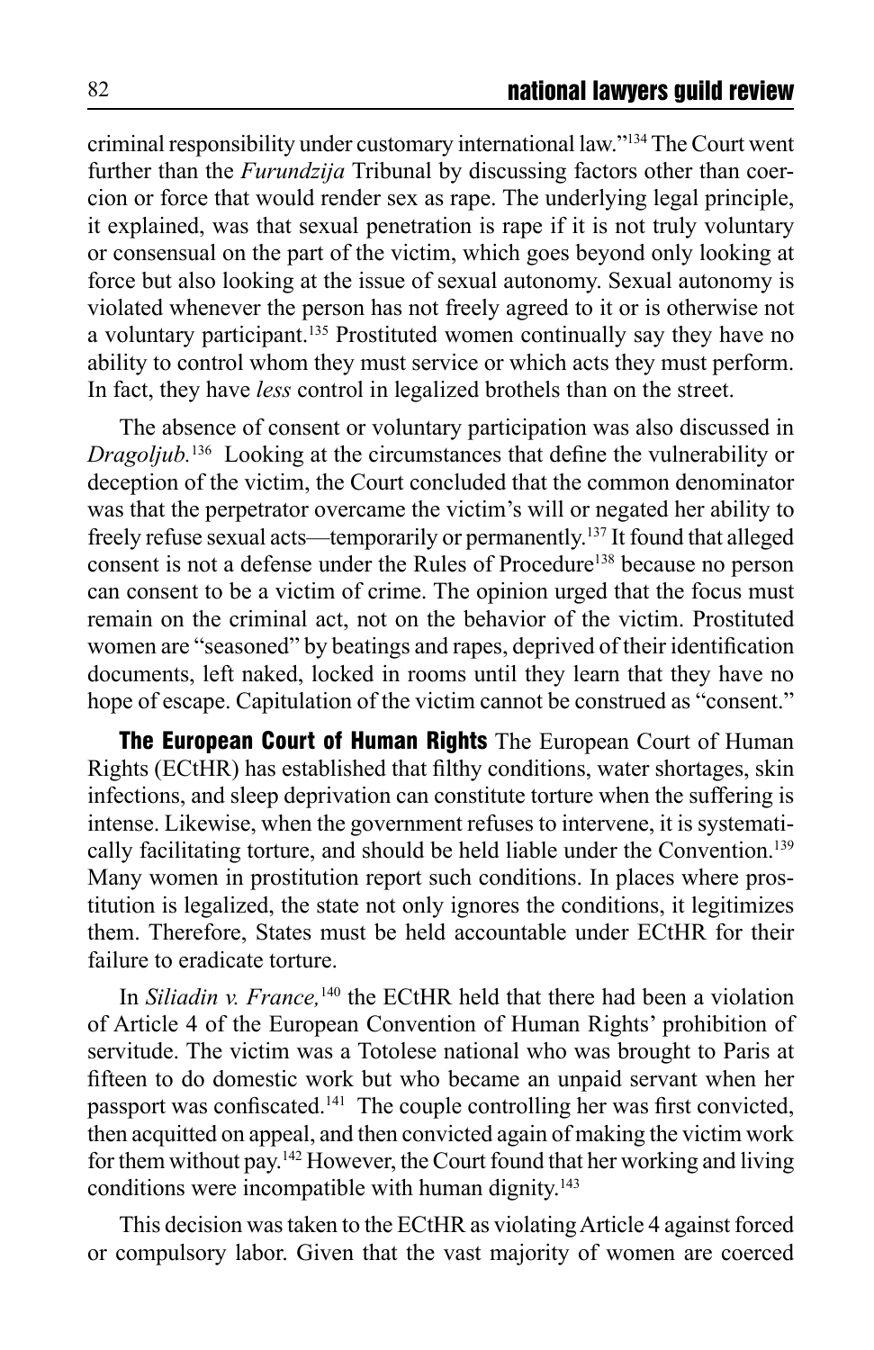criminal responsibility under customary international law."[134] The Court went further than the *Furundzija* Tribunal by discussing factors other than coercion or force that would render sex as rape. The underlying legal principle, it explained, was that sexual penetration is rape if it is not truly voluntary or consensual on the part of the victim, which goes beyond only looking at force but also looking at the issue of sexual autonomy. Sexual autonomy is violated whenever the person has not freely agreed to it or is otherwise not a voluntary participant.[135] Prostituted women continually say they have no ability to control whom they must service or which acts they must perform. In fact, they have *less* control in legalized brothels than on the street.

The absence of consent or voluntary participation was also discussed in *Dragoljub.*[136] Looking at the circumstances that define the vulnerability or deception of the victim, the Court concluded that the common denominator was that the perpetrator overcame the victim's will or negated her ability to freely refuse sexual acts—temporarily or permanently.[137] It found that alleged consent is not a defense under the Rules of Procedure[138] because no person can consent to be a victim of crime. The opinion urged that the focus must remain on the criminal act, not on the behavior of the victim. Prostituted women are "seasoned" by beatings and rapes, deprived of their identification documents, left naked, locked in rooms until they learn that they have no hope of escape. Capitulation of the victim cannot be construed as "consent."

**The European Court of Human Rights** The European Court of Human Rights (ECtHR) has established that filthy conditions, water shortages, skin infections, and sleep deprivation can constitute torture when the suffering is intense. Likewise, when the government refuses to intervene, it is systematically facilitating torture, and should be held liable under the Convention.[139] Many women in prostitution report such conditions. In places where prostitution is legalized, the state not only ignores the conditions, it legitimizes them. Therefore, States must be held accountable under ECtHR for their failure to eradicate torture.

In *Siliadin v. France,*[140] the ECtHR held that there had been a violation of Article 4 of the European Convention of Human Rights' prohibition of servitude. The victim was a Totolese national who was brought to Paris at fifteen to do domestic work but who became an unpaid servant when her passport was confiscated.[141] The couple controlling her was first convicted, then acquitted on appeal, and then convicted again of making the victim work for them without pay.[142] However, the Court found that her working and living conditions were incompatible with human dignity.[143]

This decision was taken to the ECtHR as violating Article 4 against forced or compulsory labor. Given that the vast majority of women are coerced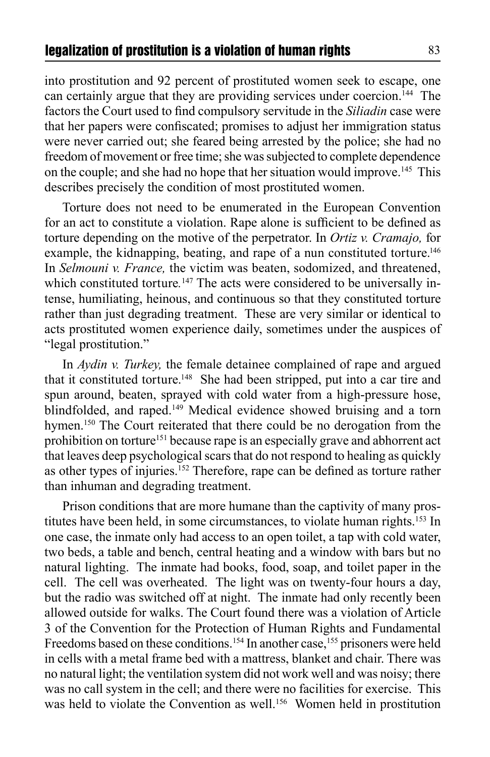into prostitution and 92 percent of prostituted women seek to escape, one can certainly argue that they are providing services under coercion.[144] The factors the Court used to find compulsory servitude in the *Siliadin* case were that her papers were confiscated; promises to adjust her immigration status were never carried out; she feared being arrested by the police; she had no freedom of movement or free time; she was subjected to complete dependence on the couple; and she had no hope that her situation would improve.[145] This describes precisely the condition of most prostituted women.

Torture does not need to be enumerated in the European Convention for an act to constitute a violation. Rape alone is sufficient to be defined as torture depending on the motive of the perpetrator. In *Ortiz v. Cramajo,* for example, the kidnapping, beating, and rape of a nun constituted torture.[146] In *Selmouni v. France,* the victim was beaten, sodomized, and threatened, which constituted torture.[147] The acts were considered to be universally intense, humiliating, heinous, and continuous so that they constituted torture rather than just degrading treatment. These are very similar or identical to acts prostituted women experience daily, sometimes under the auspices of "legal prostitution."

In *Aydin v. Turkey,* the female detainee complained of rape and argued that it constituted torture.[148] She had been stripped, put into a car tire and spun around, beaten, sprayed with cold water from a high-pressure hose, blindfolded, and raped.[149] Medical evidence showed bruising and a torn hymen.[150] The Court reiterated that there could be no derogation from the prohibition on torture[151] because rape is an especially grave and abhorrent act that leaves deep psychological scars that do not respond to healing as quickly as other types of injuries.[152] Therefore, rape can be defined as torture rather than inhuman and degrading treatment.

Prison conditions that are more humane than the captivity of many prostitutes have been held, in some circumstances, to violate human rights.[153] In one case, the inmate only had access to an open toilet, a tap with cold water, two beds, a table and bench, central heating and a window with bars but no natural lighting. The inmate had books, food, soap, and toilet paper in the cell. The cell was overheated. The light was on twenty-four hours a day, but the radio was switched off at night. The inmate had only recently been allowed outside for walks. The Court found there was a violation of Article 3 of the Convention for the Protection of Human Rights and Fundamental Freedoms based on these conditions.[154] In another case,[155] prisoners were held in cells with a metal frame bed with a mattress, blanket and chair. There was no natural light; the ventilation system did not work well and was noisy; there was no call system in the cell; and there were no facilities for exercise. This was held to violate the Convention as well.[156] Women held in prostitution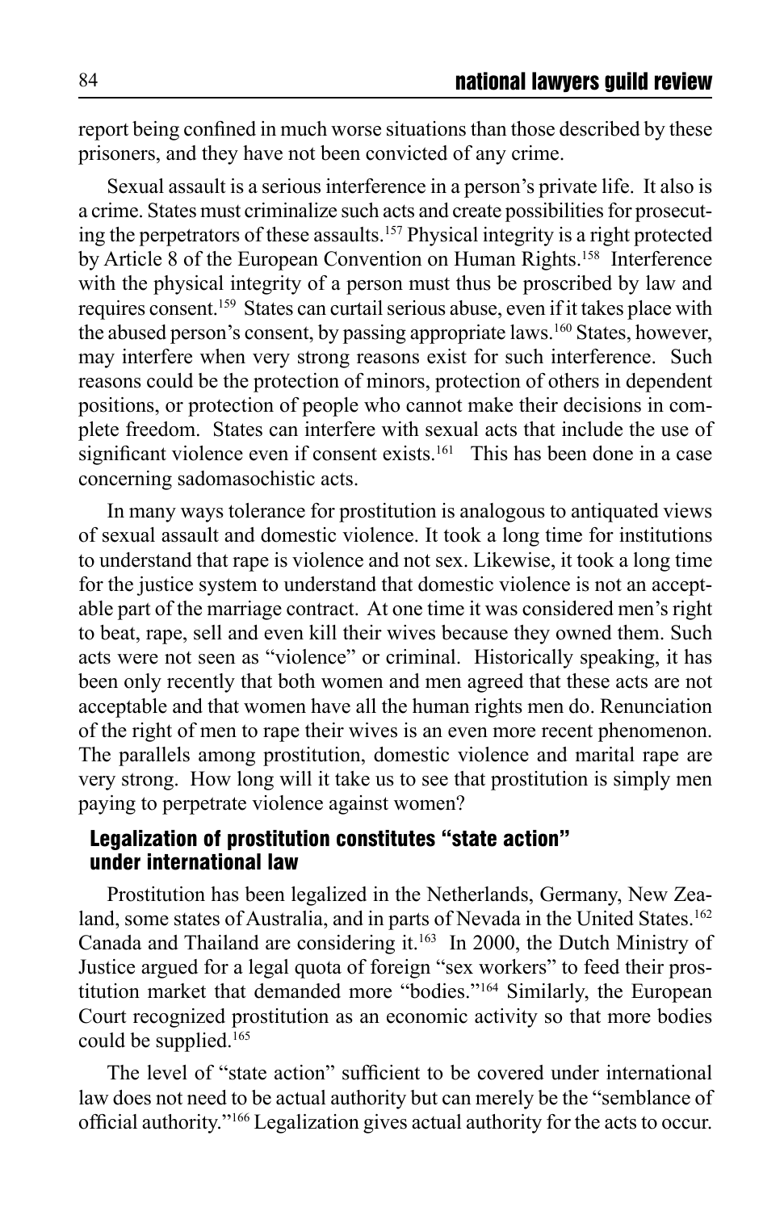report being confined in much worse situations than those described by these prisoners, and they have not been convicted of any crime.

Sexual assault is a serious interference in a person's private life. It also is a crime. States must criminalize such acts and create possibilities for prosecuting the perpetrators of these assaults.[157] Physical integrity is a right protected by Article 8 of the European Convention on Human Rights.[158] Interference with the physical integrity of a person must thus be proscribed by law and requires consent.[159] States can curtail serious abuse, even if it takes place with the abused person's consent, by passing appropriate laws.[160] States, however, may interfere when very strong reasons exist for such interference. Such reasons could be the protection of minors, protection of others in dependent positions, or protection of people who cannot make their decisions in complete freedom. States can interfere with sexual acts that include the use of significant violence even if consent exists.[161] This has been done in a case concerning sadomasochistic acts.

In many ways tolerance for prostitution is analogous to antiquated views of sexual assault and domestic violence. It took a long time for institutions to understand that rape is violence and not sex. Likewise, it took a long time for the justice system to understand that domestic violence is not an acceptable part of the marriage contract. At one time it was considered men's right to beat, rape, sell and even kill their wives because they owned them. Such acts were not seen as "violence" or criminal. Historically speaking, it has been only recently that both women and men agreed that these acts are not acceptable and that women have all the human rights men do. Renunciation of the right of men to rape their wives is an even more recent phenomenon. The parallels among prostitution, domestic violence and marital rape are very strong. How long will it take us to see that prostitution is simply men paying to perpetrate violence against women?

### Legalization of prostitution constitutes "state action" under international law

Prostitution has been legalized in the Netherlands, Germany, New Zealand, some states of Australia, and in parts of Nevada in the United States.[162] Canada and Thailand are considering it.[163] In 2000, the Dutch Ministry of Justice argued for a legal quota of foreign "sex workers" to feed their prostitution market that demanded more "bodies."[164] Similarly, the European Court recognized prostitution as an economic activity so that more bodies could be supplied.[165]

The level of "state action" sufficient to be covered under international law does not need to be actual authority but can merely be the "semblance of official authority."[166] Legalization gives actual authority for the acts to occur.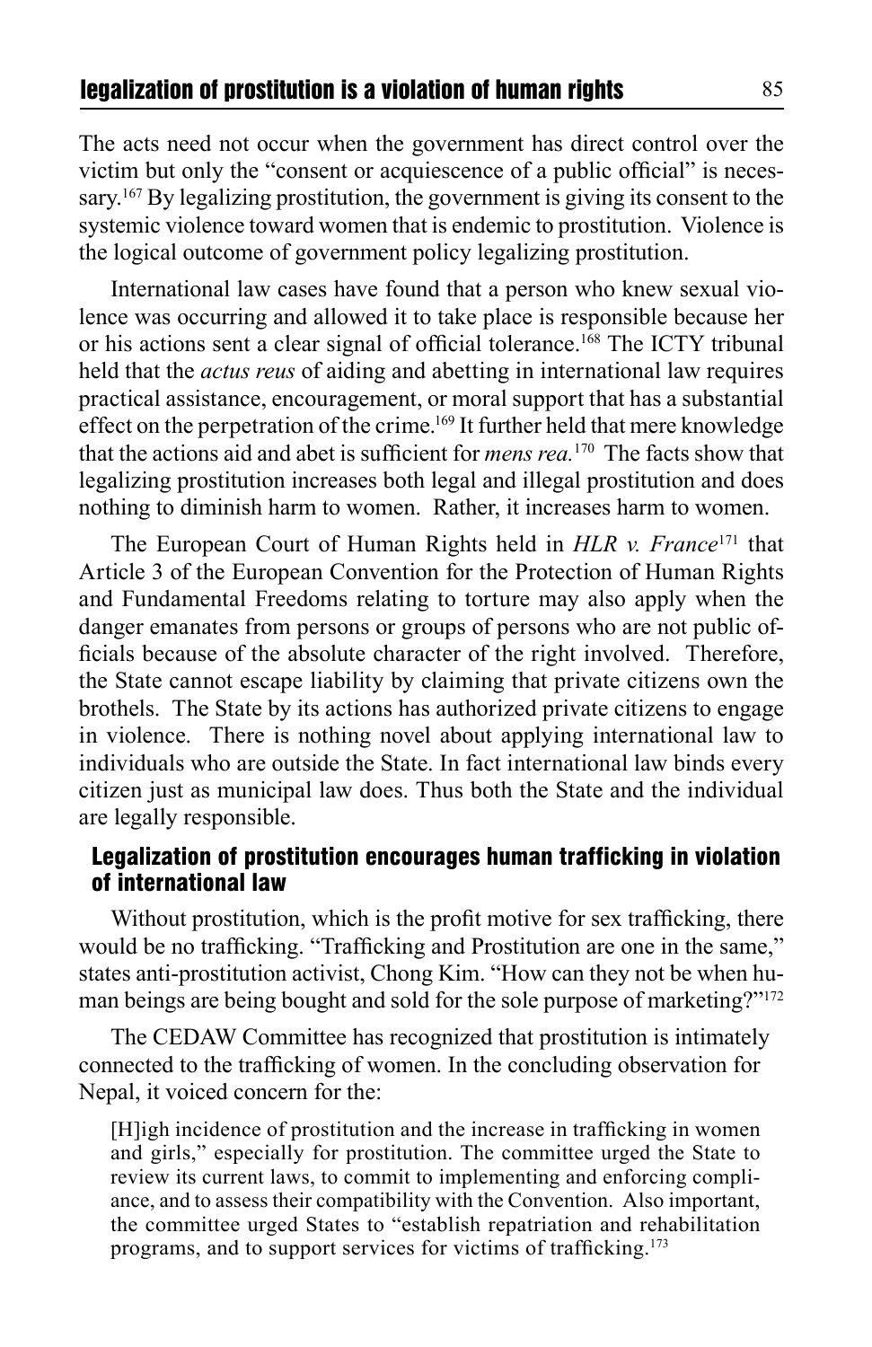The acts need not occur when the government has direct control over the victim but only the "consent or acquiescence of a public official" is necessary.[167] By legalizing prostitution, the government is giving its consent to the systemic violence toward women that is endemic to prostitution. Violence is the logical outcome of government policy legalizing prostitution.

International law cases have found that a person who knew sexual violence was occurring and allowed it to take place is responsible because her or his actions sent a clear signal of official tolerance.[168] The ICTY tribunal held that the *actus reus* of aiding and abetting in international law requires practical assistance, encouragement, or moral support that has a substantial effect on the perpetration of the crime.[169] It further held that mere knowledge that the actions aid and abet is sufficient for *mens rea.*[170] The facts show that legalizing prostitution increases both legal and illegal prostitution and does nothing to diminish harm to women. Rather, it increases harm to women.

The European Court of Human Rights held in *HLR v. France*[171] that Article 3 of the European Convention for the Protection of Human Rights and Fundamental Freedoms relating to torture may also apply when the danger emanates from persons or groups of persons who are not public officials because of the absolute character of the right involved. Therefore, the State cannot escape liability by claiming that private citizens own the brothels. The State by its actions has authorized private citizens to engage in violence. There is nothing novel about applying international law to individuals who are outside the State. In fact international law binds every citizen just as municipal law does. Thus both the State and the individual are legally responsible.

## Legalization of prostitution encourages human trafficking in violation of international law

Without prostitution, which is the profit motive for sex trafficking, there would be no trafficking. "Trafficking and Prostitution are one in the same," states anti-prostitution activist, Chong Kim. "How can they not be when human beings are being bought and sold for the sole purpose of marketing?"[172]

The CEDAW Committee has recognized that prostitution is intimately connected to the trafficking of women. In the concluding observation for Nepal, it voiced concern for the:

> [H]igh incidence of prostitution and the increase in trafficking in women and girls," especially for prostitution. The committee urged the State to review its current laws, to commit to implementing and enforcing compliance, and to assess their compatibility with the Convention. Also important, the committee urged States to "establish repatriation and rehabilitation programs, and to support services for victims of trafficking.[173]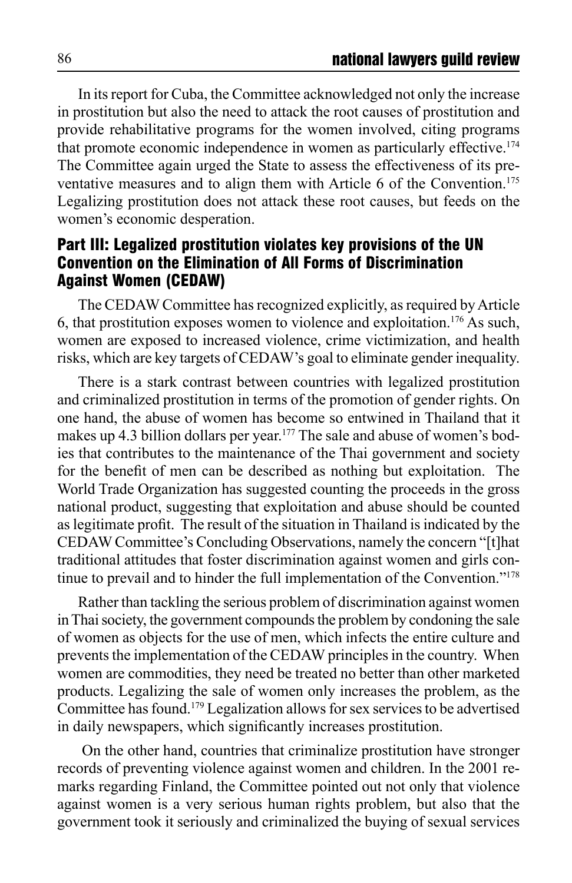In its report for Cuba, the Committee acknowledged not only the increase in prostitution but also the need to attack the root causes of prostitution and provide rehabilitative programs for the women involved, citing programs that promote economic independence in women as particularly effective.[174] The Committee again urged the State to assess the effectiveness of its preventative measures and to align them with Article 6 of the Convention.[175] Legalizing prostitution does not attack these root causes, but feeds on the women's economic desperation.

## Part III: Legalized prostitution violates key provisions of the UN Convention on the Elimination of All Forms of Discrimination Against Women (CEDAW)

The CEDAW Committee has recognized explicitly, as required by Article 6, that prostitution exposes women to violence and exploitation.[176] As such, women are exposed to increased violence, crime victimization, and health risks, which are key targets of CEDAW's goal to eliminate gender inequality.

There is a stark contrast between countries with legalized prostitution and criminalized prostitution in terms of the promotion of gender rights. On one hand, the abuse of women has become so entwined in Thailand that it makes up 4.3 billion dollars per year.[177] The sale and abuse of women's bodies that contributes to the maintenance of the Thai government and society for the benefit of men can be described as nothing but exploitation. The World Trade Organization has suggested counting the proceeds in the gross national product, suggesting that exploitation and abuse should be counted as legitimate profit. The result of the situation in Thailand is indicated by the CEDAW Committee's Concluding Observations, namely the concern "[t]hat traditional attitudes that foster discrimination against women and girls continue to prevail and to hinder the full implementation of the Convention."[178]

Rather than tackling the serious problem of discrimination against women in Thai society, the government compounds the problem by condoning the sale of women as objects for the use of men, which infects the entire culture and prevents the implementation of the CEDAW principles in the country. When women are commodities, they need be treated no better than other marketed products. Legalizing the sale of women only increases the problem, as the Committee has found.[179] Legalization allows for sex services to be advertised in daily newspapers, which significantly increases prostitution.

On the other hand, countries that criminalize prostitution have stronger records of preventing violence against women and children. In the 2001 remarks regarding Finland, the Committee pointed out not only that violence against women is a very serious human rights problem, but also that the government took it seriously and criminalized the buying of sexual services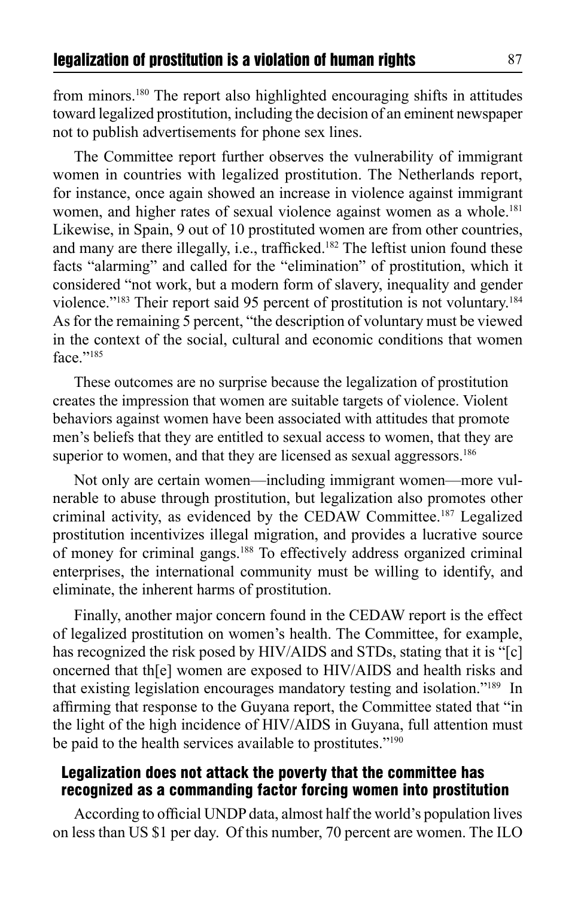from minors.[180] The report also highlighted encouraging shifts in attitudes toward legalized prostitution, including the decision of an eminent newspaper not to publish advertisements for phone sex lines.

The Committee report further observes the vulnerability of immigrant women in countries with legalized prostitution. The Netherlands report, for instance, once again showed an increase in violence against immigrant women, and higher rates of sexual violence against women as a whole.[181] Likewise, in Spain, 9 out of 10 prostituted women are from other countries, and many are there illegally, i.e., trafficked.[182] The leftist union found these facts "alarming" and called for the "elimination" of prostitution, which it considered "not work, but a modern form of slavery, inequality and gender violence."[183] Their report said 95 percent of prostitution is not voluntary.[184] As for the remaining 5 percent, "the description of voluntary must be viewed in the context of the social, cultural and economic conditions that women face."[185]

These outcomes are no surprise because the legalization of prostitution creates the impression that women are suitable targets of violence. Violent behaviors against women have been associated with attitudes that promote men's beliefs that they are entitled to sexual access to women, that they are superior to women, and that they are licensed as sexual aggressors.[186]

Not only are certain women—including immigrant women—more vulnerable to abuse through prostitution, but legalization also promotes other criminal activity, as evidenced by the CEDAW Committee.[187] Legalized prostitution incentivizes illegal migration, and provides a lucrative source of money for criminal gangs.[188] To effectively address organized criminal enterprises, the international community must be willing to identify, and eliminate, the inherent harms of prostitution.

Finally, another major concern found in the CEDAW report is the effect of legalized prostitution on women's health. The Committee, for example, has recognized the risk posed by HIV/AIDS and STDs, stating that it is "[c]oncerned that th[e] women are exposed to HIV/AIDS and health risks and that existing legislation encourages mandatory testing and isolation."[189] In affirming that response to the Guyana report, the Committee stated that "in the light of the high incidence of HIV/AIDS in Guyana, full attention must be paid to the health services available to prostitutes."[190]

### Legalization does not attack the poverty that the committee has recognized as a commanding factor forcing women into prostitution

According to official UNDP data, almost half the world's population lives on less than US $1 per day. Of this number, 70 percent are women. The ILO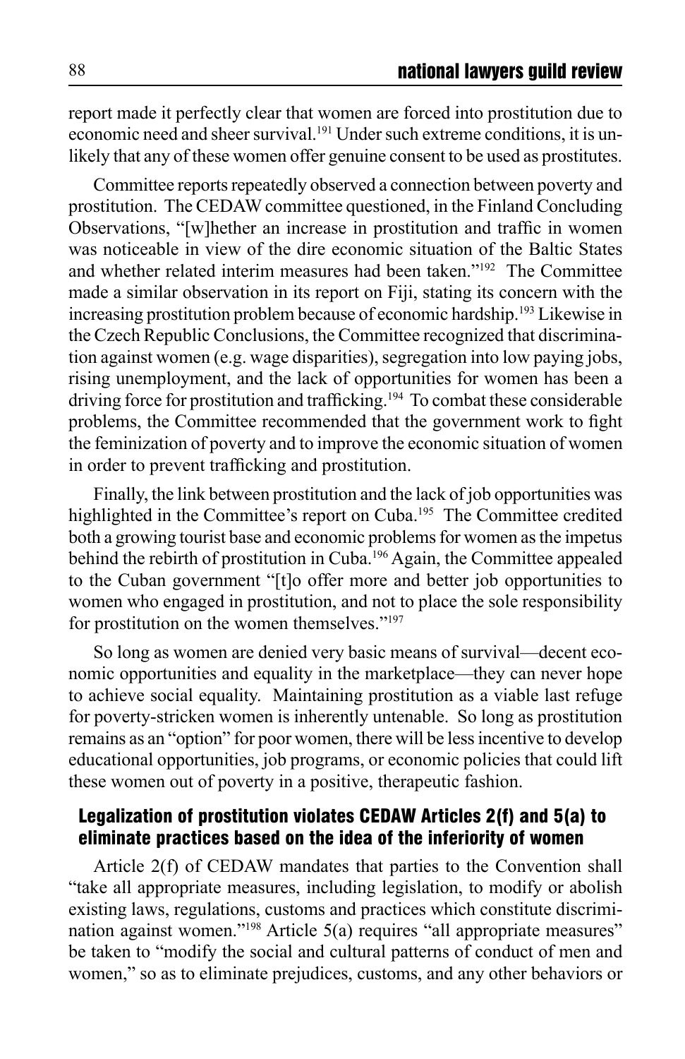report made it perfectly clear that women are forced into prostitution due to economic need and sheer survival.[191] Under such extreme conditions, it is unlikely that any of these women offer genuine consent to be used as prostitutes.

Committee reports repeatedly observed a connection between poverty and prostitution. The CEDAW committee questioned, in the Finland Concluding Observations, "[w]hether an increase in prostitution and traffic in women was noticeable in view of the dire economic situation of the Baltic States and whether related interim measures had been taken."[192] The Committee made a similar observation in its report on Fiji, stating its concern with the increasing prostitution problem because of economic hardship.[193] Likewise in the Czech Republic Conclusions, the Committee recognized that discrimination against women (e.g. wage disparities), segregation into low paying jobs, rising unemployment, and the lack of opportunities for women has been a driving force for prostitution and trafficking.[194] To combat these considerable problems, the Committee recommended that the government work to fight the feminization of poverty and to improve the economic situation of women in order to prevent trafficking and prostitution.

Finally, the link between prostitution and the lack of job opportunities was highlighted in the Committee's report on Cuba.[195] The Committee credited both a growing tourist base and economic problems for women as the impetus behind the rebirth of prostitution in Cuba.[196] Again, the Committee appealed to the Cuban government "[t]o offer more and better job opportunities to women who engaged in prostitution, and not to place the sole responsibility for prostitution on the women themselves."[197]

So long as women are denied very basic means of survival—decent economic opportunities and equality in the marketplace—they can never hope to achieve social equality. Maintaining prostitution as a viable last refuge for poverty-stricken women is inherently untenable. So long as prostitution remains as an "option" for poor women, there will be less incentive to develop educational opportunities, job programs, or economic policies that could lift these women out of poverty in a positive, therapeutic fashion.

### Legalization of prostitution violates CEDAW Articles 2(f) and 5(a) to eliminate practices based on the idea of the inferiority of women

Article 2(f) of CEDAW mandates that parties to the Convention shall "take all appropriate measures, including legislation, to modify or abolish existing laws, regulations, customs and practices which constitute discrimination against women."[198] Article 5(a) requires "all appropriate measures" be taken to "modify the social and cultural patterns of conduct of men and women," so as to eliminate prejudices, customs, and any other behaviors or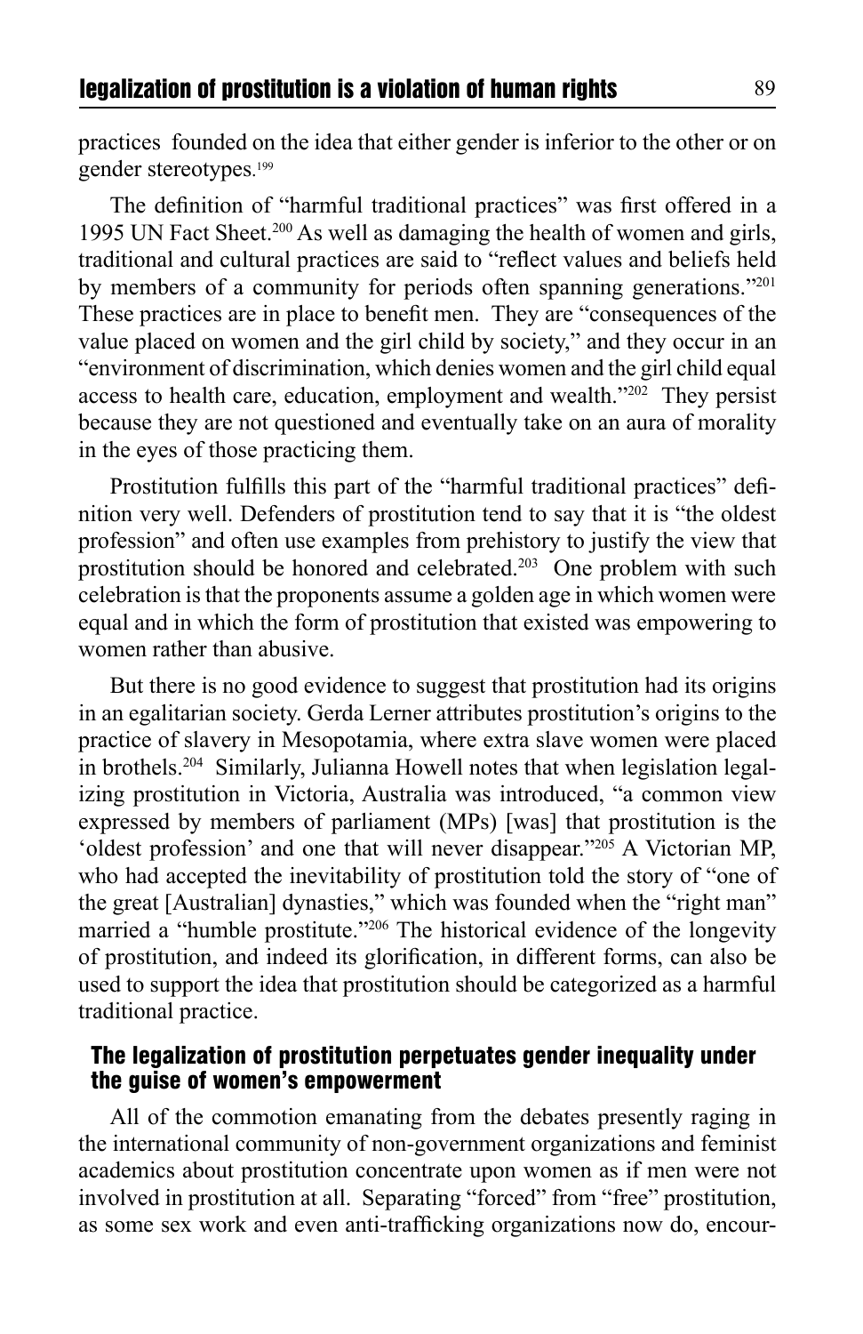practices founded on the idea that either gender is inferior to the other or on gender stereotypes.[199]

The definition of "harmful traditional practices" was first offered in a 1995 UN Fact Sheet.[200] As well as damaging the health of women and girls, traditional and cultural practices are said to "reflect values and beliefs held by members of a community for periods often spanning generations."[201] These practices are in place to benefit men. They are "consequences of the value placed on women and the girl child by society," and they occur in an "environment of discrimination, which denies women and the girl child equal access to health care, education, employment and wealth."[202] They persist because they are not questioned and eventually take on an aura of morality in the eyes of those practicing them.

Prostitution fulfills this part of the "harmful traditional practices" definition very well. Defenders of prostitution tend to say that it is "the oldest profession" and often use examples from prehistory to justify the view that prostitution should be honored and celebrated.[203] One problem with such celebration is that the proponents assume a golden age in which women were equal and in which the form of prostitution that existed was empowering to women rather than abusive.

But there is no good evidence to suggest that prostitution had its origins in an egalitarian society. Gerda Lerner attributes prostitution's origins to the practice of slavery in Mesopotamia, where extra slave women were placed in brothels.[204] Similarly, Julianna Howell notes that when legislation legalizing prostitution in Victoria, Australia was introduced, "a common view expressed by members of parliament (MPs) [was] that prostitution is the 'oldest profession' and one that will never disappear."[205] A Victorian MP, who had accepted the inevitability of prostitution told the story of "one of the great [Australian] dynasties," which was founded when the "right man" married a "humble prostitute."[206] The historical evidence of the longevity of prostitution, and indeed its glorification, in different forms, can also be used to support the idea that prostitution should be categorized as a harmful traditional practice.

### The legalization of prostitution perpetuates gender inequality under the guise of women's empowerment

All of the commotion emanating from the debates presently raging in the international community of non-government organizations and feminist academics about prostitution concentrate upon women as if men were not involved in prostitution at all. Separating "forced" from "free" prostitution, as some sex work and even anti-trafficking organizations now do, encour-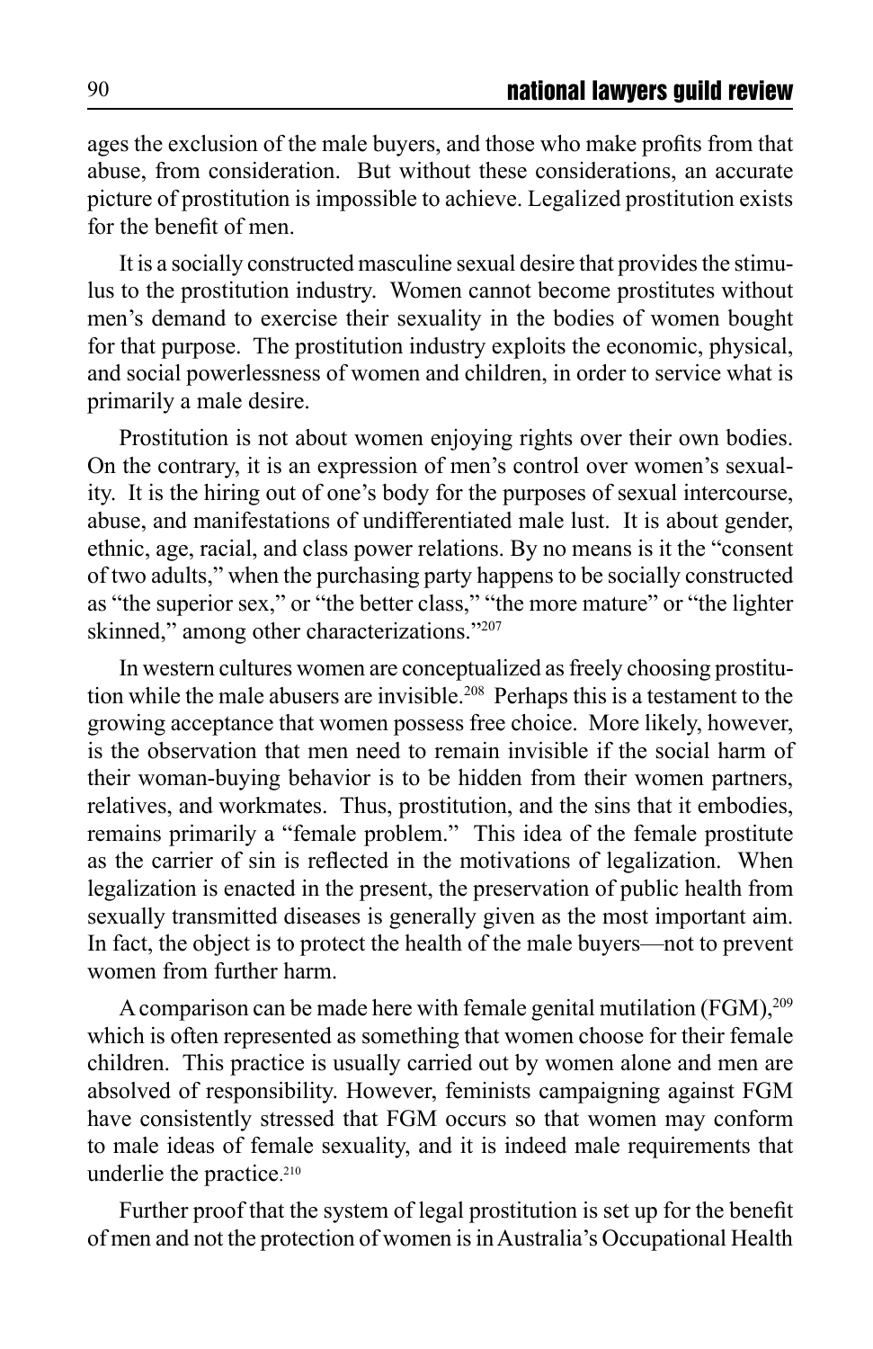ages the exclusion of the male buyers, and those who make profits from that abuse, from consideration. But without these considerations, an accurate picture of prostitution is impossible to achieve. Legalized prostitution exists for the benefit of men.

It is a socially constructed masculine sexual desire that provides the stimulus to the prostitution industry. Women cannot become prostitutes without men's demand to exercise their sexuality in the bodies of women bought for that purpose. The prostitution industry exploits the economic, physical, and social powerlessness of women and children, in order to service what is primarily a male desire.

Prostitution is not about women enjoying rights over their own bodies. On the contrary, it is an expression of men's control over women's sexuality. It is the hiring out of one's body for the purposes of sexual intercourse, abuse, and manifestations of undifferentiated male lust. It is about gender, ethnic, age, racial, and class power relations. By no means is it the "consent of two adults," when the purchasing party happens to be socially constructed as "the superior sex," or "the better class," "the more mature" or "the lighter skinned," among other characterizations."[207]

In western cultures women are conceptualized as freely choosing prostitution while the male abusers are invisible.[208] Perhaps this is a testament to the growing acceptance that women possess free choice. More likely, however, is the observation that men need to remain invisible if the social harm of their woman-buying behavior is to be hidden from their women partners, relatives, and workmates. Thus, prostitution, and the sins that it embodies, remains primarily a "female problem." This idea of the female prostitute as the carrier of sin is reflected in the motivations of legalization. When legalization is enacted in the present, the preservation of public health from sexually transmitted diseases is generally given as the most important aim. In fact, the object is to protect the health of the male buyers—not to prevent women from further harm.

A comparison can be made here with female genital mutilation (FGM),[209] which is often represented as something that women choose for their female children. This practice is usually carried out by women alone and men are absolved of responsibility. However, feminists campaigning against FGM have consistently stressed that FGM occurs so that women may conform to male ideas of female sexuality, and it is indeed male requirements that underlie the practice.[210]

Further proof that the system of legal prostitution is set up for the benefit of men and not the protection of women is in Australia's Occupational Health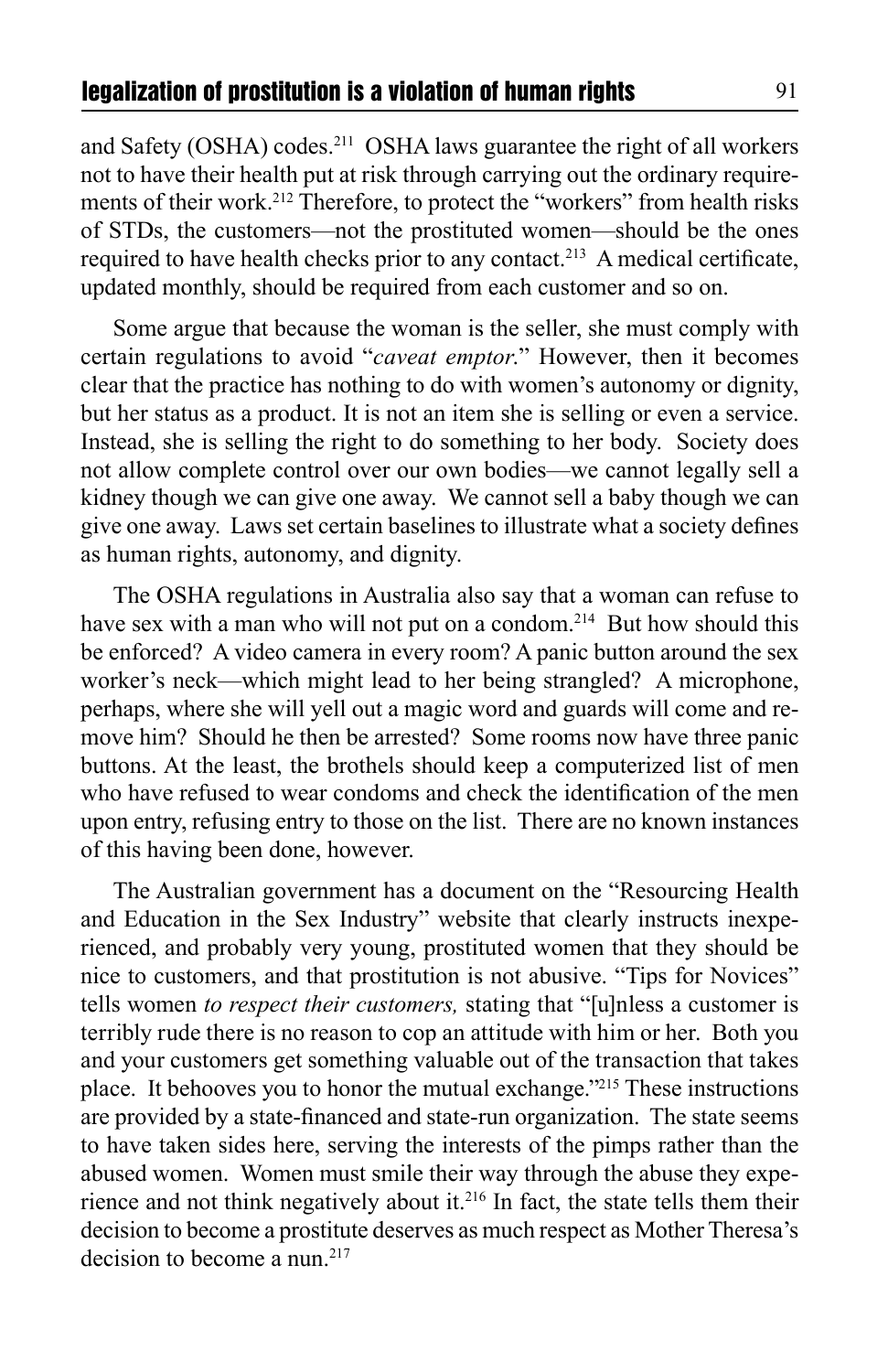and Safety (OSHA) codes.[211] OSHA laws guarantee the right of all workers not to have their health put at risk through carrying out the ordinary requirements of their work.[212] Therefore, to protect the "workers" from health risks of STDs, the customers—not the prostituted women—should be the ones required to have health checks prior to any contact.[213] A medical certificate, updated monthly, should be required from each customer and so on.

Some argue that because the woman is the seller, she must comply with certain regulations to avoid "*caveat emptor*." However, then it becomes clear that the practice has nothing to do with women's autonomy or dignity, but her status as a product. It is not an item she is selling or even a service. Instead, she is selling the right to do something to her body. Society does not allow complete control over our own bodies—we cannot legally sell a kidney though we can give one away. We cannot sell a baby though we can give one away. Laws set certain baselines to illustrate what a society defines as human rights, autonomy, and dignity.

The OSHA regulations in Australia also say that a woman can refuse to have sex with a man who will not put on a condom.[214] But how should this be enforced? A video camera in every room? A panic button around the sex worker's neck—which might lead to her being strangled? A microphone, perhaps, where she will yell out a magic word and guards will come and remove him? Should he then be arrested? Some rooms now have three panic buttons. At the least, the brothels should keep a computerized list of men who have refused to wear condoms and check the identification of the men upon entry, refusing entry to those on the list. There are no known instances of this having been done, however.

The Australian government has a document on the "Resourcing Health and Education in the Sex Industry" website that clearly instructs inexperienced, and probably very young, prostituted women that they should be nice to customers, and that prostitution is not abusive. "Tips for Novices" tells women *to respect their customers,* stating that "[u]nless a customer is terribly rude there is no reason to cop an attitude with him or her. Both you and your customers get something valuable out of the transaction that takes place. It behooves you to honor the mutual exchange."[215] These instructions are provided by a state-financed and state-run organization. The state seems to have taken sides here, serving the interests of the pimps rather than the abused women. Women must smile their way through the abuse they experience and not think negatively about it.[216] In fact, the state tells them their decision to become a prostitute deserves as much respect as Mother Theresa's decision to become a nun.[217]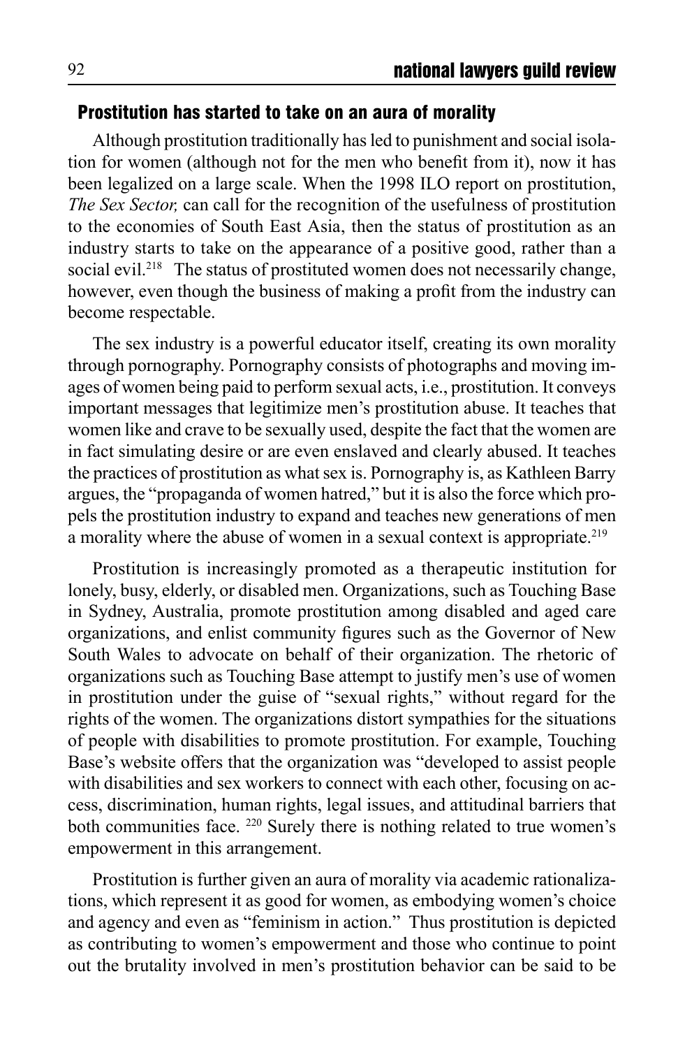## Prostitution has started to take on an aura of morality

Although prostitution traditionally has led to punishment and social isolation for women (although not for the men who benefit from it), now it has been legalized on a large scale. When the 1998 ILO report on prostitution, *The Sex Sector,* can call for the recognition of the usefulness of prostitution to the economies of South East Asia, then the status of prostitution as an industry starts to take on the appearance of a positive good, rather than a social evil.[218] The status of prostituted women does not necessarily change, however, even though the business of making a profit from the industry can become respectable.

The sex industry is a powerful educator itself, creating its own morality through pornography. Pornography consists of photographs and moving images of women being paid to perform sexual acts, i.e., prostitution. It conveys important messages that legitimize men's prostitution abuse. It teaches that women like and crave to be sexually used, despite the fact that the women are in fact simulating desire or are even enslaved and clearly abused. It teaches the practices of prostitution as what sex is. Pornography is, as Kathleen Barry argues, the "propaganda of women hatred," but it is also the force which propels the prostitution industry to expand and teaches new generations of men a morality where the abuse of women in a sexual context is appropriate.[219]

Prostitution is increasingly promoted as a therapeutic institution for lonely, busy, elderly, or disabled men. Organizations, such as Touching Base in Sydney, Australia, promote prostitution among disabled and aged care organizations, and enlist community figures such as the Governor of New South Wales to advocate on behalf of their organization. The rhetoric of organizations such as Touching Base attempt to justify men's use of women in prostitution under the guise of "sexual rights," without regard for the rights of the women. The organizations distort sympathies for the situations of people with disabilities to promote prostitution. For example, Touching Base's website offers that the organization was "developed to assist people with disabilities and sex workers to connect with each other, focusing on access, discrimination, human rights, legal issues, and attitudinal barriers that both communities face. [220] Surely there is nothing related to true women's empowerment in this arrangement.

Prostitution is further given an aura of morality via academic rationalizations, which represent it as good for women, as embodying women's choice and agency and even as "feminism in action." Thus prostitution is depicted as contributing to women's empowerment and those who continue to point out the brutality involved in men's prostitution behavior can be said to be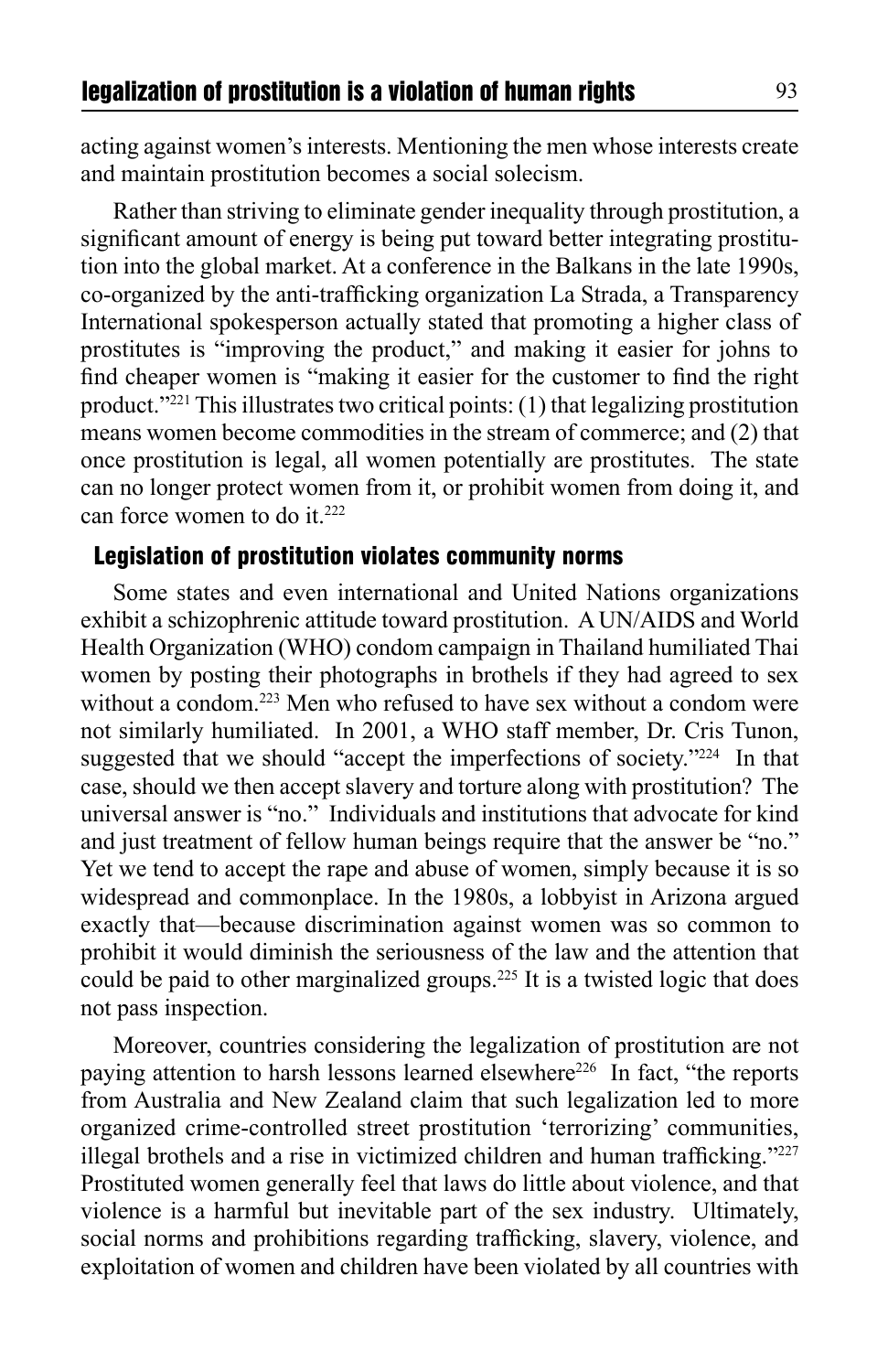acting against women's interests. Mentioning the men whose interests create and maintain prostitution becomes a social solecism.

Rather than striving to eliminate gender inequality through prostitution, a significant amount of energy is being put toward better integrating prostitution into the global market. At a conference in the Balkans in the late 1990s, co-organized by the anti-trafficking organization La Strada, a Transparency International spokesperson actually stated that promoting a higher class of prostitutes is "improving the product," and making it easier for johns to find cheaper women is "making it easier for the customer to find the right product."[221] This illustrates two critical points: (1) that legalizing prostitution means women become commodities in the stream of commerce; and (2) that once prostitution is legal, all women potentially are prostitutes. The state can no longer protect women from it, or prohibit women from doing it, and can force women to do it.[222]

### Legislation of prostitution violates community norms

Some states and even international and United Nations organizations exhibit a schizophrenic attitude toward prostitution. A UN/AIDS and World Health Organization (WHO) condom campaign in Thailand humiliated Thai women by posting their photographs in brothels if they had agreed to sex without a condom.[223] Men who refused to have sex without a condom were not similarly humiliated. In 2001, a WHO staff member, Dr. Cris Tunon, suggested that we should "accept the imperfections of society."[224] In that case, should we then accept slavery and torture along with prostitution? The universal answer is "no." Individuals and institutions that advocate for kind and just treatment of fellow human beings require that the answer be "no." Yet we tend to accept the rape and abuse of women, simply because it is so widespread and commonplace. In the 1980s, a lobbyist in Arizona argued exactly that—because discrimination against women was so common to prohibit it would diminish the seriousness of the law and the attention that could be paid to other marginalized groups.[225] It is a twisted logic that does not pass inspection.

Moreover, countries considering the legalization of prostitution are not paying attention to harsh lessons learned elsewhere[226] In fact, "the reports from Australia and New Zealand claim that such legalization led to more organized crime-controlled street prostitution 'terrorizing' communities, illegal brothels and a rise in victimized children and human trafficking."[227] Prostituted women generally feel that laws do little about violence, and that violence is a harmful but inevitable part of the sex industry. Ultimately, social norms and prohibitions regarding trafficking, slavery, violence, and exploitation of women and children have been violated by all countries with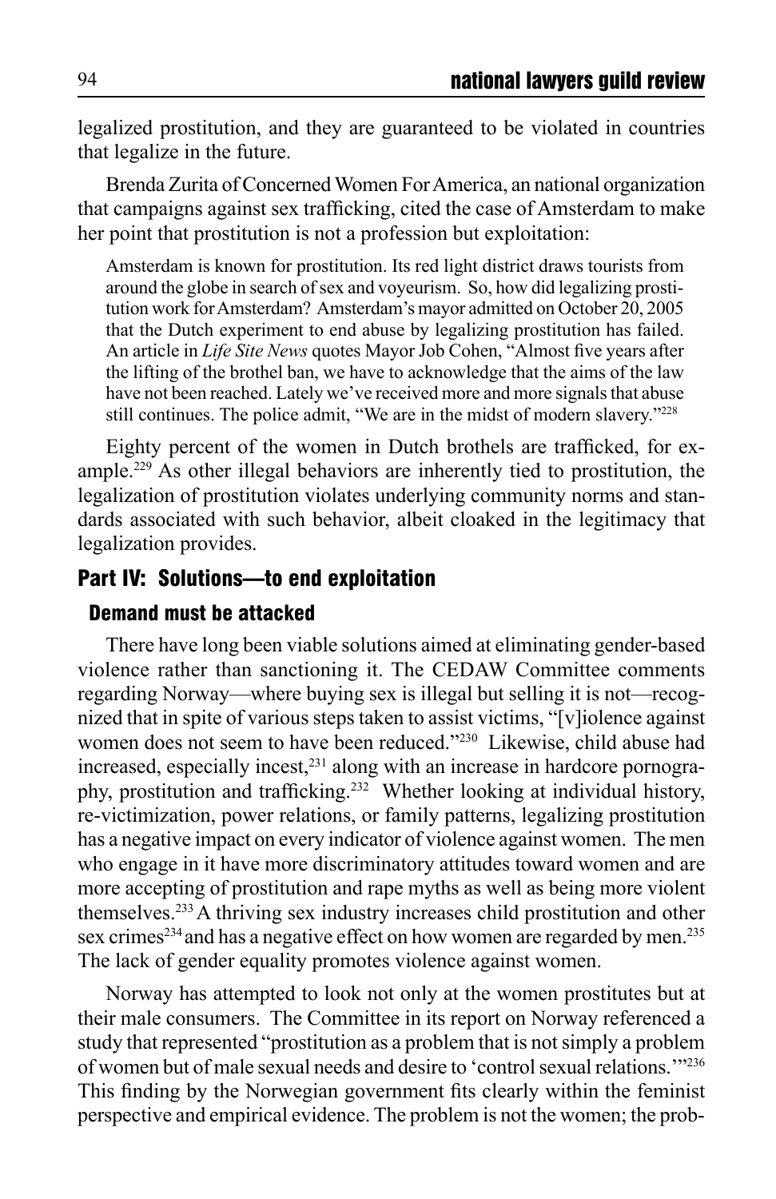legalized prostitution, and they are guaranteed to be violated in countries that legalize in the future.

Brenda Zurita of Concerned Women For America, an national organization that campaigns against sex trafficking, cited the case of Amsterdam to make her point that prostitution is not a profession but exploitation:

> Amsterdam is known for prostitution. Its red light district draws tourists from around the globe in search of sex and voyeurism. So, how did legalizing prostitution work for Amsterdam? Amsterdam's mayor admitted on October 20, 2005 that the Dutch experiment to end abuse by legalizing prostitution has failed. An article in *Life Site News* quotes Mayor Job Cohen, "Almost five years after the lifting of the brothel ban, we have to acknowledge that the aims of the law have not been reached. Lately we've received more and more signals that abuse still continues. The police admit, "We are in the midst of modern slavery."[228]

Eighty percent of the women in Dutch brothels are trafficked, for example.[229] As other illegal behaviors are inherently tied to prostitution, the legalization of prostitution violates underlying community norms and standards associated with such behavior, albeit cloaked in the legitimacy that legalization provides.

## Part IV: Solutions—to end exploitation

### Demand must be attacked

There have long been viable solutions aimed at eliminating gender-based violence rather than sanctioning it. The CEDAW Committee comments regarding Norway—where buying sex is illegal but selling it is not—recognized that in spite of various steps taken to assist victims, "[v]iolence against women does not seem to have been reduced."[230] Likewise, child abuse had increased, especially incest,[231] along with an increase in hardcore pornography, prostitution and trafficking.[232] Whether looking at individual history, re-victimization, power relations, or family patterns, legalizing prostitution has a negative impact on every indicator of violence against women. The men who engage in it have more discriminatory attitudes toward women and are more accepting of prostitution and rape myths as well as being more violent themselves.[233] A thriving sex industry increases child prostitution and other sex crimes[234] and has a negative effect on how women are regarded by men.[235] The lack of gender equality promotes violence against women.

Norway has attempted to look not only at the women prostitutes but at their male consumers. The Committee in its report on Norway referenced a study that represented "prostitution as a problem that is not simply a problem of women but of male sexual needs and desire to 'control sexual relations.'"[236] This finding by the Norwegian government fits clearly within the feminist perspective and empirical evidence. The problem is not the women; the prob-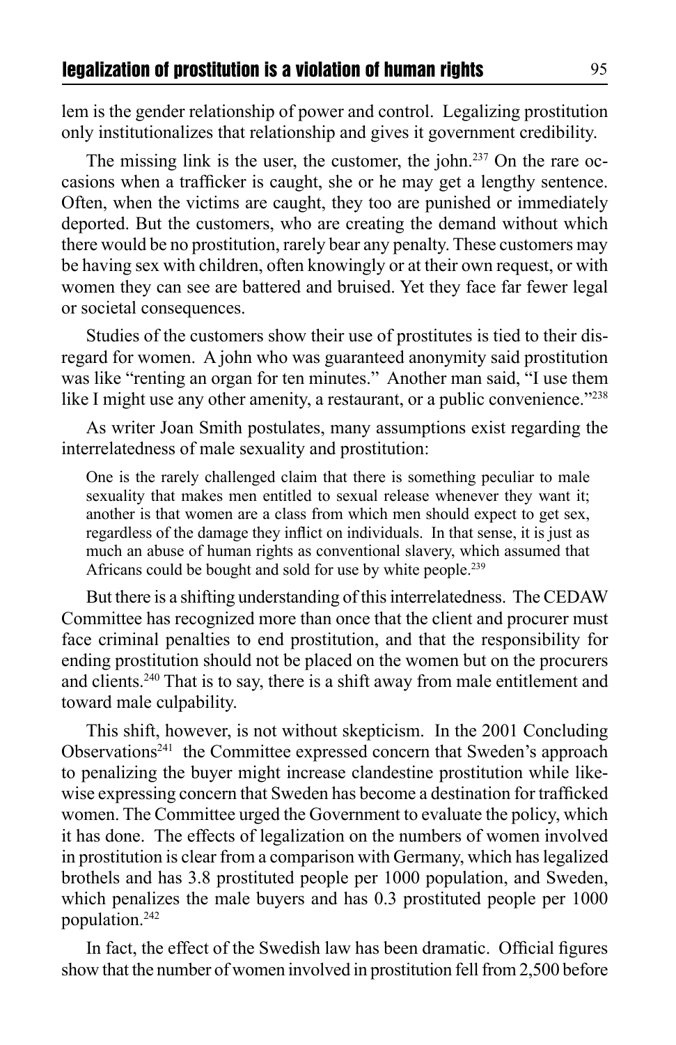lem is the gender relationship of power and control. Legalizing prostitution only institutionalizes that relationship and gives it government credibility.

The missing link is the user, the customer, the john.[237] On the rare occasions when a trafficker is caught, she or he may get a lengthy sentence. Often, when the victims are caught, they too are punished or immediately deported. But the customers, who are creating the demand without which there would be no prostitution, rarely bear any penalty. These customers may be having sex with children, often knowingly or at their own request, or with women they can see are battered and bruised. Yet they face far fewer legal or societal consequences.

Studies of the customers show their use of prostitutes is tied to their disregard for women. A john who was guaranteed anonymity said prostitution was like "renting an organ for ten minutes." Another man said, "I use them like I might use any other amenity, a restaurant, or a public convenience."[238]

As writer Joan Smith postulates, many assumptions exist regarding the interrelatedness of male sexuality and prostitution:

> One is the rarely challenged claim that there is something peculiar to male sexuality that makes men entitled to sexual release whenever they want it; another is that women are a class from which men should expect to get sex, regardless of the damage they inflict on individuals. In that sense, it is just as much an abuse of human rights as conventional slavery, which assumed that Africans could be bought and sold for use by white people.[239]

But there is a shifting understanding of this interrelatedness. The CEDAW Committee has recognized more than once that the client and procurer must face criminal penalties to end prostitution, and that the responsibility for ending prostitution should not be placed on the women but on the procurers and clients.[240] That is to say, there is a shift away from male entitlement and toward male culpability.

This shift, however, is not without skepticism. In the 2001 Concluding Observations[241] the Committee expressed concern that Sweden's approach to penalizing the buyer might increase clandestine prostitution while likewise expressing concern that Sweden has become a destination for trafficked women. The Committee urged the Government to evaluate the policy, which it has done. The effects of legalization on the numbers of women involved in prostitution is clear from a comparison with Germany, which has legalized brothels and has 3.8 prostituted people per 1000 population, and Sweden, which penalizes the male buyers and has 0.3 prostituted people per 1000 population.[242]

In fact, the effect of the Swedish law has been dramatic. Official figures show that the number of women involved in prostitution fell from 2,500 before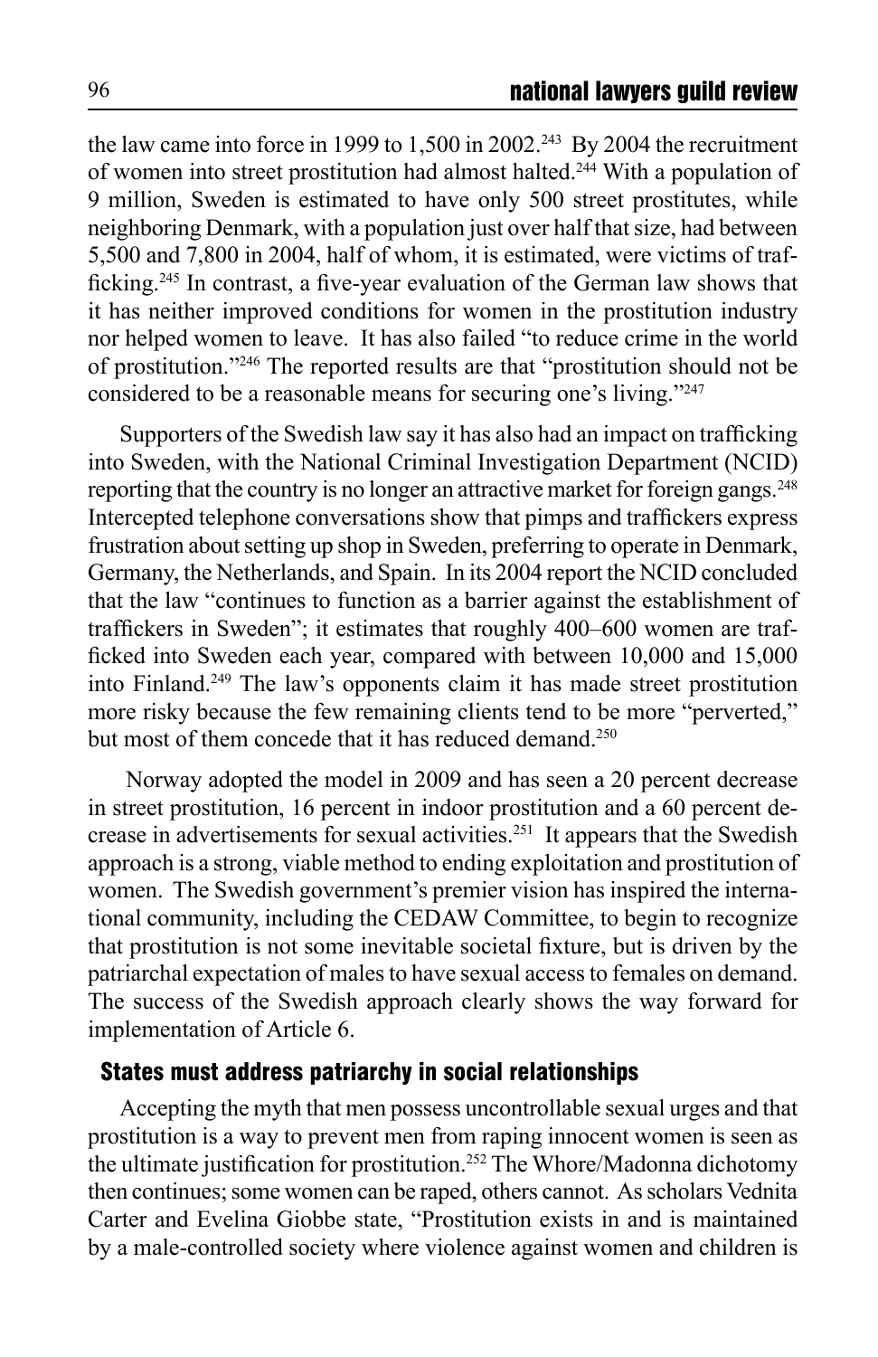the law came into force in 1999 to 1,500 in 2002.[243] By 2004 the recruitment of women into street prostitution had almost halted.[244] With a population of 9 million, Sweden is estimated to have only 500 street prostitutes, while neighboring Denmark, with a population just over half that size, had between 5,500 and 7,800 in 2004, half of whom, it is estimated, were victims of trafficking.[245] In contrast, a five-year evaluation of the German law shows that it has neither improved conditions for women in the prostitution industry nor helped women to leave. It has also failed "to reduce crime in the world of prostitution."[246] The reported results are that "prostitution should not be considered to be a reasonable means for securing one's living."[247]

Supporters of the Swedish law say it has also had an impact on trafficking into Sweden, with the National Criminal Investigation Department (NCID) reporting that the country is no longer an attractive market for foreign gangs.[248] Intercepted telephone conversations show that pimps and traffickers express frustration about setting up shop in Sweden, preferring to operate in Denmark, Germany, the Netherlands, and Spain. In its 2004 report the NCID concluded that the law "continues to function as a barrier against the establishment of traffickers in Sweden"; it estimates that roughly 400–600 women are trafficked into Sweden each year, compared with between 10,000 and 15,000 into Finland.[249] The law's opponents claim it has made street prostitution more risky because the few remaining clients tend to be more "perverted," but most of them concede that it has reduced demand.[250]

Norway adopted the model in 2009 and has seen a 20 percent decrease in street prostitution, 16 percent in indoor prostitution and a 60 percent decrease in advertisements for sexual activities.[251] It appears that the Swedish approach is a strong, viable method to ending exploitation and prostitution of women. The Swedish government's premier vision has inspired the international community, including the CEDAW Committee, to begin to recognize that prostitution is not some inevitable societal fixture, but is driven by the patriarchal expectation of males to have sexual access to females on demand. The success of the Swedish approach clearly shows the way forward for implementation of Article 6.

## States must address patriarchy in social relationships

Accepting the myth that men possess uncontrollable sexual urges and that prostitution is a way to prevent men from raping innocent women is seen as the ultimate justification for prostitution.[252] The Whore/Madonna dichotomy then continues; some women can be raped, others cannot. As scholars Vednita Carter and Evelina Giobbe state, "Prostitution exists in and is maintained by a male-controlled society where violence against women and children is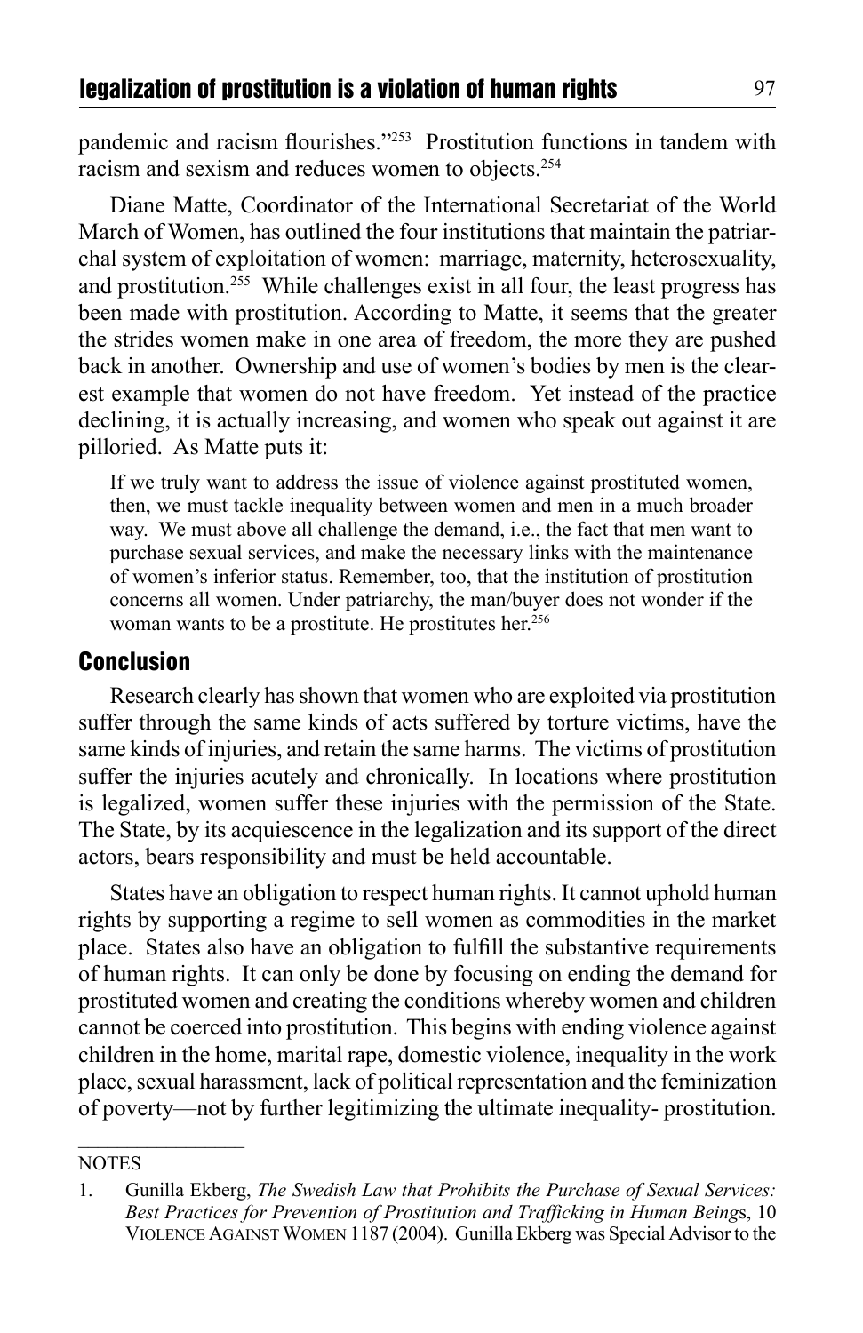pandemic and racism flourishes."[253] Prostitution functions in tandem with racism and sexism and reduces women to objects.[254]

Diane Matte, Coordinator of the International Secretariat of the World March of Women, has outlined the four institutions that maintain the patriarchal system of exploitation of women: marriage, maternity, heterosexuality, and prostitution.[255] While challenges exist in all four, the least progress has been made with prostitution. According to Matte, it seems that the greater the strides women make in one area of freedom, the more they are pushed back in another. Ownership and use of women's bodies by men is the clearest example that women do not have freedom. Yet instead of the practice declining, it is actually increasing, and women who speak out against it are pilloried. As Matte puts it:

> If we truly want to address the issue of violence against prostituted women, then, we must tackle inequality between women and men in a much broader way. We must above all challenge the demand, i.e., the fact that men want to purchase sexual services, and make the necessary links with the maintenance of women's inferior status. Remember, too, that the institution of prostitution concerns all women. Under patriarchy, the man/buyer does not wonder if the woman wants to be a prostitute. He prostitutes her.[256]

## Conclusion

Research clearly has shown that women who are exploited via prostitution suffer through the same kinds of acts suffered by torture victims, have the same kinds of injuries, and retain the same harms. The victims of prostitution suffer the injuries acutely and chronically. In locations where prostitution is legalized, women suffer these injuries with the permission of the State. The State, by its acquiescence in the legalization and its support of the direct actors, bears responsibility and must be held accountable.

States have an obligation to respect human rights. It cannot uphold human rights by supporting a regime to sell women as commodities in the market place. States also have an obligation to fulfill the substantive requirements of human rights. It can only be done by focusing on ending the demand for prostituted women and creating the conditions whereby women and children cannot be coerced into prostitution. This begins with ending violence against children in the home, marital rape, domestic violence, inequality in the work place, sexual harassment, lack of political representation and the feminization of poverty—not by further legitimizing the ultimate inequality- prostitution.

---

NOTES

1. Gunilla Ekberg, *The Swedish Law that Prohibits the Purchase of Sexual Services: Best Practices for Prevention of Prostitution and Trafficking in Human Beings*, 10 VIOLENCE AGAINST WOMEN 1187 (2004). Gunilla Ekberg was Special Advisor to the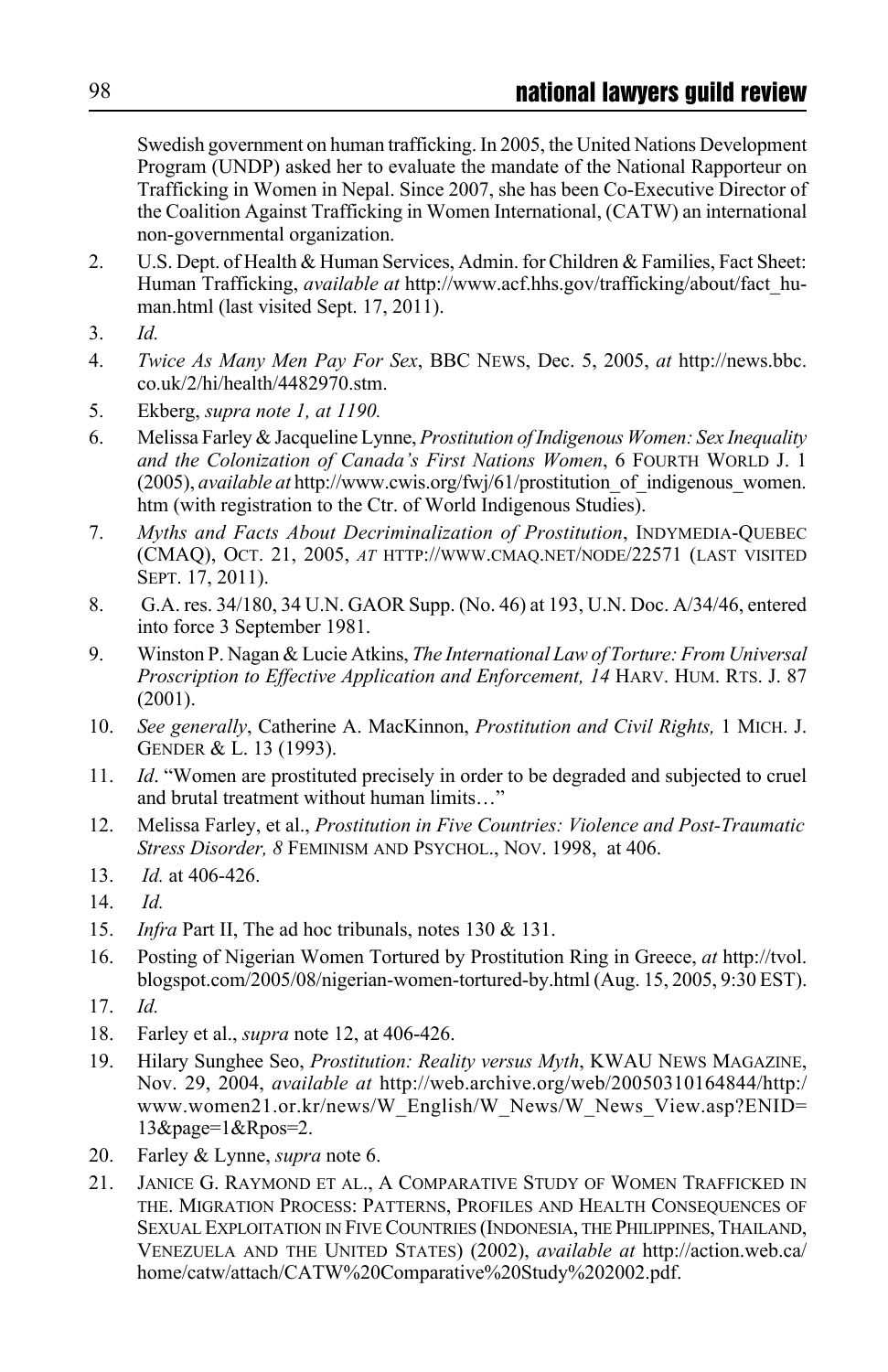Swedish government on human trafficking. In 2005, the United Nations Development Program (UNDP) asked her to evaluate the mandate of the National Rapporteur on Trafficking in Women in Nepal. Since 2007, she has been Co-Executive Director of the Coalition Against Trafficking in Women International, (CATW) an international non-governmental organization.

2. U.S. Dept. of Health & Human Services, Admin. for Children & Families, Fact Sheet: Human Trafficking, *available at* http://www.acf.hhs.gov/trafficking/about/fact_human.html (last visited Sept. 17, 2011).
3. *Id.*
4. *Twice As Many Men Pay For Sex*, BBC NEWS, Dec. 5, 2005, *at* http://news.bbc.co.uk/2/hi/health/4482970.stm.
5. Ekberg, *supra note 1, at 1190.*
6. Melissa Farley & Jacqueline Lynne, *Prostitution of Indigenous Women: Sex Inequality and the Colonization of Canada's First Nations Women*, 6 FOURTH WORLD J. 1 (2005), *available at* http://www.cwis.org/fwj/61/prostitution_of_indigenous_women.htm (with registration to the Ctr. of World Indigenous Studies).
7. *Myths and Facts About Decriminalization of Prostitution*, INDYMEDIA-QUEBEC (CMAQ), OCT. 21, 2005, *AT* HTTP://WWW.CMAQ.NET/NODE/22571 (LAST VISITED SEPT. 17, 2011).
8. G.A. res. 34/180, 34 U.N. GAOR Supp. (No. 46) at 193, U.N. Doc. A/34/46, entered into force 3 September 1981.
9. Winston P. Nagan & Lucie Atkins, *The International Law of Torture: From Universal Proscription to Effective Application and Enforcement, 14* HARV. HUM. RTS. J. 87 (2001).
10. *See generally*, Catherine A. MacKinnon, *Prostitution and Civil Rights,* 1 MICH. J. GENDER & L. 13 (1993).
11. *Id*. "Women are prostituted precisely in order to be degraded and subjected to cruel and brutal treatment without human limits…"
12. Melissa Farley, et al., *Prostitution in Five Countries: Violence and Post-Traumatic Stress Disorder, 8* FEMINISM AND PSYCHOL., NOV. 1998, at 406.
13. *Id.* at 406-426.
14. *Id.*
15. *Infra* Part II, The ad hoc tribunals, notes 130 & 131.
16. Posting of Nigerian Women Tortured by Prostitution Ring in Greece, *at* http://tvol.blogspot.com/2005/08/nigerian-women-tortured-by.html (Aug. 15, 2005, 9:30 EST).
17. *Id.*
18. Farley et al., *supra* note 12, at 406-426.
19. Hilary Sunghee Seo, *Prostitution: Reality versus Myth*, KWAU NEWS MAGAZINE, Nov. 29, 2004, *available at* http://web.archive.org/web/20050310164844/http://www.women21.or.kr/news/W_English/W_News/W_News_View.asp?ENID=13&page=1&Rpos=2.
20. Farley & Lynne, *supra* note 6.
21. JANICE G. RAYMOND ET AL., A COMPARATIVE STUDY OF WOMEN TRAFFICKED IN THE. MIGRATION PROCESS: PATTERNS, PROFILES AND HEALTH CONSEQUENCES OF SEXUAL EXPLOITATION IN FIVE COUNTRIES (INDONESIA, THE PHILIPPINES, THAILAND, VENEZUELA AND THE UNITED STATES) (2002), *available at* http://action.web.ca/home/catw/attach/CATW%20Comparative%20Study%202002.pdf.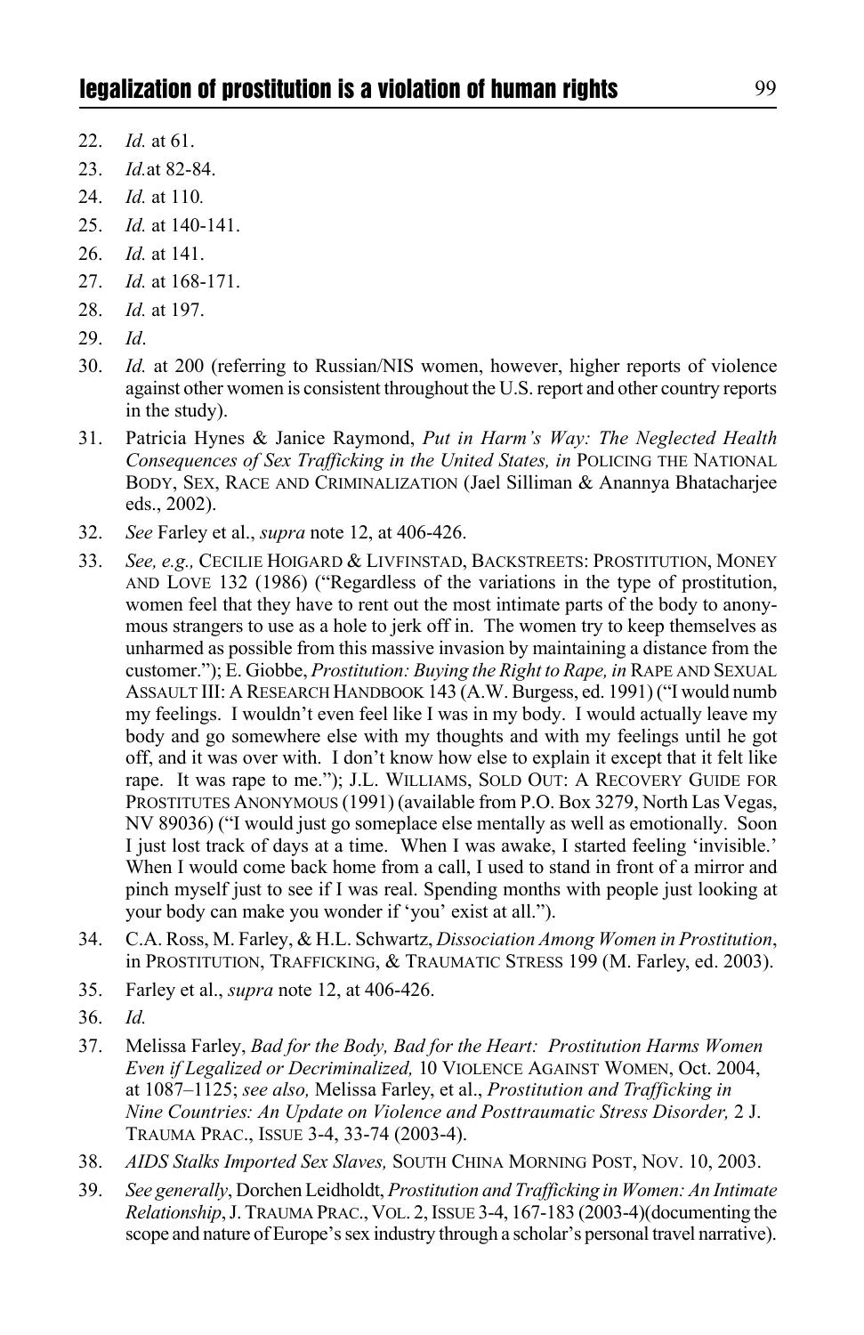22. *Id.* at 61.
23. *Id.*at 82-84.
24. *Id.* at 110*.*
25. *Id.* at 140-141.
26. *Id.* at 141.
27. *Id.* at 168-171.
28. *Id.* at 197.
29. *Id*.
30. *Id.* at 200 (referring to Russian/NIS women, however, higher reports of violence against other women is consistent throughout the U.S. report and other country reports in the study).
31. Patricia Hynes & Janice Raymond, *Put in Harm's Way: The Neglected Health Consequences of Sex Trafficking in the United States, in* POLICING THE NATIONAL BODY, SEX, RACE AND CRIMINALIZATION (Jael Silliman & Anannya Bhatacharjee eds., 2002).
32. *See* Farley et al., *supra* note 12, at 406-426.
33. *See, e.g.,* CECILIE HOIGARD & LIVFINSTAD, BACKSTREETS: PROSTITUTION, MONEY AND LOVE 132 (1986) ("Regardless of the variations in the type of prostitution, women feel that they have to rent out the most intimate parts of the body to anonymous strangers to use as a hole to jerk off in. The women try to keep themselves as unharmed as possible from this massive invasion by maintaining a distance from the customer."); E. Giobbe, *Prostitution: Buying the Right to Rape, in* RAPE AND SEXUAL ASSAULT III: A RESEARCH HANDBOOK 143 (A.W. Burgess, ed. 1991) ("I would numb my feelings. I wouldn't even feel like I was in my body. I would actually leave my body and go somewhere else with my thoughts and with my feelings until he got off, and it was over with. I don't know how else to explain it except that it felt like rape. It was rape to me."); J.L. WILLIAMS, SOLD OUT: A RECOVERY GUIDE FOR PROSTITUTES ANONYMOUS (1991) (available from P.O. Box 3279, North Las Vegas, NV 89036) ("I would just go someplace else mentally as well as emotionally. Soon I just lost track of days at a time. When I was awake, I started feeling 'invisible.' When I would come back home from a call, I used to stand in front of a mirror and pinch myself just to see if I was real. Spending months with people just looking at your body can make you wonder if 'you' exist at all.").
34. C.A. Ross, M. Farley, & H.L. Schwartz, *Dissociation Among Women in Prostitution*, in PROSTITUTION, TRAFFICKING, & TRAUMATIC STRESS 199 (M. Farley, ed. 2003).
35. Farley et al., *supra* note 12, at 406-426.
36. *Id.*
37. Melissa Farley, *Bad for the Body, Bad for the Heart: Prostitution Harms Women Even if Legalized or Decriminalized,* 10 VIOLENCE AGAINST WOMEN, Oct. 2004, at 1087–1125; *see also,* Melissa Farley, et al., *Prostitution and Trafficking in Nine Countries: An Update on Violence and Posttraumatic Stress Disorder,* 2 J. TRAUMA PRAC., ISSUE 3-4, 33-74 (2003-4).
38. *AIDS Stalks Imported Sex Slaves,* SOUTH CHINA MORNING POST, NOV. 10, 2003.
39. *See generally*, Dorchen Leidholdt, *Prostitution and Trafficking in Women: An Intimate Relationship*, J. TRAUMA PRAC., VOL. 2, ISSUE 3-4, 167-183 (2003-4)(documenting the scope and nature of Europe's sex industry through a scholar's personal travel narrative).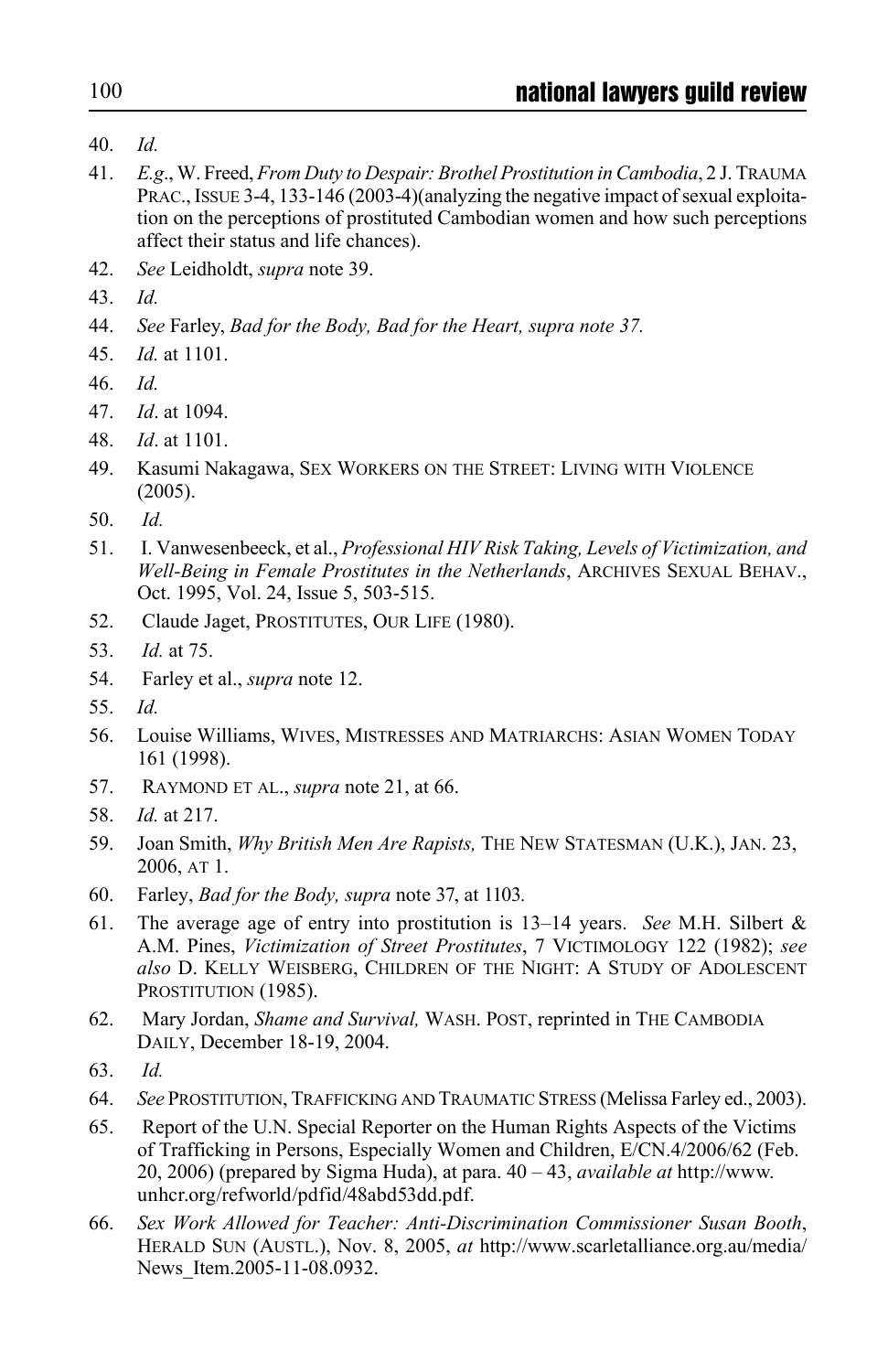40. *Id.*
41. *E.g*., W. Freed, *From Duty to Despair: Brothel Prostitution in Cambodia*, 2 J. TRAUMA PRAC., ISSUE 3-4, 133-146 (2003-4)(analyzing the negative impact of sexual exploitation on the perceptions of prostituted Cambodian women and how such perceptions affect their status and life chances).
42. *See* Leidholdt, *supra* note 39.
43. *Id.*
44. *See* Farley, *Bad for the Body, Bad for the Heart, supra note 37.*
45. *Id.* at 1101.
46. *Id.*
47. *Id*. at 1094.
48. *Id*. at 1101.
49. Kasumi Nakagawa, SEX WORKERS ON THE STREET: LIVING WITH VIOLENCE (2005).
50. *Id.*
51. I. Vanwesenbeeck, et al., *Professional HIV Risk Taking, Levels of Victimization, and Well-Being in Female Prostitutes in the Netherlands*, ARCHIVES SEXUAL BEHAV., Oct. 1995, Vol. 24, Issue 5, 503-515.
52. Claude Jaget, PROSTITUTES, OUR LIFE (1980).
53. *Id.* at 75.
54. Farley et al., *supra* note 12.
55. *Id.*
56. Louise Williams, WIVES, MISTRESSES AND MATRIARCHS: ASIAN WOMEN TODAY 161 (1998).
57. RAYMOND ET AL., *supra* note 21, at 66.
58. *Id.* at 217.
59. Joan Smith, *Why British Men Are Rapists,* THE NEW STATESMAN (U.K.), JAN. 23, 2006, AT 1.
60. Farley, *Bad for the Body, supra* note 37, at 1103.
61. The average age of entry into prostitution is 13–14 years. *See* M.H. Silbert & A.M. Pines, *Victimization of Street Prostitutes*, 7 VICTIMOLOGY 122 (1982); *see also* D. KELLY WEISBERG, CHILDREN OF THE NIGHT: A STUDY OF ADOLESCENT PROSTITUTION (1985).
62. Mary Jordan, *Shame and Survival,* WASH. POST, reprinted in THE CAMBODIA DAILY, December 18-19, 2004.
63. *Id.*
64. *See* PROSTITUTION, TRAFFICKING AND TRAUMATIC STRESS (Melissa Farley ed., 2003).
65. Report of the U.N. Special Reporter on the Human Rights Aspects of the Victims of Trafficking in Persons, Especially Women and Children, E/CN.4/2006/62 (Feb. 20, 2006) (prepared by Sigma Huda), at para. 40 – 43, *available at* http://www.unhcr.org/refworld/pdfid/48abd53dd.pdf.
66. *Sex Work Allowed for Teacher: Anti-Discrimination Commissioner Susan Booth*, HERALD SUN (AUSTL.), Nov. 8, 2005, *at* http://www.scarletalliance.org.au/media/News_Item.2005-11-08.0932.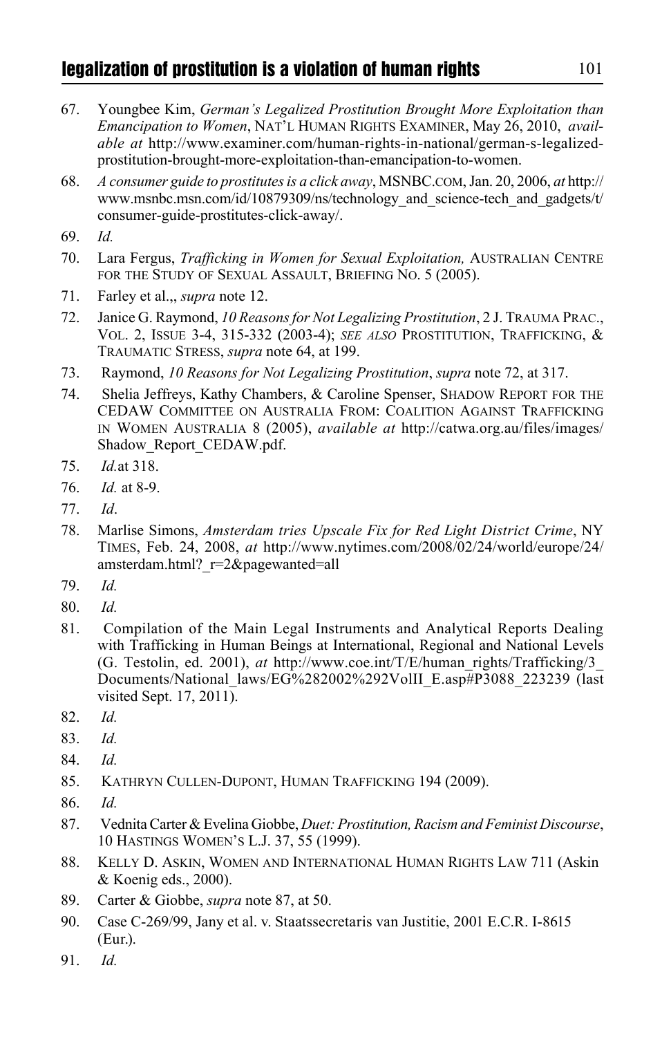67. Youngbee Kim, *German's Legalized Prostitution Brought More Exploitation than Emancipation to Women*, NAT'L HUMAN RIGHTS EXAMINER, May 26, 2010, *available at* http://www.examiner.com/human-rights-in-national/german-s-legalized-prostitution-brought-more-exploitation-than-emancipation-to-women.
68. *A consumer guide to prostitutes is a click away*, MSNBC.COM, Jan. 20, 2006, *at* http://www.msnbc.msn.com/id/10879309/ns/technology_and_science-tech_and_gadgets/t/consumer-guide-prostitutes-click-away/.
69. *Id.*
70. Lara Fergus, *Trafficking in Women for Sexual Exploitation,* AUSTRALIAN CENTRE FOR THE STUDY OF SEXUAL ASSAULT, BRIEFING NO. 5 (2005).
71. Farley et al.,, *supra* note 12.
72. Janice G. Raymond, *10 Reasons for Not Legalizing Prostitution*, 2 J. TRAUMA PRAC., VOL. 2, ISSUE 3-4, 315-332 (2003-4); *SEE ALSO* PROSTITUTION, TRAFFICKING, & TRAUMATIC STRESS, *supra* note 64, at 199.
73. Raymond, *10 Reasons for Not Legalizing Prostitution*, *supra* note 72, at 317.
74. Shelia Jeffreys, Kathy Chambers, & Caroline Spenser, SHADOW REPORT FOR THE CEDAW COMMITTEE ON AUSTRALIA FROM: COALITION AGAINST TRAFFICKING IN WOMEN AUSTRALIA 8 (2005), *available at* http://catwa.org.au/files/images/Shadow_Report_CEDAW.pdf.
75. *Id.*at 318.
76. *Id.* at 8-9.
77. *Id*.
78. Marlise Simons, *Amsterdam tries Upscale Fix for Red Light District Crime*, NY TIMES, Feb. 24, 2008, *at* http://www.nytimes.com/2008/02/24/world/europe/24/amsterdam.html?_r=2&pagewanted=all
79. *Id.*
80. *Id.*
81. Compilation of the Main Legal Instruments and Analytical Reports Dealing with Trafficking in Human Beings at International, Regional and National Levels (G. Testolin, ed. 2001), *at* http://www.coe.int/T/E/human_rights/Trafficking/3_Documents/National_laws/EG%282002%292VolII_E.asp#P3088_223239 (last visited Sept. 17, 2011).
82. *Id.*
83. *Id.*
84. *Id.*
85. KATHRYN CULLEN-DUPONT, HUMAN TRAFFICKING 194 (2009).
86. *Id.*
87. Vednita Carter & Evelina Giobbe, *Duet: Prostitution, Racism and Feminist Discourse*, 10 HASTINGS WOMEN'S L.J. 37, 55 (1999).
88. KELLY D. ASKIN, WOMEN AND INTERNATIONAL HUMAN RIGHTS LAW 711 (Askin & Koenig eds., 2000).
89. Carter & Giobbe, *supra* note 87, at 50.
90. Case C-269/99, Jany et al. v. Staatssecretaris van Justitie, 2001 E.C.R. I-8615 (Eur.).
91. *Id.*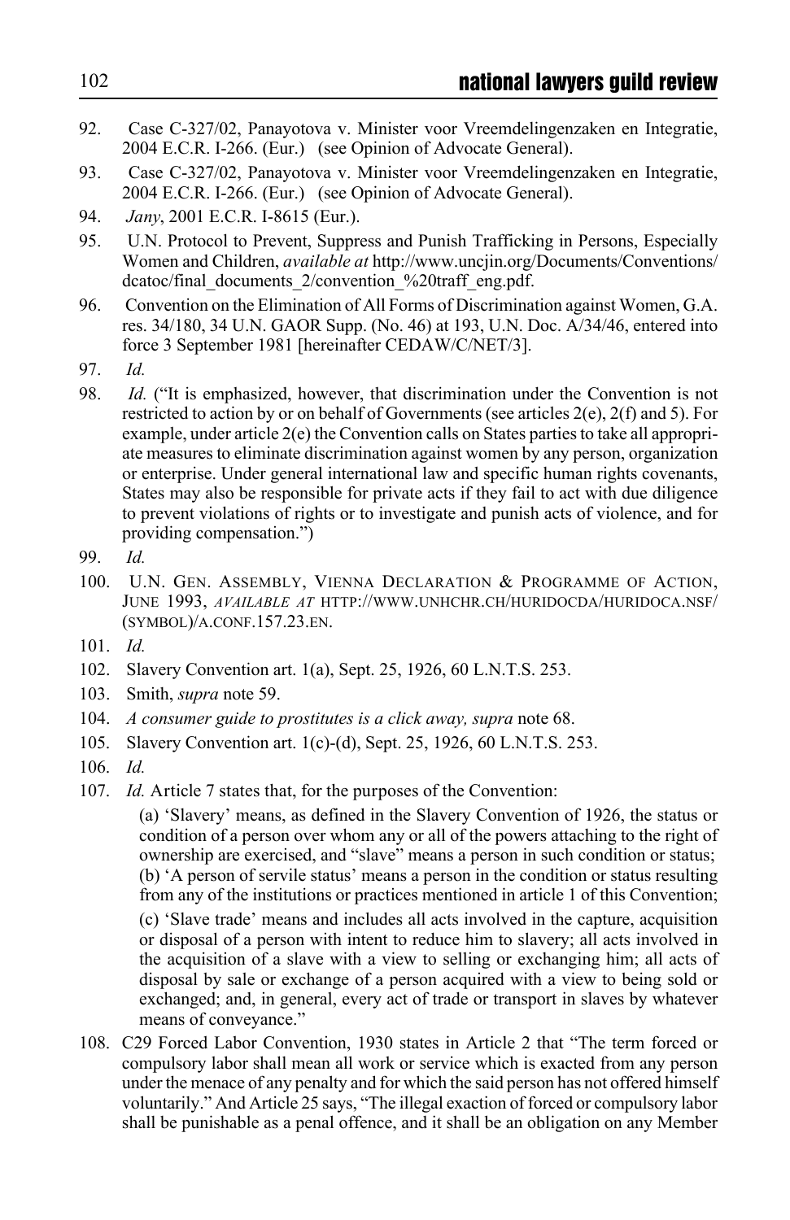92. Case C-327/02, Panayotova v. Minister voor Vreemdelingenzaken en Integratie, 2004 E.C.R. I-266. (Eur.) (see Opinion of Advocate General).

93. Case C-327/02, Panayotova v. Minister voor Vreemdelingenzaken en Integratie, 2004 E.C.R. I-266. (Eur.) (see Opinion of Advocate General).

94. *Jany*, 2001 E.C.R. I-8615 (Eur.).

95. U.N. Protocol to Prevent, Suppress and Punish Trafficking in Persons, Especially Women and Children, *available at* http://www.uncjin.org/Documents/Conventions/dcatoc/final_documents_2/convention_%20traff_eng.pdf.

96. Convention on the Elimination of All Forms of Discrimination against Women, G.A. res. 34/180, 34 U.N. GAOR Supp. (No. 46) at 193, U.N. Doc. A/34/46, entered into force 3 September 1981 [hereinafter CEDAW/C/NET/3].

97. *Id.*

98. *Id.* ("It is emphasized, however, that discrimination under the Convention is not restricted to action by or on behalf of Governments (see articles 2(e), 2(f) and 5). For example, under article 2(e) the Convention calls on States parties to take all appropriate measures to eliminate discrimination against women by any person, organization or enterprise. Under general international law and specific human rights covenants, States may also be responsible for private acts if they fail to act with due diligence to prevent violations of rights or to investigate and punish acts of violence, and for providing compensation.")

99. *Id.*

100. U.N. Gen. Assembly, Vienna Declaration & Programme of Action, June 1993, *available at* http://www.unhchr.ch/huridocda/huridoca.nsf/(symbol)/a.conf.157.23.en.

101. *Id.*

102. Slavery Convention art. 1(a), Sept. 25, 1926, 60 L.N.T.S. 253.

103. Smith, *supra* note 59.

104. *A consumer guide to prostitutes is a click away, supra* note 68.

105. Slavery Convention art. 1(c)-(d), Sept. 25, 1926, 60 L.N.T.S. 253.

106. *Id.*

107. *Id.* Article 7 states that, for the purposes of the Convention:

> (a) 'Slavery' means, as defined in the Slavery Convention of 1926, the status or condition of a person over whom any or all of the powers attaching to the right of ownership are exercised, and "slave" means a person in such condition or status;
> (b) 'A person of servile status' means a person in the condition or status resulting from any of the institutions or practices mentioned in article 1 of this Convention;
>
> (c) 'Slave trade' means and includes all acts involved in the capture, acquisition or disposal of a person with intent to reduce him to slavery; all acts involved in the acquisition of a slave with a view to selling or exchanging him; all acts of disposal by sale or exchange of a person acquired with a view to being sold or exchanged; and, in general, every act of trade or transport in slaves by whatever means of conveyance."

108. C29 Forced Labor Convention, 1930 states in Article 2 that "The term forced or compulsory labor shall mean all work or service which is exacted from any person under the menace of any penalty and for which the said person has not offered himself voluntarily." And Article 25 says, "The illegal exaction of forced or compulsory labor shall be punishable as a penal offence, and it shall be an obligation on any Member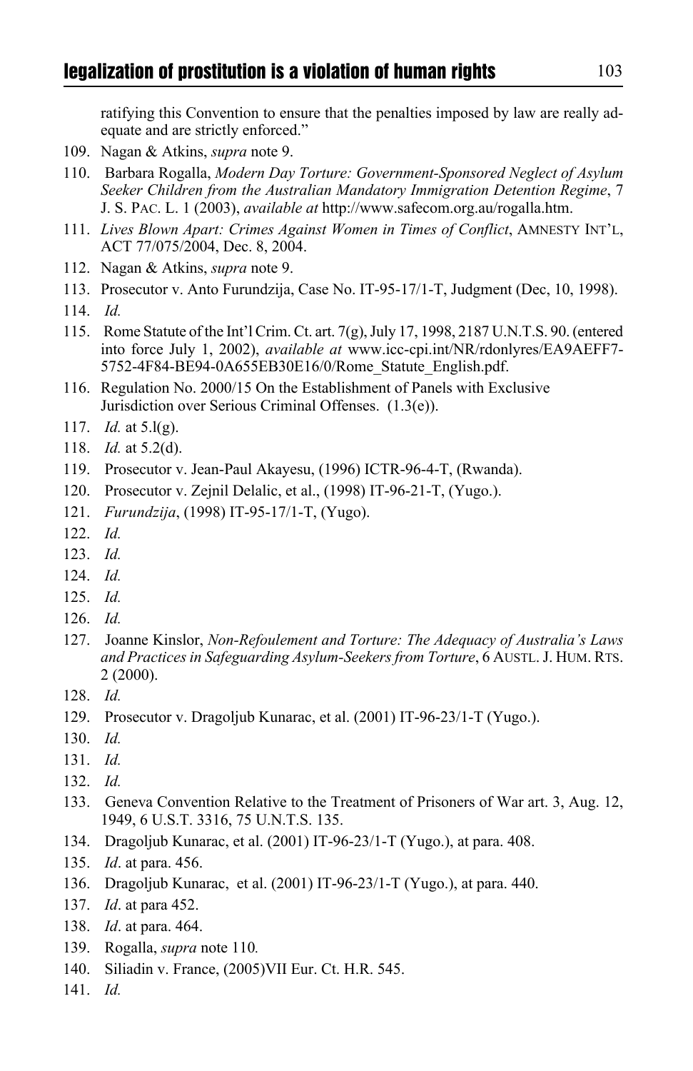ratifying this Convention to ensure that the penalties imposed by law are really adequate and are strictly enforced."

109. Nagan & Atkins, *supra* note 9.
110. Barbara Rogalla, *Modern Day Torture: Government-Sponsored Neglect of Asylum Seeker Children from the Australian Mandatory Immigration Detention Regime*, 7 J. S. Pac. L. 1 (2003), *available at* http://www.safecom.org.au/rogalla.htm.
111. *Lives Blown Apart: Crimes Against Women in Times of Conflict*, Amnesty Int'l, ACT 77/075/2004, Dec. 8, 2004.
112. Nagan & Atkins, *supra* note 9.
113. Prosecutor v. Anto Furundzija, Case No. IT-95-17/1-T, Judgment (Dec, 10, 1998).
114. *Id.*
115. Rome Statute of the Int'l Crim. Ct. art. 7(g), July 17, 1998, 2187 U.N.T.S. 90. (entered into force July 1, 2002), *available at* www.icc-cpi.int/NR/rdonlyres/EA9AEFF7-5752-4F84-BE94-0A655EB30E16/0/Rome_Statute_English.pdf.
116. Regulation No. 2000/15 On the Establishment of Panels with Exclusive Jurisdiction over Serious Criminal Offenses. (1.3(e)).
117. *Id.* at 5.l(g).
118. *Id.* at 5.2(d).
119. Prosecutor v. Jean-Paul Akayesu, (1996) ICTR-96-4-T, (Rwanda).
120. Prosecutor v. Zejnil Delalic, et al., (1998) IT-96-21-T, (Yugo.).
121. *Furundzija*, (1998) IT-95-17/1-T, (Yugo).
122. *Id.*
123. *Id.*
124. *Id.*
125. *Id.*
126. *Id.*
127. Joanne Kinslor, *Non-Refoulement and Torture: The Adequacy of Australia's Laws and Practices in Safeguarding Asylum-Seekers from Torture*, 6 Austl. J. Hum. Rts. 2 (2000).
128. *Id.*
129. Prosecutor v. Dragoljub Kunarac, et al. (2001) IT-96-23/1-T (Yugo.).
130. *Id.*
131. *Id.*
132. *Id.*
133. Geneva Convention Relative to the Treatment of Prisoners of War art. 3, Aug. 12, 1949, 6 U.S.T. 3316, 75 U.N.T.S. 135.
134. Dragoljub Kunarac, et al. (2001) IT-96-23/1-T (Yugo.), at para. 408.
135. *Id*. at para. 456.
136. Dragoljub Kunarac, et al. (2001) IT-96-23/1-T (Yugo.), at para. 440.
137. *Id*. at para 452.
138. *Id*. at para. 464.
139. Rogalla, *supra* note 110*.*
140. Siliadin v. France, (2005)VII Eur. Ct. H.R. 545.
141. *Id.*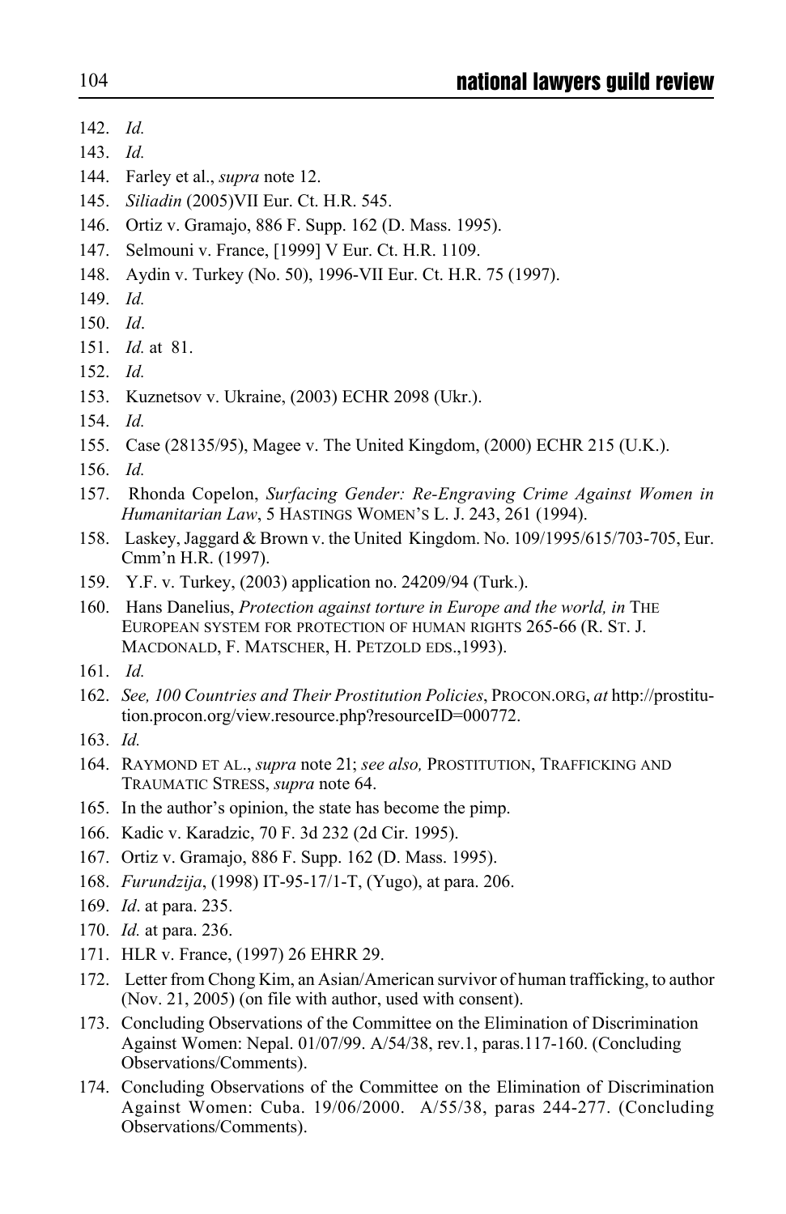142. *Id.*
143. *Id.*
144. Farley et al., *supra* note 12.
145. *Siliadin* (2005)VII Eur. Ct. H.R. 545.
146. Ortiz v. Gramajo, 886 F. Supp. 162 (D. Mass. 1995).
147. Selmouni v. France, [1999] V Eur. Ct. H.R. 1109.
148. Aydin v. Turkey (No. 50), 1996-VII Eur. Ct. H.R. 75 (1997).
149. *Id.*
150. *Id*.
151. *Id.* at 81.
152. *Id.*
153. Kuznetsov v. Ukraine, (2003) ECHR 2098 (Ukr.).
154. *Id.*
155. Case (28135/95), Magee v. The United Kingdom, (2000) ECHR 215 (U.K.).
156. *Id.*
157. Rhonda Copelon, *Surfacing Gender: Re-Engraving Crime Against Women in Humanitarian Law*, 5 HASTINGS WOMEN'S L. J. 243, 261 (1994).
158. Laskey, Jaggard & Brown v. the United Kingdom. No. 109/1995/615/703-705, Eur. Cmm'n H.R. (1997).
159. Y.F. v. Turkey, (2003) application no. 24209/94 (Turk.).
160. Hans Danelius, *Protection against torture in Europe and the world, in* THE EUROPEAN SYSTEM FOR PROTECTION OF HUMAN RIGHTS 265-66 (R. ST. J. MACDONALD, F. MATSCHER, H. PETZOLD EDS.,1993).
161. *Id.*
162. *See, 100 Countries and Their Prostitution Policies*, PROCON.ORG, *at* http://prostitution.procon.org/view.resource.php?resourceID=000772.
163. *Id.*
164. RAYMOND ET AL., *supra* note 21; *see also,* PROSTITUTION, TRAFFICKING AND TRAUMATIC STRESS, *supra* note 64.
165. In the author's opinion, the state has become the pimp.
166. Kadic v. Karadzic, 70 F. 3d 232 (2d Cir. 1995).
167. Ortiz v. Gramajo, 886 F. Supp. 162 (D. Mass. 1995).
168. *Furundzija*, (1998) IT-95-17/1-T, (Yugo), at para. 206.
169. *Id*. at para. 235.
170. *Id.* at para. 236.
171. HLR v. France, (1997) 26 EHRR 29.
172. Letter from Chong Kim, an Asian/American survivor of human trafficking, to author (Nov. 21, 2005) (on file with author, used with consent).
173. Concluding Observations of the Committee on the Elimination of Discrimination Against Women: Nepal. 01/07/99. A/54/38, rev.1, paras.117-160. (Concluding Observations/Comments).
174. Concluding Observations of the Committee on the Elimination of Discrimination Against Women: Cuba. 19/06/2000. A/55/38, paras 244-277. (Concluding Observations/Comments).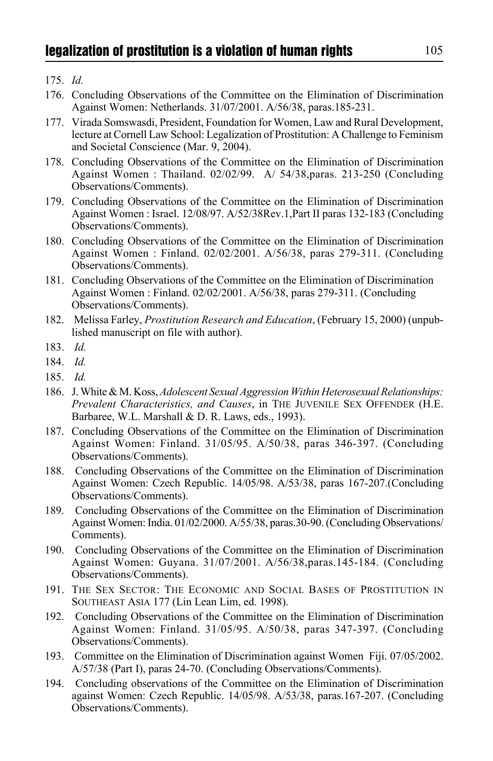175. *Id.*

176. Concluding Observations of the Committee on the Elimination of Discrimination Against Women: Netherlands. 31/07/2001. A/56/38, paras.185-231.

177. Virada Somswasdi, President, Foundation for Women, Law and Rural Development, lecture at Cornell Law School: Legalization of Prostitution: A Challenge to Feminism and Societal Conscience (Mar. 9, 2004).

178. Concluding Observations of the Committee on the Elimination of Discrimination Against Women : Thailand. 02/02/99. A/ 54/38,paras. 213-250 (Concluding Observations/Comments).

179. Concluding Observations of the Committee on the Elimination of Discrimination Against Women : Israel. 12/08/97. A/52/38Rev.1,Part II paras 132-183 (Concluding Observations/Comments).

180. Concluding Observations of the Committee on the Elimination of Discrimination Against Women : Finland. 02/02/2001. A/56/38, paras 279-311. (Concluding Observations/Comments).

181. Concluding Observations of the Committee on the Elimination of Discrimination Against Women : Finland. 02/02/2001. A/56/38, paras 279-311. (Concluding Observations/Comments).

182. Melissa Farley, *Prostitution Research and Education*, (February 15, 2000) (unpublished manuscript on file with author).

183. *Id.*

184. *Id.*

185. *Id.*

186. J. White & M. Koss, *Adolescent Sexual Aggression Within Heterosexual Relationships: Prevalent Characteristics, and Causes*, in THE JUVENILE SEX OFFENDER (H.E. Barbaree, W.L. Marshall & D. R. Laws, eds., 1993).

187. Concluding Observations of the Committee on the Elimination of Discrimination Against Women: Finland. 31/05/95. A/50/38, paras 346-397. (Concluding Observations/Comments).

188. Concluding Observations of the Committee on the Elimination of Discrimination Against Women: Czech Republic. 14/05/98. A/53/38, paras 167-207.(Concluding Observations/Comments).

189. Concluding Observations of the Committee on the Elimination of Discrimination Against Women: India. 01/02/2000. A/55/38, paras.30-90. (Concluding Observations/Comments).

190. Concluding Observations of the Committee on the Elimination of Discrimination Against Women: Guyana. 31/07/2001. A/56/38,paras.145-184. (Concluding Observations/Comments).

191. THE SEX SECTOR: THE ECONOMIC AND SOCIAL BASES OF PROSTITUTION IN SOUTHEAST ASIA 177 (Lin Lean Lim, ed. 1998).

192. Concluding Observations of the Committee on the Elimination of Discrimination Against Women: Finland. 31/05/95. A/50/38, paras 347-397. (Concluding Observations/Comments).

193. Committee on the Elimination of Discrimination against Women Fiji. 07/05/2002. A/57/38 (Part I), paras 24-70. (Concluding Observations/Comments).

194. Concluding observations of the Committee on the Elimination of Discrimination against Women: Czech Republic. 14/05/98. A/53/38, paras.167-207. (Concluding Observations/Comments).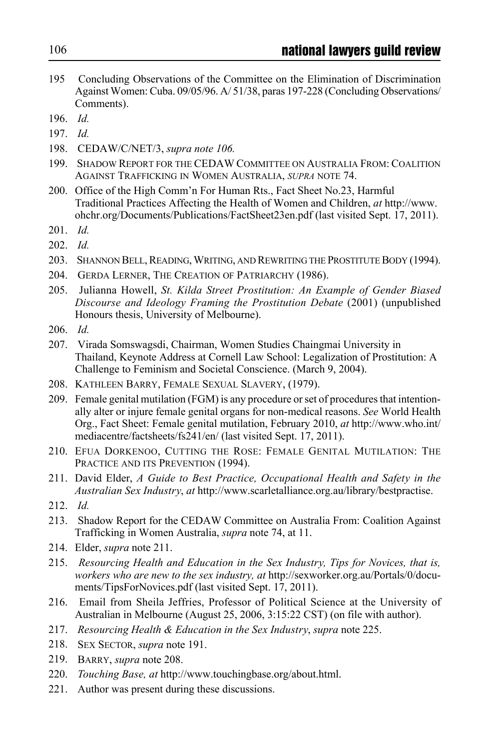195 Concluding Observations of the Committee on the Elimination of Discrimination Against Women: Cuba. 09/05/96. A/ 51/38, paras 197-228 (Concluding Observations/ Comments).

196. *Id.*

197. *Id.*

198. CEDAW/C/NET/3, *supra note 106.*

199. SHADOW REPORT FOR THE CEDAW COMMITTEE ON AUSTRALIA FROM: COALITION AGAINST TRAFFICKING IN WOMEN AUSTRALIA, *SUPRA* NOTE 74.

200. Office of the High Comm'n For Human Rts., Fact Sheet No.23, Harmful Traditional Practices Affecting the Health of Women and Children, *at* http://www.ohchr.org/Documents/Publications/FactSheet23en.pdf (last visited Sept. 17, 2011).

201. *Id.*

202. *Id.*

203. SHANNON BELL, READING, WRITING, AND REWRITING THE PROSTITUTE BODY (1994).

204. GERDA LERNER, THE CREATION OF PATRIARCHY (1986).

205. Julianna Howell, *St. Kilda Street Prostitution: An Example of Gender Biased Discourse and Ideology Framing the Prostitution Debate* (2001) (unpublished Honours thesis, University of Melbourne).

206. *Id.*

207. Virada Somswagsdi, Chairman, Women Studies Chaingmai University in Thailand, Keynote Address at Cornell Law School: Legalization of Prostitution: A Challenge to Feminism and Societal Conscience. (March 9, 2004).

208. KATHLEEN BARRY, FEMALE SEXUAL SLAVERY, (1979).

209. Female genital mutilation (FGM) is any procedure or set of procedures that intentionally alter or injure female genital organs for non-medical reasons. *See* World Health Org., Fact Sheet: Female genital mutilation, February 2010, *at* http://www.who.int/mediacentre/factsheets/fs241/en/ (last visited Sept. 17, 2011).

210. EFUA DORKENOO, CUTTING THE ROSE: FEMALE GENITAL MUTILATION: THE PRACTICE AND ITS PREVENTION (1994).

211. David Elder, *A Guide to Best Practice, Occupational Health and Safety in the Australian Sex Industry*, *at* http://www.scarletalliance.org.au/library/bestpractise.

212. *Id.*

213. Shadow Report for the CEDAW Committee on Australia From: Coalition Against Trafficking in Women Australia, *supra* note 74, at 11.

214. Elder, *supra* note 211.

215. *Resourcing Health and Education in the Sex Industry, Tips for Novices, that is, workers who are new to the sex industry, at* http://sexworker.org.au/Portals/0/documents/TipsForNovices.pdf (last visited Sept. 17, 2011).

216. Email from Sheila Jeffries, Professor of Political Science at the University of Australian in Melbourne (August 25, 2006, 3:15:22 CST) (on file with author).

217. *Resourcing Health & Education in the Sex Industry*, *supra* note 225.

218. SEX SECTOR, *supra* note 191.

219. BARRY, *supra* note 208.

220. *Touching Base, at* http://www.touchingbase.org/about.html.

221. Author was present during these discussions.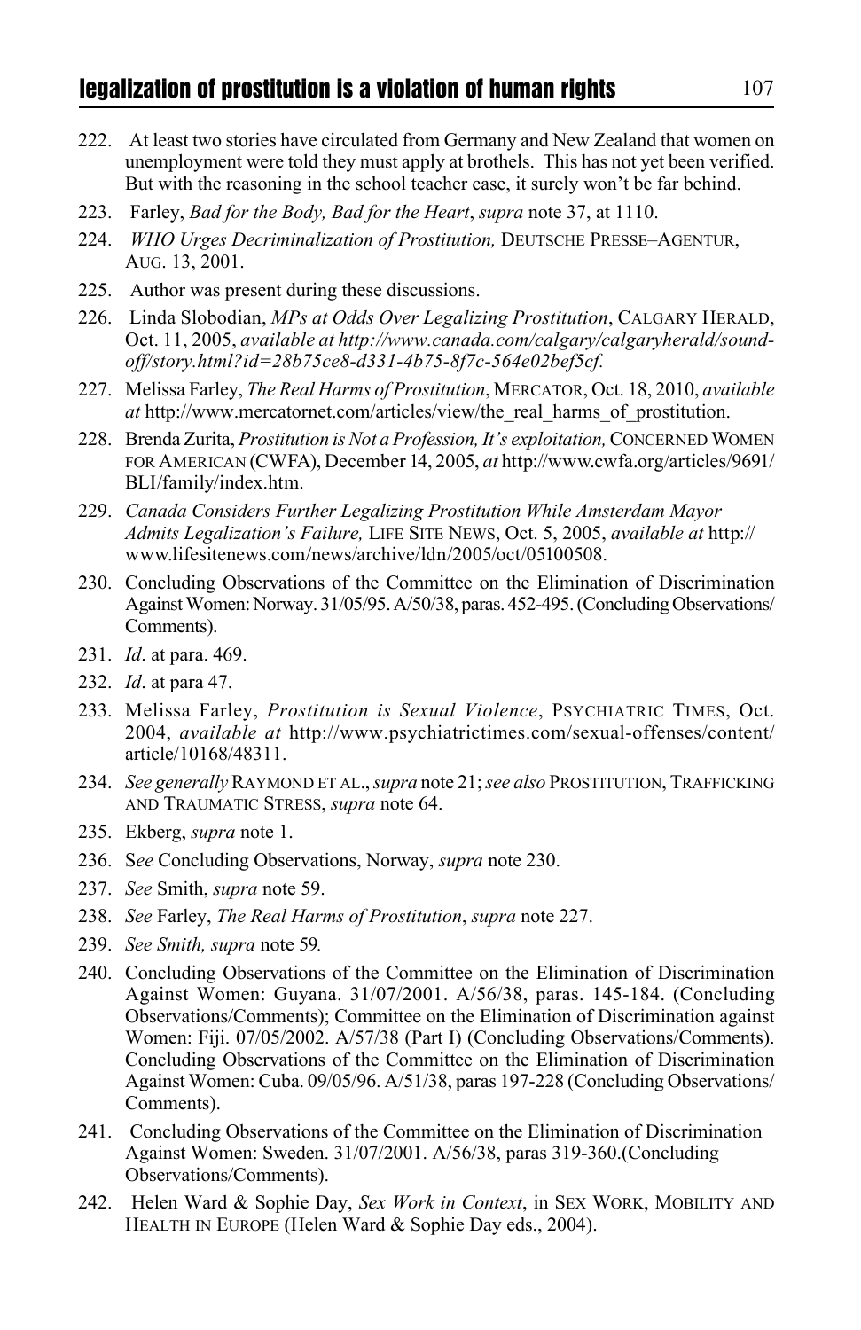222. At least two stories have circulated from Germany and New Zealand that women on unemployment were told they must apply at brothels. This has not yet been verified. But with the reasoning in the school teacher case, it surely won't be far behind.

223. Farley, *Bad for the Body, Bad for the Heart*, *supra* note 37, at 1110.

224. *WHO Urges Decriminalization of Prostitution,* DEUTSCHE PRESSE–AGENTUR, AUG. 13, 2001.

225. Author was present during these discussions.

226. Linda Slobodian, *MPs at Odds Over Legalizing Prostitution*, CALGARY HERALD, Oct. 11, 2005, *available at http://www.canada.com/calgary/calgaryherald/sound-off/story.html?id=28b75ce8-d331-4b75-8f7c-564e02bef5cf.*

227. Melissa Farley, *The Real Harms of Prostitution*, MERCATOR, Oct. 18, 2010, *available at* http://www.mercatornet.com/articles/view/the_real_harms_of_prostitution.

228. Brenda Zurita, *Prostitution is Not a Profession, It's exploitation,* CONCERNED WOMEN FOR AMERICAN (CWFA), December 14, 2005, *at* http://www.cwfa.org/articles/9691/BLI/family/index.htm.

229. *Canada Considers Further Legalizing Prostitution While Amsterdam Mayor Admits Legalization's Failure,* LIFE SITE NEWS, Oct. 5, 2005, *available at* http://www.lifesitenews.com/news/archive/ldn/2005/oct/05100508.

230. Concluding Observations of the Committee on the Elimination of Discrimination Against Women: Norway. 31/05/95. A/50/38, paras. 452-495. (Concluding Observations/Comments).

231. *Id*. at para. 469.

232. *Id*. at para 47.

233. Melissa Farley, *Prostitution is Sexual Violence*, PSYCHIATRIC TIMES, Oct. 2004, *available at* http://www.psychiatrictimes.com/sexual-offenses/content/article/10168/48311.

234. *See generally* RAYMOND ET AL., *supra* note 21; *see also* PROSTITUTION, TRAFFICKING AND TRAUMATIC STRESS, *supra* note 64.

235. Ekberg, *supra* note 1.

236. S*ee* Concluding Observations, Norway, *supra* note 230.

237. *See* Smith, *supra* note 59.

238. *See* Farley, *The Real Harms of Prostitution*, *supra* note 227.

239. *See Smith, supra* note 59*.*

240. Concluding Observations of the Committee on the Elimination of Discrimination Against Women: Guyana. 31/07/2001. A/56/38, paras. 145-184. (Concluding Observations/Comments); Committee on the Elimination of Discrimination against Women: Fiji. 07/05/2002. A/57/38 (Part I) (Concluding Observations/Comments). Concluding Observations of the Committee on the Elimination of Discrimination Against Women: Cuba. 09/05/96. A/51/38, paras 197-228 (Concluding Observations/Comments).

241. Concluding Observations of the Committee on the Elimination of Discrimination Against Women: Sweden. 31/07/2001. A/56/38, paras 319-360.(Concluding Observations/Comments).

242. Helen Ward & Sophie Day, *Sex Work in Context*, in SEX WORK, MOBILITY AND HEALTH IN EUROPE (Helen Ward & Sophie Day eds., 2004).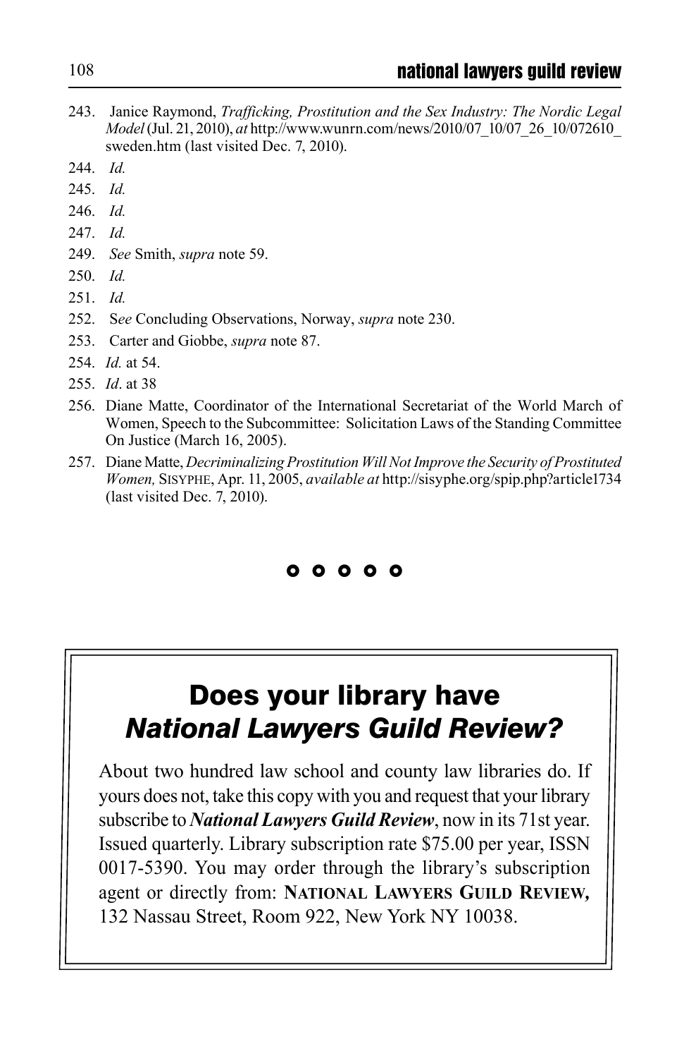243. Janice Raymond, *Trafficking, Prostitution and the Sex Industry: The Nordic Legal Model* (Jul. 21, 2010), *at* http://www.wunrn.com/news/2010/07_10/07_26_10/072610_sweden.htm (last visited Dec. 7, 2010).

244. *Id.*

245. *Id.*

246. *Id.*

247. *Id.*

249. *See* Smith, *supra* note 59.

250. *Id.*

251. *Id.*

252. S*ee* Concluding Observations, Norway, *supra* note 230.

253. Carter and Giobbe, *supra* note 87.

254. *Id.* at 54.

255. *Id*. at 38

256. Diane Matte, Coordinator of the International Secretariat of the World March of Women, Speech to the Subcommittee: Solicitation Laws of the Standing Committee On Justice (March 16, 2005).

257. Diane Matte, *Decriminalizing Prostitution Will Not Improve the Security of Prostituted Women,* Sisyphe, Apr. 11, 2005, *available at* http://sisyphe.org/spip.php?article1734 (last visited Dec. 7, 2010).

o o o o o

## Does your library have *National Lawyers Guild Review?*

About two hundred law school and county law libraries do. If yours does not, take this copy with you and request that your library subscribe to ***National Lawyers Guild Review***, now in its 71st year. Issued quarterly. Library subscription rate $75.00 per year, ISSN 0017-5390. You may order through the library's subscription agent or directly from: **National Lawyers Guild Review,** 132 Nassau Street, Room 922, New York NY 10038.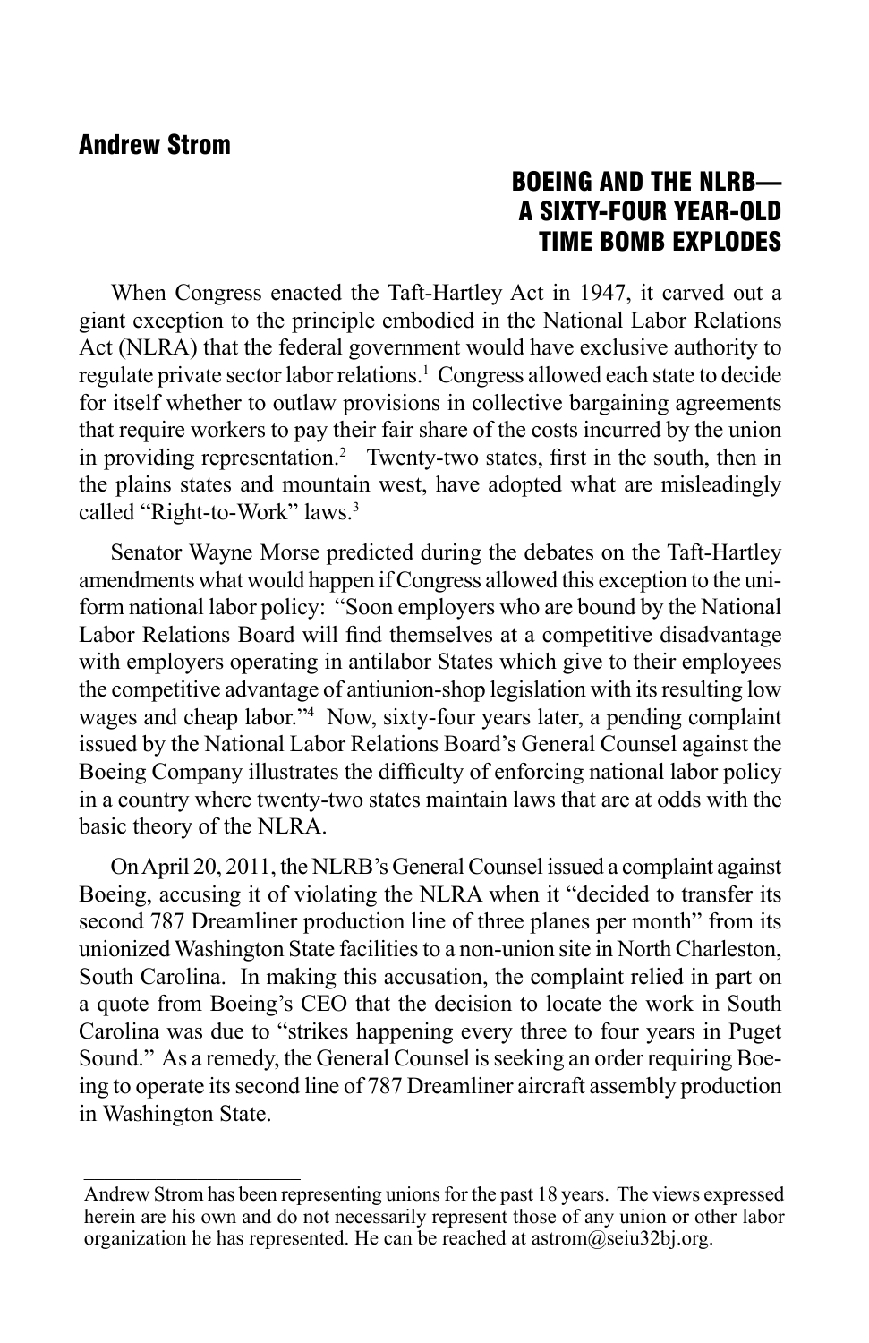## Andrew Strom

# BOEING AND THE NLRB— A SIXTY-FOUR YEAR-OLD TIME BOMB EXPLODES

When Congress enacted the Taft-Hartley Act in 1947, it carved out a giant exception to the principle embodied in the National Labor Relations Act (NLRA) that the federal government would have exclusive authority to regulate private sector labor relations.[1] Congress allowed each state to decide for itself whether to outlaw provisions in collective bargaining agreements that require workers to pay their fair share of the costs incurred by the union in providing representation.[2] Twenty-two states, first in the south, then in the plains states and mountain west, have adopted what are misleadingly called "Right-to-Work" laws.[3]

Senator Wayne Morse predicted during the debates on the Taft-Hartley amendments what would happen if Congress allowed this exception to the uniform national labor policy: "Soon employers who are bound by the National Labor Relations Board will find themselves at a competitive disadvantage with employers operating in antilabor States which give to their employees the competitive advantage of antiunion-shop legislation with its resulting low wages and cheap labor."[4] Now, sixty-four years later, a pending complaint issued by the National Labor Relations Board's General Counsel against the Boeing Company illustrates the difficulty of enforcing national labor policy in a country where twenty-two states maintain laws that are at odds with the basic theory of the NLRA.

On April 20, 2011, the NLRB's General Counsel issued a complaint against Boeing, accusing it of violating the NLRA when it "decided to transfer its second 787 Dreamliner production line of three planes per month" from its unionized Washington State facilities to a non-union site in North Charleston, South Carolina. In making this accusation, the complaint relied in part on a quote from Boeing's CEO that the decision to locate the work in South Carolina was due to "strikes happening every three to four years in Puget Sound." As a remedy, the General Counsel is seeking an order requiring Boeing to operate its second line of 787 Dreamliner aircraft assembly production in Washington State.

---

Andrew Strom has been representing unions for the past 18 years. The views expressed herein are his own and do not necessarily represent those of any union or other labor organization he has represented. He can be reached at astrom@seiu32bj.org.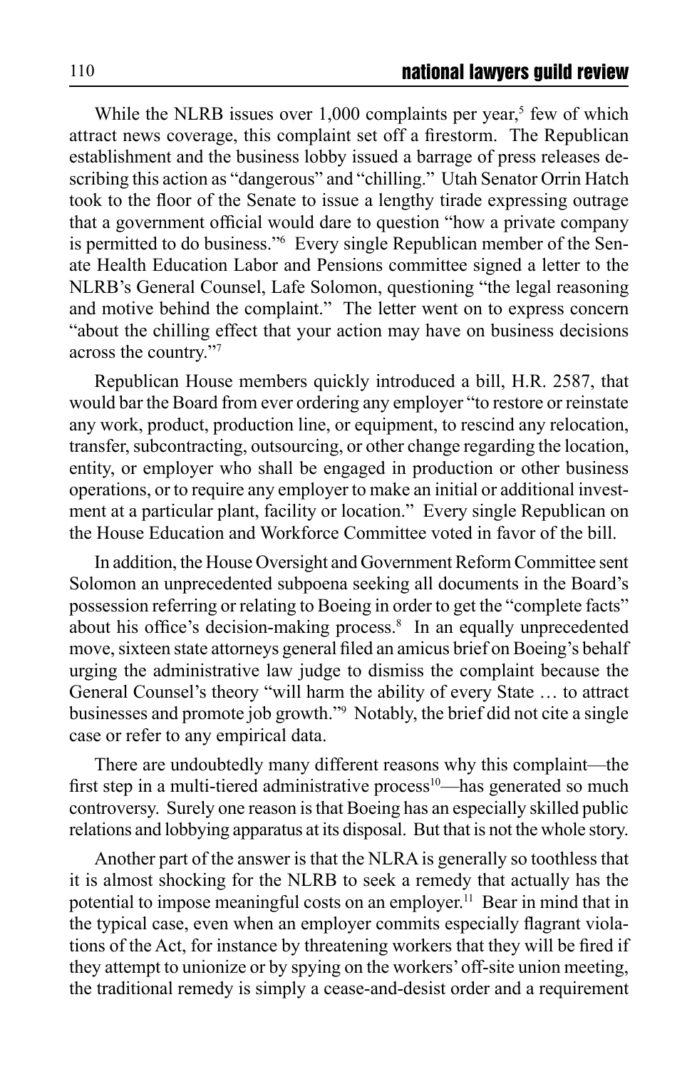While the NLRB issues over 1,000 complaints per year,[5] few of which attract news coverage, this complaint set off a firestorm. The Republican establishment and the business lobby issued a barrage of press releases describing this action as "dangerous" and "chilling." Utah Senator Orrin Hatch took to the floor of the Senate to issue a lengthy tirade expressing outrage that a government official would dare to question "how a private company is permitted to do business."[6] Every single Republican member of the Senate Health Education Labor and Pensions committee signed a letter to the NLRB's General Counsel, Lafe Solomon, questioning "the legal reasoning and motive behind the complaint." The letter went on to express concern "about the chilling effect that your action may have on business decisions across the country."[7]

Republican House members quickly introduced a bill, H.R. 2587, that would bar the Board from ever ordering any employer "to restore or reinstate any work, product, production line, or equipment, to rescind any relocation, transfer, subcontracting, outsourcing, or other change regarding the location, entity, or employer who shall be engaged in production or other business operations, or to require any employer to make an initial or additional investment at a particular plant, facility or location." Every single Republican on the House Education and Workforce Committee voted in favor of the bill.

In addition, the House Oversight and Government Reform Committee sent Solomon an unprecedented subpoena seeking all documents in the Board's possession referring or relating to Boeing in order to get the "complete facts" about his office's decision-making process.[8] In an equally unprecedented move, sixteen state attorneys general filed an amicus brief on Boeing's behalf urging the administrative law judge to dismiss the complaint because the General Counsel's theory "will harm the ability of every State … to attract businesses and promote job growth."[9] Notably, the brief did not cite a single case or refer to any empirical data.

There are undoubtedly many different reasons why this complaint—the first step in a multi-tiered administrative process[10]—has generated so much controversy. Surely one reason is that Boeing has an especially skilled public relations and lobbying apparatus at its disposal. But that is not the whole story.

Another part of the answer is that the NLRA is generally so toothless that it is almost shocking for the NLRB to seek a remedy that actually has the potential to impose meaningful costs on an employer.[11] Bear in mind that in the typical case, even when an employer commits especially flagrant violations of the Act, for instance by threatening workers that they will be fired if they attempt to unionize or by spying on the workers' off-site union meeting, the traditional remedy is simply a cease-and-desist order and a requirement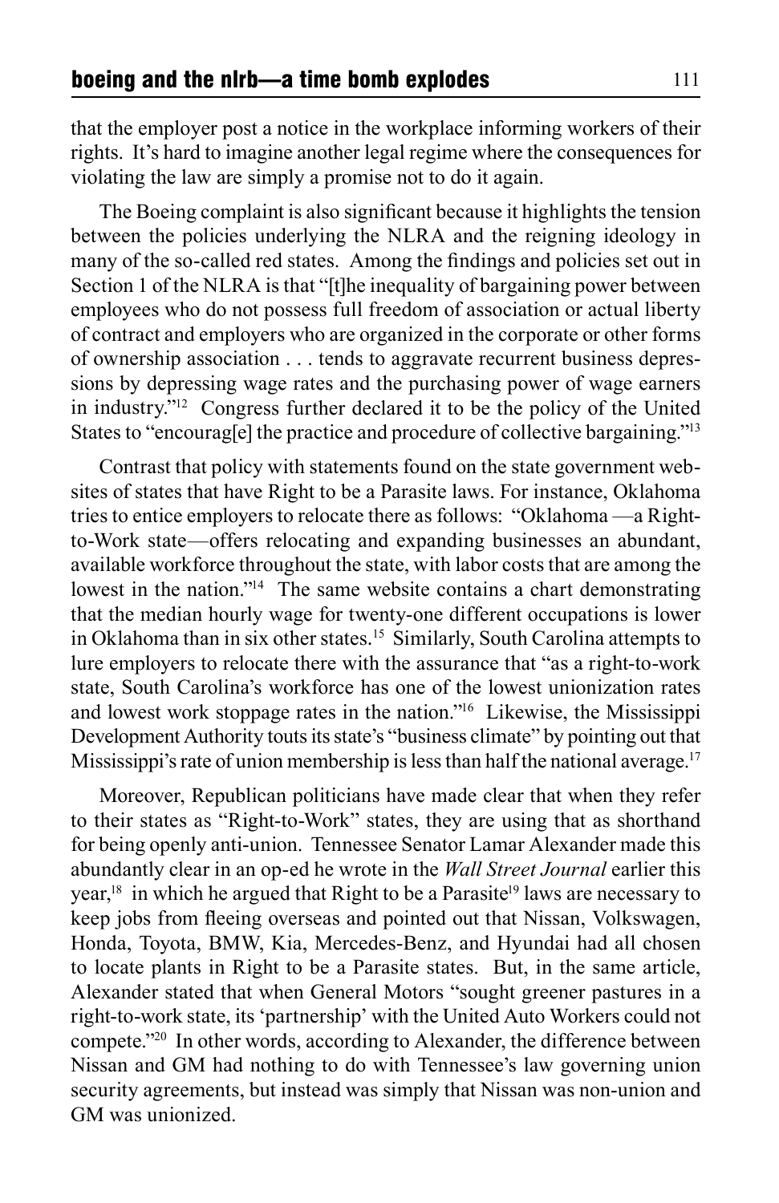that the employer post a notice in the workplace informing workers of their rights. It's hard to imagine another legal regime where the consequences for violating the law are simply a promise not to do it again.

The Boeing complaint is also significant because it highlights the tension between the policies underlying the NLRA and the reigning ideology in many of the so-called red states. Among the findings and policies set out in Section 1 of the NLRA is that "[t]he inequality of bargaining power between employees who do not possess full freedom of association or actual liberty of contract and employers who are organized in the corporate or other forms of ownership association . . . tends to aggravate recurrent business depressions by depressing wage rates and the purchasing power of wage earners in industry."[12] Congress further declared it to be the policy of the United States to "encourag[e] the practice and procedure of collective bargaining."[13]

Contrast that policy with statements found on the state government websites of states that have Right to be a Parasite laws. For instance, Oklahoma tries to entice employers to relocate there as follows: "Oklahoma —a Right-to-Work state—offers relocating and expanding businesses an abundant, available workforce throughout the state, with labor costs that are among the lowest in the nation."[14] The same website contains a chart demonstrating that the median hourly wage for twenty-one different occupations is lower in Oklahoma than in six other states.[15] Similarly, South Carolina attempts to lure employers to relocate there with the assurance that "as a right-to-work state, South Carolina's workforce has one of the lowest unionization rates and lowest work stoppage rates in the nation."[16] Likewise, the Mississippi Development Authority touts its state's "business climate" by pointing out that Mississippi's rate of union membership is less than half the national average.[17]

Moreover, Republican politicians have made clear that when they refer to their states as "Right-to-Work" states, they are using that as shorthand for being openly anti-union. Tennessee Senator Lamar Alexander made this abundantly clear in an op-ed he wrote in the *Wall Street Journal* earlier this year,[18] in which he argued that Right to be a Parasite[19] laws are necessary to keep jobs from fleeing overseas and pointed out that Nissan, Volkswagen, Honda, Toyota, BMW, Kia, Mercedes-Benz, and Hyundai had all chosen to locate plants in Right to be a Parasite states. But, in the same article, Alexander stated that when General Motors "sought greener pastures in a right-to-work state, its 'partnership' with the United Auto Workers could not compete."[20] In other words, according to Alexander, the difference between Nissan and GM had nothing to do with Tennessee's law governing union security agreements, but instead was simply that Nissan was non-union and GM was unionized.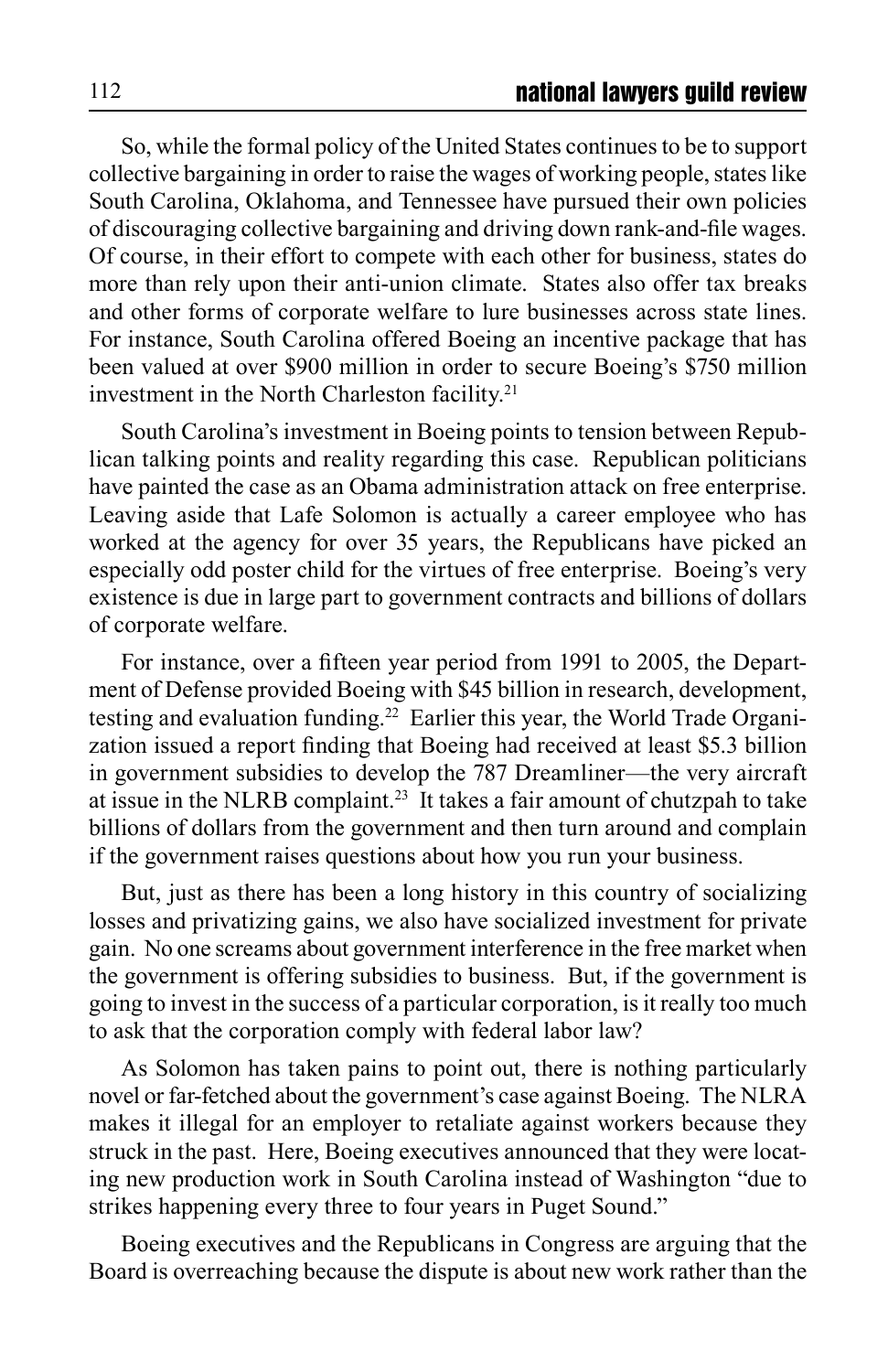So, while the formal policy of the United States continues to be to support collective bargaining in order to raise the wages of working people, states like South Carolina, Oklahoma, and Tennessee have pursued their own policies of discouraging collective bargaining and driving down rank-and-file wages. Of course, in their effort to compete with each other for business, states do more than rely upon their anti-union climate. States also offer tax breaks and other forms of corporate welfare to lure businesses across state lines. For instance, South Carolina offered Boeing an incentive package that has been valued at over $900 million in order to secure Boeing's $750 million investment in the North Charleston facility.[21]

South Carolina's investment in Boeing points to tension between Republican talking points and reality regarding this case. Republican politicians have painted the case as an Obama administration attack on free enterprise. Leaving aside that Lafe Solomon is actually a career employee who has worked at the agency for over 35 years, the Republicans have picked an especially odd poster child for the virtues of free enterprise. Boeing's very existence is due in large part to government contracts and billions of dollars of corporate welfare.

For instance, over a fifteen year period from 1991 to 2005, the Department of Defense provided Boeing with $45 billion in research, development, testing and evaluation funding.[22] Earlier this year, the World Trade Organization issued a report finding that Boeing had received at least $5.3 billion in government subsidies to develop the 787 Dreamliner—the very aircraft at issue in the NLRB complaint.[23] It takes a fair amount of chutzpah to take billions of dollars from the government and then turn around and complain if the government raises questions about how you run your business.

But, just as there has been a long history in this country of socializing losses and privatizing gains, we also have socialized investment for private gain. No one screams about government interference in the free market when the government is offering subsidies to business. But, if the government is going to invest in the success of a particular corporation, is it really too much to ask that the corporation comply with federal labor law?

As Solomon has taken pains to point out, there is nothing particularly novel or far-fetched about the government's case against Boeing. The NLRA makes it illegal for an employer to retaliate against workers because they struck in the past. Here, Boeing executives announced that they were locating new production work in South Carolina instead of Washington "due to strikes happening every three to four years in Puget Sound."

Boeing executives and the Republicans in Congress are arguing that the Board is overreaching because the dispute is about new work rather than the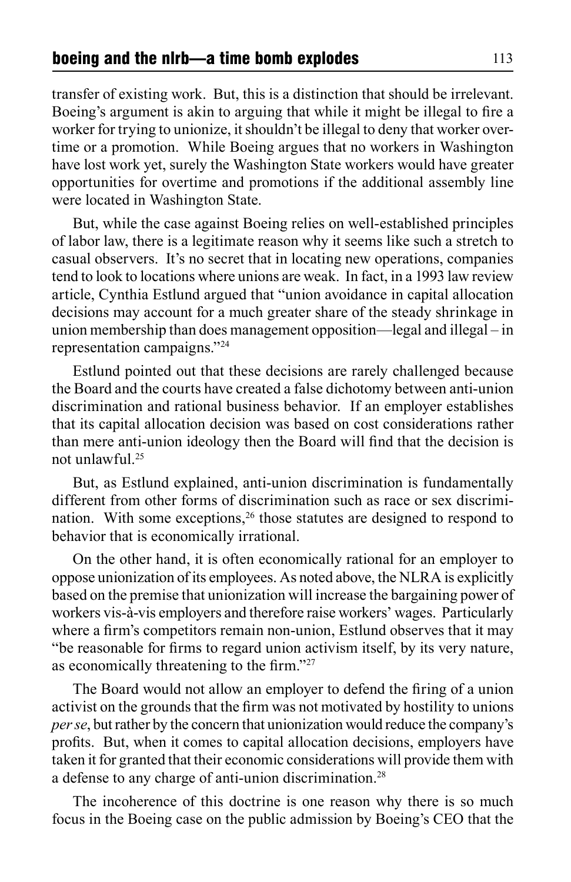transfer of existing work. But, this is a distinction that should be irrelevant. Boeing's argument is akin to arguing that while it might be illegal to fire a worker for trying to unionize, it shouldn't be illegal to deny that worker overtime or a promotion. While Boeing argues that no workers in Washington have lost work yet, surely the Washington State workers would have greater opportunities for overtime and promotions if the additional assembly line were located in Washington State.

But, while the case against Boeing relies on well-established principles of labor law, there is a legitimate reason why it seems like such a stretch to casual observers. It's no secret that in locating new operations, companies tend to look to locations where unions are weak. In fact, in a 1993 law review article, Cynthia Estlund argued that "union avoidance in capital allocation decisions may account for a much greater share of the steady shrinkage in union membership than does management opposition—legal and illegal – in representation campaigns."[24]

Estlund pointed out that these decisions are rarely challenged because the Board and the courts have created a false dichotomy between anti-union discrimination and rational business behavior. If an employer establishes that its capital allocation decision was based on cost considerations rather than mere anti-union ideology then the Board will find that the decision is not unlawful.[25]

But, as Estlund explained, anti-union discrimination is fundamentally different from other forms of discrimination such as race or sex discrimination. With some exceptions,[26] those statutes are designed to respond to behavior that is economically irrational.

On the other hand, it is often economically rational for an employer to oppose unionization of its employees. As noted above, the NLRA is explicitly based on the premise that unionization will increase the bargaining power of workers vis-à-vis employers and therefore raise workers' wages. Particularly where a firm's competitors remain non-union, Estlund observes that it may "be reasonable for firms to regard union activism itself, by its very nature, as economically threatening to the firm."[27]

The Board would not allow an employer to defend the firing of a union activist on the grounds that the firm was not motivated by hostility to unions *per se*, but rather by the concern that unionization would reduce the company's profits. But, when it comes to capital allocation decisions, employers have taken it for granted that their economic considerations will provide them with a defense to any charge of anti-union discrimination.[28]

The incoherence of this doctrine is one reason why there is so much focus in the Boeing case on the public admission by Boeing's CEO that the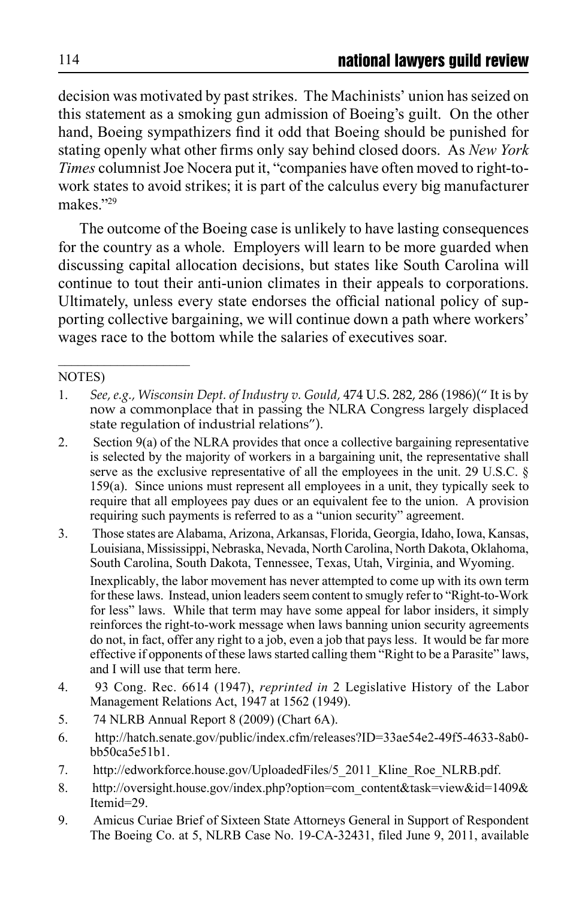decision was motivated by past strikes. The Machinists' union has seized on this statement as a smoking gun admission of Boeing's guilt. On the other hand, Boeing sympathizers find it odd that Boeing should be punished for stating openly what other firms only say behind closed doors. As *New York Times* columnist Joe Nocera put it, "companies have often moved to right-to-work states to avoid strikes; it is part of the calculus every big manufacturer makes."[29]

The outcome of the Boeing case is unlikely to have lasting consequences for the country as a whole. Employers will learn to be more guarded when discussing capital allocation decisions, but states like South Carolina will continue to tout their anti-union climates in their appeals to corporations. Ultimately, unless every state endorses the official national policy of supporting collective bargaining, we will continue down a path where workers' wages race to the bottom while the salaries of executives soar.

---

NOTES)

1. *See, e.g., Wisconsin Dept. of Industry v. Gould,* 474 U.S. 282, 286 (1986)(" It is by now a commonplace that in passing the NLRA Congress largely displaced state regulation of industrial relations").
2. Section 9(a) of the NLRA provides that once a collective bargaining representative is selected by the majority of workers in a bargaining unit, the representative shall serve as the exclusive representative of all the employees in the unit. 29 U.S.C. § 159(a). Since unions must represent all employees in a unit, they typically seek to require that all employees pay dues or an equivalent fee to the union. A provision requiring such payments is referred to as a "union security" agreement.
3. Those states are Alabama, Arizona, Arkansas, Florida, Georgia, Idaho, Iowa, Kansas, Louisiana, Mississippi, Nebraska, Nevada, North Carolina, North Dakota, Oklahoma, South Carolina, South Dakota, Tennessee, Texas, Utah, Virginia, and Wyoming.

   Inexplicably, the labor movement has never attempted to come up with its own term for these laws. Instead, union leaders seem content to smugly refer to "Right-to-Work for less" laws. While that term may have some appeal for labor insiders, it simply reinforces the right-to-work message when laws banning union security agreements do not, in fact, offer any right to a job, even a job that pays less. It would be far more effective if opponents of these laws started calling them "Right to be a Parasite" laws, and I will use that term here.
4. 93 Cong. Rec. 6614 (1947), *reprinted in* 2 Legislative History of the Labor Management Relations Act, 1947 at 1562 (1949).
5. 74 NLRB Annual Report 8 (2009) (Chart 6A).
6. http://hatch.senate.gov/public/index.cfm/releases?ID=33ae54e2-49f5-4633-8ab0-bb50ca5e51b1.
7. http://edworkforce.house.gov/UploadedFiles/5_2011_Kline_Roe_NLRB.pdf.
8. http://oversight.house.gov/index.php?option=com_content&task=view&id=1409&Itemid=29.
9. Amicus Curiae Brief of Sixteen State Attorneys General in Support of Respondent The Boeing Co. at 5, NLRB Case No. 19-CA-32431, filed June 9, 2011, available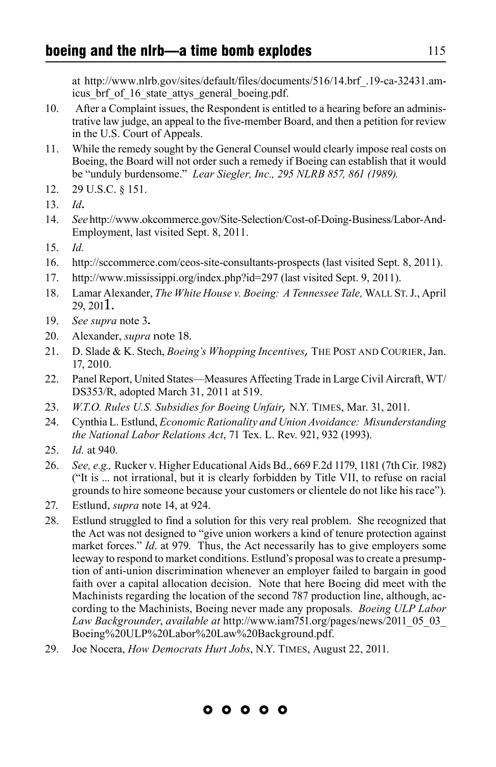at http://www.nlrb.gov/sites/default/files/documents/516/14.brf_.19-ca-32431.amicus_brf_of_16_state_attys_general_boeing.pdf.

10. After a Complaint issues, the Respondent is entitled to a hearing before an administrative law judge, an appeal to the five-member Board, and then a petition for review in the U.S. Court of Appeals.

11. While the remedy sought by the General Counsel would clearly impose real costs on Boeing, the Board will not order such a remedy if Boeing can establish that it would be "unduly burdensome." *Lear Siegler, Inc., 295 NLRB 857, 861 (1989).*

12. 29 U.S.C. § 151.

13. *Id*.

14. *See* http://www.okcommerce.gov/Site-Selection/Cost-of-Doing-Business/Labor-And-Employment, last visited Sept. 8, 2011.

15. *Id.*

16. http://sccommerce.com/ceos-site-consultants-prospects (last visited Sept. 8, 2011).

17. http://www.mississippi.org/index.php?id=297 (last visited Sept. 9, 2011).

18. Lamar Alexander, *The White House v. Boeing: A Tennessee Tale,* WALL ST. J., April 29, 2011.

19. *See supra* note 3.

20. Alexander, *supra* note 18.

21. D. Slade & K. Stech, *Boeing's Whopping Incentives,* THE POST AND COURIER, Jan. 17, 2010.

22. Panel Report, United States—Measures Affecting Trade in Large Civil Aircraft, WT/DS353/R, adopted March 31, 2011 at 519.

23. *W.T.O. Rules U.S. Subsidies for Boeing Unfair,* N.Y. TIMES, Mar. 31, 2011.

24. Cynthia L. Estlund, *Economic Rationality and Union Avoidance: Misunderstanding the National Labor Relations Act*, 71 Tex. L. Rev. 921, 932 (1993).

25. *Id.* at 940.

26. *See, e.g.,* Rucker v. Higher Educational Aids Bd., 669 F.2d 1179, 1181 (7th Cir. 1982) ("It is ... not irrational, but it is clearly forbidden by Title VII, to refuse on racial grounds to hire someone because your customers or clientele do not like his race").

27. Estlund, *supra* note 14, at 924.

28. Estlund struggled to find a solution for this very real problem. She recognized that the Act was not designed to "give union workers a kind of tenure protection against market forces." *Id*. at 979. Thus, the Act necessarily has to give employers some leeway to respond to market conditions. Estlund's proposal was to create a presumption of anti-union discrimination whenever an employer failed to bargain in good faith over a capital allocation decision. Note that here Boeing did meet with the Machinists regarding the location of the second 787 production line, although, according to the Machinists, Boeing never made any proposals. *Boeing ULP Labor Law Backgrounder*, *available at* http://www.iam751.org/pages/news/2011_05_03_Boeing%20ULP%20Labor%20Law%20Background.pdf.

29. Joe Nocera, *How Democrats Hurt Jobs*, N.Y. TIMES, August 22, 2011.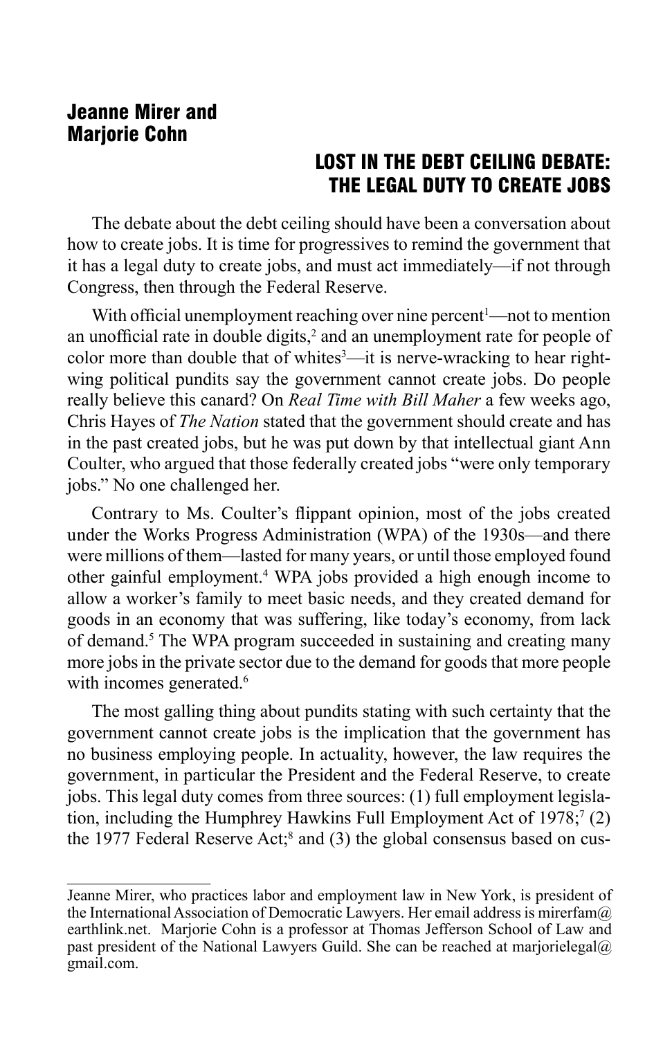**Jeanne Mirer and Marjorie Cohn**

## LOST IN THE DEBT CEILING DEBATE: THE LEGAL DUTY TO CREATE JOBS

The debate about the debt ceiling should have been a conversation about how to create jobs. It is time for progressives to remind the government that it has a legal duty to create jobs, and must act immediately—if not through Congress, then through the Federal Reserve.

With official unemployment reaching over nine percent[1]—not to mention an unofficial rate in double digits,[2] and an unemployment rate for people of color more than double that of whites[3]—it is nerve-wracking to hear right-wing political pundits say the government cannot create jobs. Do people really believe this canard? On *Real Time with Bill Maher* a few weeks ago, Chris Hayes of *The Nation* stated that the government should create and has in the past created jobs, but he was put down by that intellectual giant Ann Coulter, who argued that those federally created jobs "were only temporary jobs." No one challenged her.

Contrary to Ms. Coulter's flippant opinion, most of the jobs created under the Works Progress Administration (WPA) of the 1930s—and there were millions of them—lasted for many years, or until those employed found other gainful employment.[4] WPA jobs provided a high enough income to allow a worker's family to meet basic needs, and they created demand for goods in an economy that was suffering, like today's economy, from lack of demand.[5] The WPA program succeeded in sustaining and creating many more jobs in the private sector due to the demand for goods that more people with incomes generated.[6]

The most galling thing about pundits stating with such certainty that the government cannot create jobs is the implication that the government has no business employing people. In actuality, however, the law requires the government, in particular the President and the Federal Reserve, to create jobs. This legal duty comes from three sources: (1) full employment legislation, including the Humphrey Hawkins Full Employment Act of 1978;[7] (2) the 1977 Federal Reserve Act;[8] and (3) the global consensus based on cus-

---

Jeanne Mirer, who practices labor and employment law in New York, is president of the International Association of Democratic Lawyers. Her email address is mirerfam@earthlink.net. Marjorie Cohn is a professor at Thomas Jefferson School of Law and past president of the National Lawyers Guild. She can be reached at marjorielegal@gmail.com.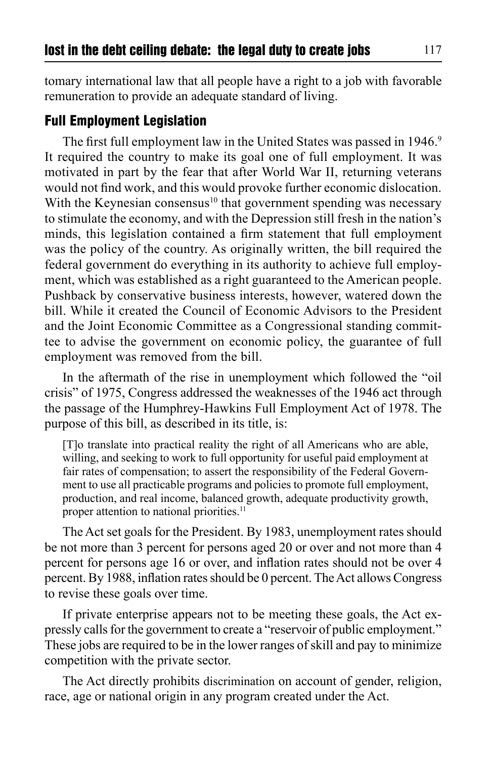tomary international law that all people have a right to a job with favorable remuneration to provide an adequate standard of living.

## Full Employment Legislation

The first full employment law in the United States was passed in 1946.[9] It required the country to make its goal one of full employment. It was motivated in part by the fear that after World War II, returning veterans would not find work, and this would provoke further economic dislocation. With the Keynesian consensus[10] that government spending was necessary to stimulate the economy, and with the Depression still fresh in the nation's minds, this legislation contained a firm statement that full employment was the policy of the country. As originally written, the bill required the federal government do everything in its authority to achieve full employment, which was established as a right guaranteed to the American people. Pushback by conservative business interests, however, watered down the bill. While it created the Council of Economic Advisors to the President and the Joint Economic Committee as a Congressional standing committee to advise the government on economic policy, the guarantee of full employment was removed from the bill.

In the aftermath of the rise in unemployment which followed the "oil crisis" of 1975, Congress addressed the weaknesses of the 1946 act through the passage of the Humphrey-Hawkins Full Employment Act of 1978. The purpose of this bill, as described in its title, is:

> [T]o translate into practical reality the right of all Americans who are able, willing, and seeking to work to full opportunity for useful paid employment at fair rates of compensation; to assert the responsibility of the Federal Government to use all practicable programs and policies to promote full employment, production, and real income, balanced growth, adequate productivity growth, proper attention to national priorities.[11]

The Act set goals for the President. By 1983, unemployment rates should be not more than 3 percent for persons aged 20 or over and not more than 4 percent for persons age 16 or over, and inflation rates should not be over 4 percent. By 1988, inflation rates should be 0 percent. The Act allows Congress to revise these goals over time.

If private enterprise appears not to be meeting these goals, the Act expressly calls for the government to create a "reservoir of public employment." These jobs are required to be in the lower ranges of skill and pay to minimize competition with the private sector.

The Act directly prohibits discrimination on account of gender, religion, race, age or national origin in any program created under the Act.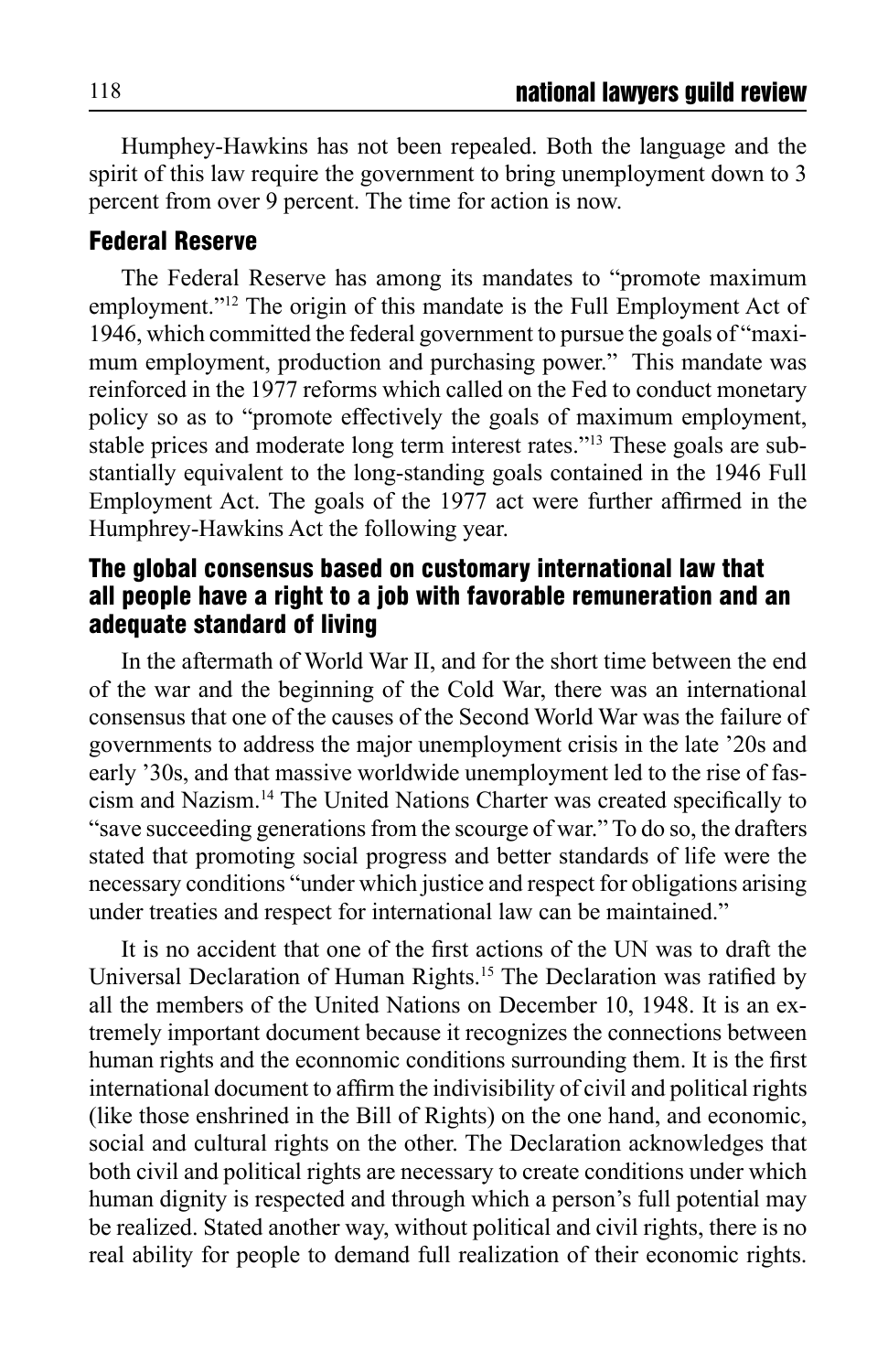Humphey-Hawkins has not been repealed. Both the language and the spirit of this law require the government to bring unemployment down to 3 percent from over 9 percent. The time for action is now.

## Federal Reserve

The Federal Reserve has among its mandates to "promote maximum employment."[12] The origin of this mandate is the Full Employment Act of 1946, which committed the federal government to pursue the goals of "maximum employment, production and purchasing power." This mandate was reinforced in the 1977 reforms which called on the Fed to conduct monetary policy so as to "promote effectively the goals of maximum employment, stable prices and moderate long term interest rates."[13] These goals are substantially equivalent to the long-standing goals contained in the 1946 Full Employment Act. The goals of the 1977 act were further affirmed in the Humphrey-Hawkins Act the following year.

## The global consensus based on customary international law that all people have a right to a job with favorable remuneration and an adequate standard of living

In the aftermath of World War II, and for the short time between the end of the war and the beginning of the Cold War, there was an international consensus that one of the causes of the Second World War was the failure of governments to address the major unemployment crisis in the late '20s and early '30s, and that massive worldwide unemployment led to the rise of fascism and Nazism.[14] The United Nations Charter was created specifically to "save succeeding generations from the scourge of war." To do so, the drafters stated that promoting social progress and better standards of life were the necessary conditions "under which justice and respect for obligations arising under treaties and respect for international law can be maintained."

It is no accident that one of the first actions of the UN was to draft the Universal Declaration of Human Rights.[15] The Declaration was ratified by all the members of the United Nations on December 10, 1948. It is an extremely important document because it recognizes the connections between human rights and the econnomic conditions surrounding them. It is the first international document to affirm the indivisibility of civil and political rights (like those enshrined in the Bill of Rights) on the one hand, and economic, social and cultural rights on the other. The Declaration acknowledges that both civil and political rights are necessary to create conditions under which human dignity is respected and through which a person's full potential may be realized. Stated another way, without political and civil rights, there is no real ability for people to demand full realization of their economic rights.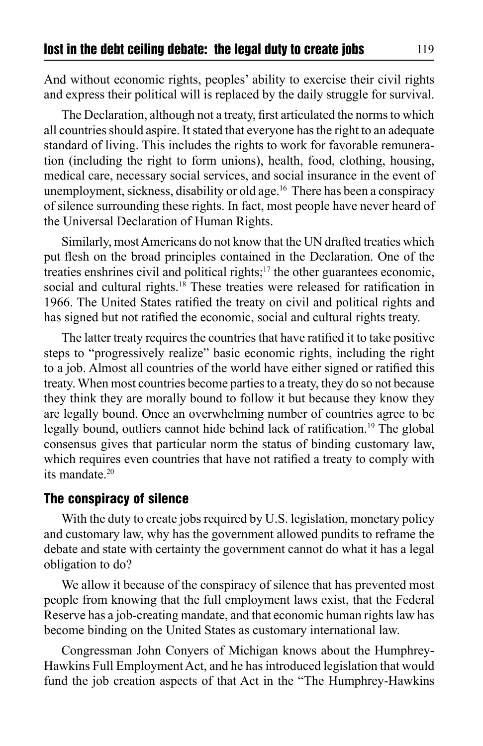And without economic rights, peoples' ability to exercise their civil rights and express their political will is replaced by the daily struggle for survival.

The Declaration, although not a treaty, first articulated the norms to which all countries should aspire. It stated that everyone has the right to an adequate standard of living. This includes the rights to work for favorable remuneration (including the right to form unions), health, food, clothing, housing, medical care, necessary social services, and social insurance in the event of unemployment, sickness, disability or old age.[16] There has been a conspiracy of silence surrounding these rights. In fact, most people have never heard of the Universal Declaration of Human Rights.

Similarly, most Americans do not know that the UN drafted treaties which put flesh on the broad principles contained in the Declaration. One of the treaties enshrines civil and political rights;[17] the other guarantees economic, social and cultural rights.[18] These treaties were released for ratification in 1966. The United States ratified the treaty on civil and political rights and has signed but not ratified the economic, social and cultural rights treaty.

The latter treaty requires the countries that have ratified it to take positive steps to "progressively realize" basic economic rights, including the right to a job. Almost all countries of the world have either signed or ratified this treaty. When most countries become parties to a treaty, they do so not because they think they are morally bound to follow it but because they know they are legally bound. Once an overwhelming number of countries agree to be legally bound, outliers cannot hide behind lack of ratification.[19] The global consensus gives that particular norm the status of binding customary law, which requires even countries that have not ratified a treaty to comply with its mandate.[20]

## The conspiracy of silence

With the duty to create jobs required by U.S. legislation, monetary policy and customary law, why has the government allowed pundits to reframe the debate and state with certainty the government cannot do what it has a legal obligation to do?

We allow it because of the conspiracy of silence that has prevented most people from knowing that the full employment laws exist, that the Federal Reserve has a job-creating mandate, and that economic human rights law has become binding on the United States as customary international law.

Congressman John Conyers of Michigan knows about the Humphrey-Hawkins Full Employment Act, and he has introduced legislation that would fund the job creation aspects of that Act in the "The Humphrey-Hawkins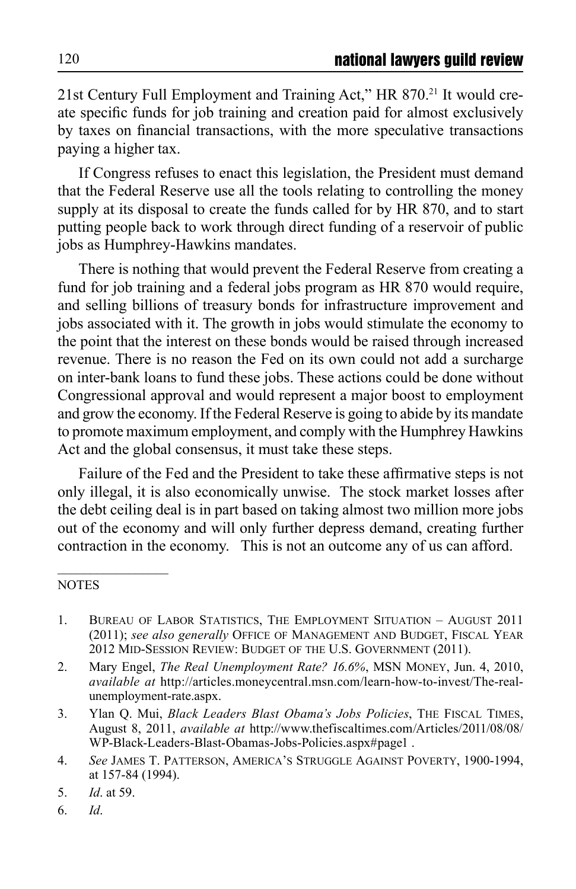21st Century Full Employment and Training Act," HR 870.[21] It would create specific funds for job training and creation paid for almost exclusively by taxes on financial transactions, with the more speculative transactions paying a higher tax.

If Congress refuses to enact this legislation, the President must demand that the Federal Reserve use all the tools relating to controlling the money supply at its disposal to create the funds called for by HR 870, and to start putting people back to work through direct funding of a reservoir of public jobs as Humphrey-Hawkins mandates.

There is nothing that would prevent the Federal Reserve from creating a fund for job training and a federal jobs program as HR 870 would require, and selling billions of treasury bonds for infrastructure improvement and jobs associated with it. The growth in jobs would stimulate the economy to the point that the interest on these bonds would be raised through increased revenue. There is no reason the Fed on its own could not add a surcharge on inter-bank loans to fund these jobs. These actions could be done without Congressional approval and would represent a major boost to employment and grow the economy. If the Federal Reserve is going to abide by its mandate to promote maximum employment, and comply with the Humphrey Hawkins Act and the global consensus, it must take these steps.

Failure of the Fed and the President to take these affirmative steps is not only illegal, it is also economically unwise. The stock market losses after the debt ceiling deal is in part based on taking almost two million more jobs out of the economy and will only further depress demand, creating further contraction in the economy. This is not an outcome any of us can afford.

---

NOTES

1. Bureau of Labor Statistics, The Employment Situation – August 2011 (2011); *see also generally* Office of Management and Budget, Fiscal Year 2012 Mid-Session Review: Budget of the U.S. Government (2011).
2. Mary Engel, *The Real Unemployment Rate? 16.6%*, MSN Money, Jun. 4, 2010, *available at* http://articles.moneycentral.msn.com/learn-how-to-invest/The-real-unemployment-rate.aspx.
3. Ylan Q. Mui, *Black Leaders Blast Obama's Jobs Policies*, The Fiscal Times, August 8, 2011, *available at* http://www.thefiscaltimes.com/Articles/2011/08/08/WP-Black-Leaders-Blast-Obamas-Jobs-Policies.aspx#page1 .
4. *See* James T. Patterson, America's Struggle Against Poverty, 1900-1994, at 157-84 (1994).
5. *Id*. at 59.
6. *Id*.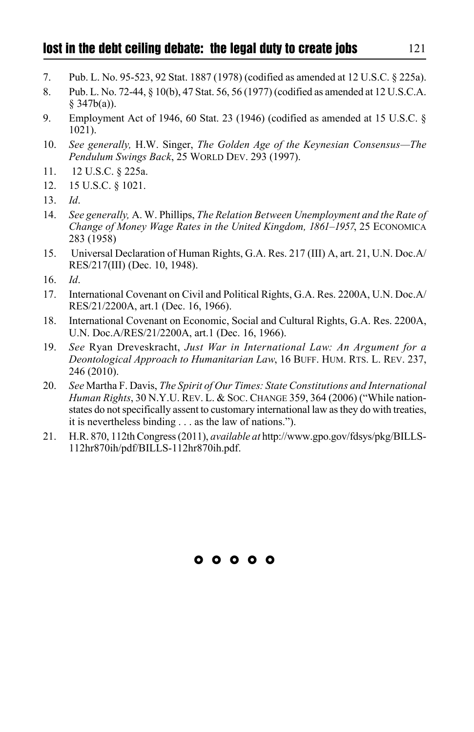7. Pub. L. No. 95-523, 92 Stat. 1887 (1978) (codified as amended at 12 U.S.C. § 225a).
8. Pub. L. No. 72-44, § 10(b), 47 Stat. 56, 56 (1977) (codified as amended at 12 U.S.C.A. § 347b(a)).
9. Employment Act of 1946, 60 Stat. 23 (1946) (codified as amended at 15 U.S.C. § 1021).
10. *See generally,* H.W. Singer, *The Golden Age of the Keynesian Consensus—The Pendulum Swings Back*, 25 WORLD DEV. 293 (1997).
11. 12 U.S.C. § 225a.
12. 15 U.S.C. § 1021.
13. *Id*.
14. *See generally,* A. W. Phillips, *The Relation Between Unemployment and the Rate of Change of Money Wage Rates in the United Kingdom, 1861–1957*, 25 ECONOMICA 283 (1958)
15. Universal Declaration of Human Rights, G.A. Res. 217 (III) A, art. 21, U.N. Doc.A/RES/217(III) (Dec. 10, 1948).
16. *Id*.
17. International Covenant on Civil and Political Rights, G.A. Res. 2200A, U.N. Doc.A/RES/21/2200A, art.1 (Dec. 16, 1966).
18. International Covenant on Economic, Social and Cultural Rights, G.A. Res. 2200A, U.N. Doc.A/RES/21/2200A, art.1 (Dec. 16, 1966).
19. *See* Ryan Dreveskracht, *Just War in International Law: An Argument for a Deontological Approach to Humanitarian Law*, 16 BUFF. HUM. RTS. L. REV. 237, 246 (2010).
20. *See* Martha F. Davis, *The Spirit of Our Times: State Constitutions and International Human Rights*, 30 N.Y.U. REV. L. & SOC. CHANGE 359, 364 (2006) ("While nation-states do not specifically assent to customary international law as they do with treaties, it is nevertheless binding . . . as the law of nations.").
21. H.R. 870, 112th Congress (2011), *available at* http://www.gpo.gov/fdsys/pkg/BILLS-112hr870ih/pdf/BILLS-112hr870ih.pdf.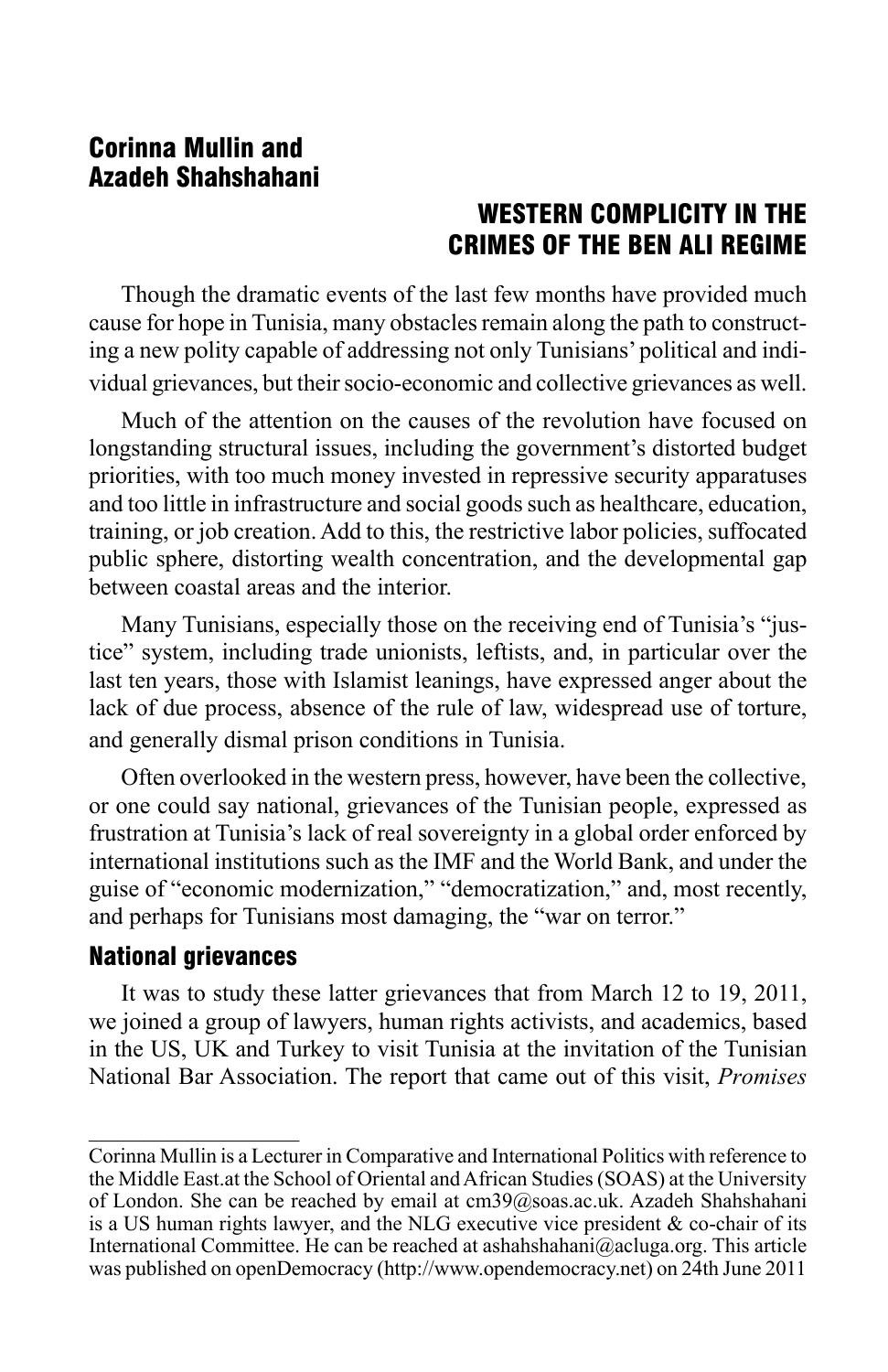**Corinna Mullin and Azadeh Shahshahani**

## WESTERN COMPLICITY IN THE CRIMES OF THE BEN ALI REGIME

Though the dramatic events of the last few months have provided much cause for hope in Tunisia, many obstacles remain along the path to constructing a new polity capable of addressing not only Tunisians' political and individual grievances, but their socio-economic and collective grievances as well.

Much of the attention on the causes of the revolution have focused on longstanding structural issues, including the government's distorted budget priorities, with too much money invested in repressive security apparatuses and too little in infrastructure and social goods such as healthcare, education, training, or job creation. Add to this, the restrictive labor policies, suffocated public sphere, distorting wealth concentration, and the developmental gap between coastal areas and the interior.

Many Tunisians, especially those on the receiving end of Tunisia's "justice" system, including trade unionists, leftists, and, in particular over the last ten years, those with Islamist leanings, have expressed anger about the lack of due process, absence of the rule of law, widespread use of torture, and generally dismal prison conditions in Tunisia.

Often overlooked in the western press, however, have been the collective, or one could say national, grievances of the Tunisian people, expressed as frustration at Tunisia's lack of real sovereignty in a global order enforced by international institutions such as the IMF and the World Bank, and under the guise of "economic modernization," "democratization," and, most recently, and perhaps for Tunisians most damaging, the "war on terror."

### National grievances

It was to study these latter grievances that from March 12 to 19, 2011, we joined a group of lawyers, human rights activists, and academics, based in the US, UK and Turkey to visit Tunisia at the invitation of the Tunisian National Bar Association. The report that came out of this visit, *Promises*

---

Corinna Mullin is a Lecturer in Comparative and International Politics with reference to the Middle East.at the School of Oriental and African Studies (SOAS) at the University of London. She can be reached by email at cm39@soas.ac.uk. Azadeh Shahshahani is a US human rights lawyer, and the NLG executive vice president & co-chair of its International Committee. He can be reached at ashahshahani@acluga.org. This article was published on openDemocracy (http://www.opendemocracy.net) on 24th June 2011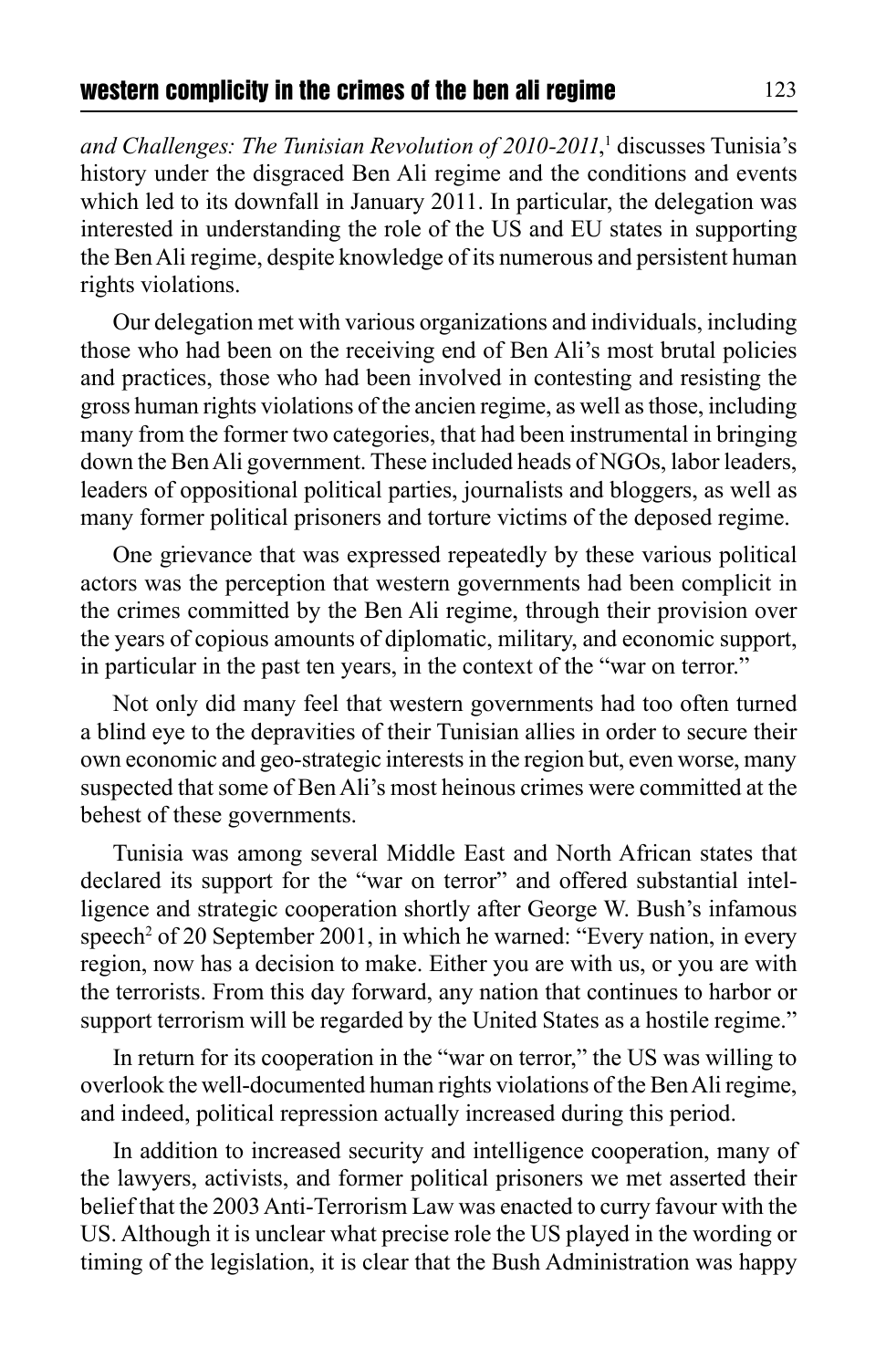*and Challenges: The Tunisian Revolution of 2010-2011*,[1] discusses Tunisia's history under the disgraced Ben Ali regime and the conditions and events which led to its downfall in January 2011. In particular, the delegation was interested in understanding the role of the US and EU states in supporting the Ben Ali regime, despite knowledge of its numerous and persistent human rights violations.

Our delegation met with various organizations and individuals, including those who had been on the receiving end of Ben Ali's most brutal policies and practices, those who had been involved in contesting and resisting the gross human rights violations of the ancien regime, as well as those, including many from the former two categories, that had been instrumental in bringing down the Ben Ali government. These included heads of NGOs, labor leaders, leaders of oppositional political parties, journalists and bloggers, as well as many former political prisoners and torture victims of the deposed regime.

One grievance that was expressed repeatedly by these various political actors was the perception that western governments had been complicit in the crimes committed by the Ben Ali regime, through their provision over the years of copious amounts of diplomatic, military, and economic support, in particular in the past ten years, in the context of the "war on terror."

Not only did many feel that western governments had too often turned a blind eye to the depravities of their Tunisian allies in order to secure their own economic and geo-strategic interests in the region but, even worse, many suspected that some of Ben Ali's most heinous crimes were committed at the behest of these governments.

Tunisia was among several Middle East and North African states that declared its support for the "war on terror" and offered substantial intelligence and strategic cooperation shortly after George W. Bush's infamous speech[2] of 20 September 2001, in which he warned: "Every nation, in every region, now has a decision to make. Either you are with us, or you are with the terrorists. From this day forward, any nation that continues to harbor or support terrorism will be regarded by the United States as a hostile regime."

In return for its cooperation in the "war on terror," the US was willing to overlook the well-documented human rights violations of the Ben Ali regime, and indeed, political repression actually increased during this period.

In addition to increased security and intelligence cooperation, many of the lawyers, activists, and former political prisoners we met asserted their belief that the 2003 Anti-Terrorism Law was enacted to curry favour with the US. Although it is unclear what precise role the US played in the wording or timing of the legislation, it is clear that the Bush Administration was happy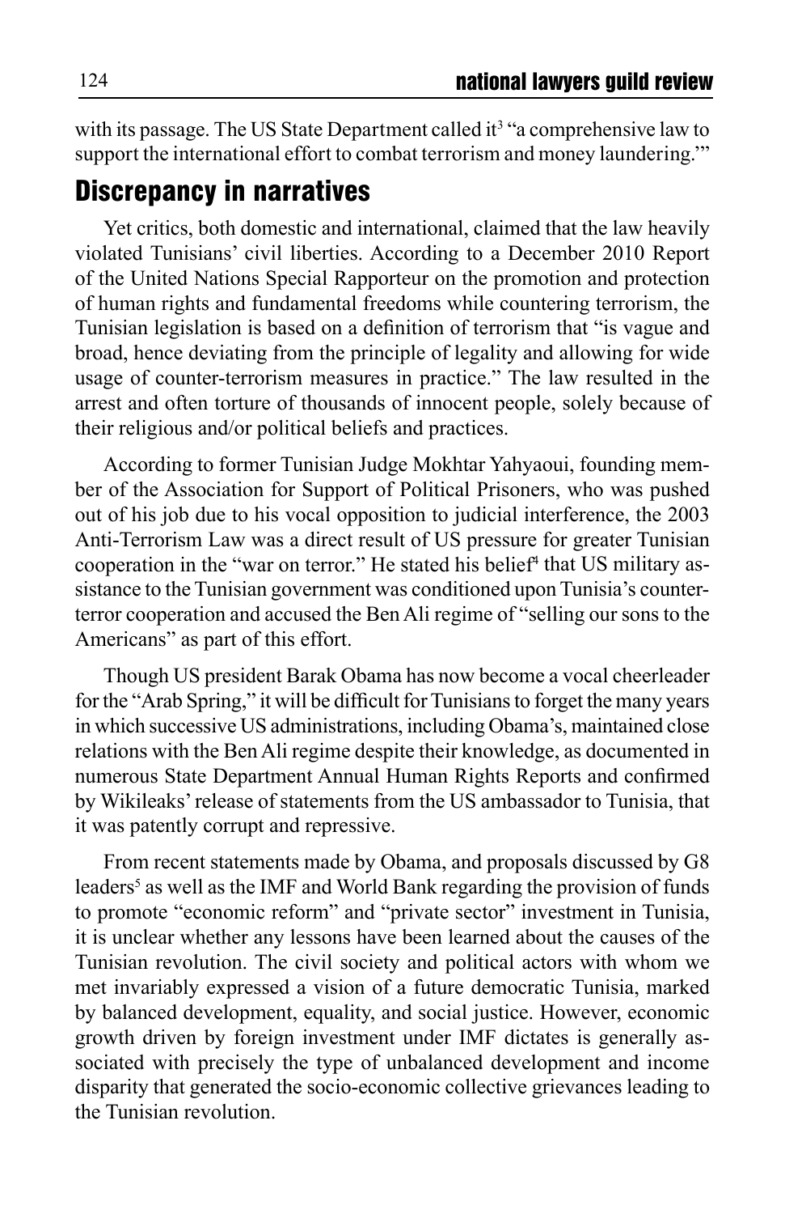with its passage. The US State Department called it[3] "a comprehensive law to support the international effort to combat terrorism and money laundering.'"

## Discrepancy in narratives

Yet critics, both domestic and international, claimed that the law heavily violated Tunisians' civil liberties. According to a December 2010 Report of the United Nations Special Rapporteur on the promotion and protection of human rights and fundamental freedoms while countering terrorism, the Tunisian legislation is based on a definition of terrorism that "is vague and broad, hence deviating from the principle of legality and allowing for wide usage of counter-terrorism measures in practice." The law resulted in the arrest and often torture of thousands of innocent people, solely because of their religious and/or political beliefs and practices.

According to former Tunisian Judge Mokhtar Yahyaoui, founding member of the Association for Support of Political Prisoners, who was pushed out of his job due to his vocal opposition to judicial interference, the 2003 Anti-Terrorism Law was a direct result of US pressure for greater Tunisian cooperation in the "war on terror." He stated his belief[4] that US military assistance to the Tunisian government was conditioned upon Tunisia's counter-terror cooperation and accused the Ben Ali regime of "selling our sons to the Americans" as part of this effort.

Though US president Barak Obama has now become a vocal cheerleader for the "Arab Spring," it will be difficult for Tunisians to forget the many years in which successive US administrations, including Obama's, maintained close relations with the Ben Ali regime despite their knowledge, as documented in numerous State Department Annual Human Rights Reports and confirmed by Wikileaks' release of statements from the US ambassador to Tunisia, that it was patently corrupt and repressive.

From recent statements made by Obama, and proposals discussed by G8 leaders[5] as well as the IMF and World Bank regarding the provision of funds to promote "economic reform" and "private sector" investment in Tunisia, it is unclear whether any lessons have been learned about the causes of the Tunisian revolution. The civil society and political actors with whom we met invariably expressed a vision of a future democratic Tunisia, marked by balanced development, equality, and social justice. However, economic growth driven by foreign investment under IMF dictates is generally associated with precisely the type of unbalanced development and income disparity that generated the socio-economic collective grievances leading to the Tunisian revolution.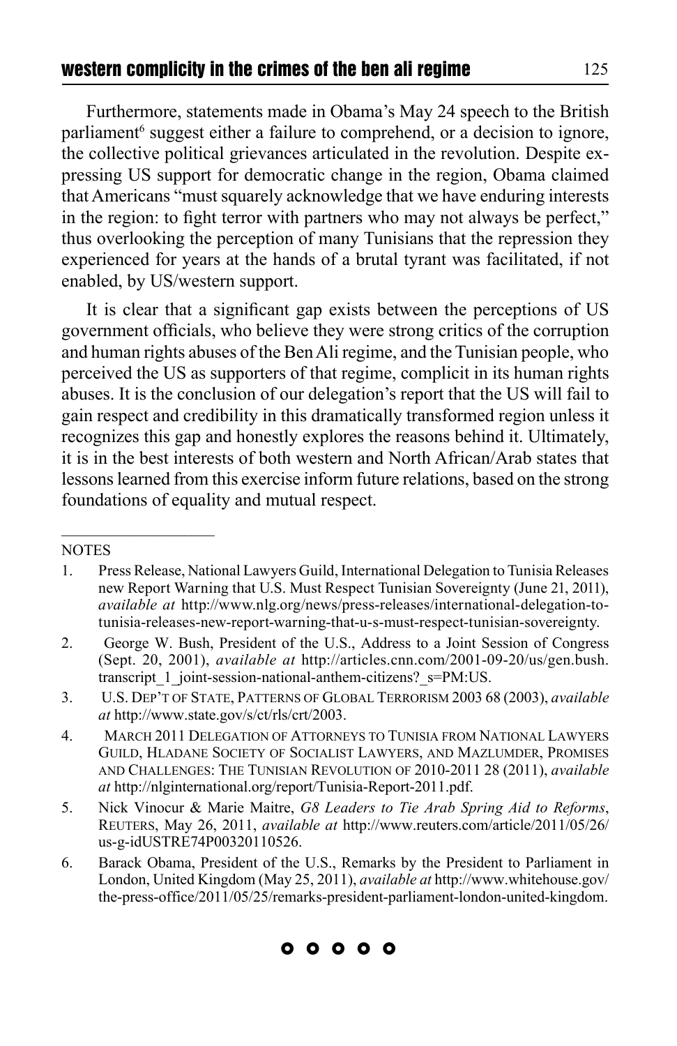Furthermore, statements made in Obama's May 24 speech to the British parliament[6] suggest either a failure to comprehend, or a decision to ignore, the collective political grievances articulated in the revolution. Despite expressing US support for democratic change in the region, Obama claimed that Americans "must squarely acknowledge that we have enduring interests in the region: to fight terror with partners who may not always be perfect," thus overlooking the perception of many Tunisians that the repression they experienced for years at the hands of a brutal tyrant was facilitated, if not enabled, by US/western support.

It is clear that a significant gap exists between the perceptions of US government officials, who believe they were strong critics of the corruption and human rights abuses of the Ben Ali regime, and the Tunisian people, who perceived the US as supporters of that regime, complicit in its human rights abuses. It is the conclusion of our delegation's report that the US will fail to gain respect and credibility in this dramatically transformed region unless it recognizes this gap and honestly explores the reasons behind it. Ultimately, it is in the best interests of both western and North African/Arab states that lessons learned from this exercise inform future relations, based on the strong foundations of equality and mutual respect.

---

NOTES

1. Press Release, National Lawyers Guild, International Delegation to Tunisia Releases new Report Warning that U.S. Must Respect Tunisian Sovereignty (June 21, 2011), *available at* http://www.nlg.org/news/press-releases/international-delegation-to-tunisia-releases-new-report-warning-that-u-s-must-respect-tunisian-sovereignty.
2. George W. Bush, President of the U.S., Address to a Joint Session of Congress (Sept. 20, 2001), *available at* http://articles.cnn.com/2001-09-20/us/gen.bush.transcript_1_joint-session-national-anthem-citizens?_s=PM:US.
3. U.S. Dep't of State, Patterns of Global Terrorism 2003 68 (2003), *available at* http://www.state.gov/s/ct/rls/crt/2003.
4. March 2011 Delegation of Attorneys to Tunisia from National Lawyers Guild, Hladane Society of Socialist Lawyers, and Mazlumder, Promises and Challenges: The Tunisian Revolution of 2010-2011 28 (2011), *available at* http://nlginternational.org/report/Tunisia-Report-2011.pdf.
5. Nick Vinocur & Marie Maitre, *G8 Leaders to Tie Arab Spring Aid to Reforms*, Reuters, May 26, 2011, *available at* http://www.reuters.com/article/2011/05/26/us-g-idUSTRE74P00320110526.
6. Barack Obama, President of the U.S., Remarks by the President to Parliament in London, United Kingdom (May 25, 2011), *available at* http://www.whitehouse.gov/the-press-office/2011/05/25/remarks-president-parliament-london-united-kingdom.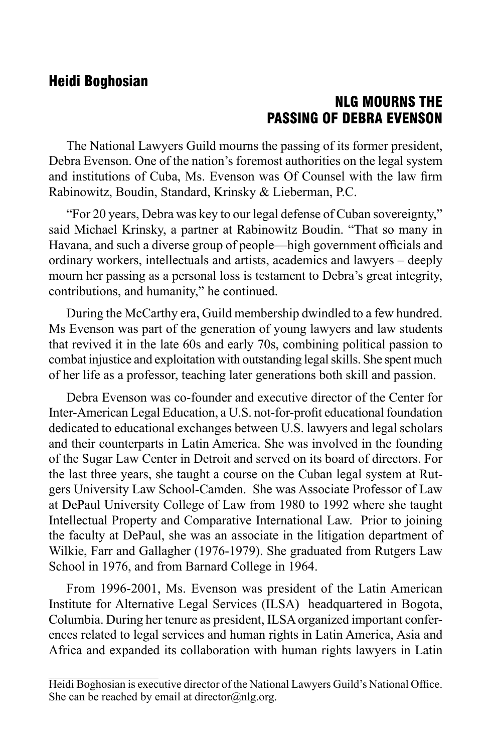**Heidi Boghosian**

## NLG MOURNS THE PASSING OF DEBRA EVENSON

The National Lawyers Guild mourns the passing of its former president, Debra Evenson. One of the nation's foremost authorities on the legal system and institutions of Cuba, Ms. Evenson was Of Counsel with the law firm Rabinowitz, Boudin, Standard, Krinsky & Lieberman, P.C.

"For 20 years, Debra was key to our legal defense of Cuban sovereignty," said Michael Krinsky, a partner at Rabinowitz Boudin. "That so many in Havana, and such a diverse group of people—high government officials and ordinary workers, intellectuals and artists, academics and lawyers – deeply mourn her passing as a personal loss is testament to Debra's great integrity, contributions, and humanity," he continued.

During the McCarthy era, Guild membership dwindled to a few hundred. Ms Evenson was part of the generation of young lawyers and law students that revived it in the late 60s and early 70s, combining political passion to combat injustice and exploitation with outstanding legal skills. She spent much of her life as a professor, teaching later generations both skill and passion.

Debra Evenson was co-founder and executive director of the Center for Inter-American Legal Education, a U.S. not-for-profit educational foundation dedicated to educational exchanges between U.S. lawyers and legal scholars and their counterparts in Latin America. She was involved in the founding of the Sugar Law Center in Detroit and served on its board of directors. For the last three years, she taught a course on the Cuban legal system at Rutgers University Law School-Camden. She was Associate Professor of Law at DePaul University College of Law from 1980 to 1992 where she taught Intellectual Property and Comparative International Law. Prior to joining the faculty at DePaul, she was an associate in the litigation department of Wilkie, Farr and Gallagher (1976-1979). She graduated from Rutgers Law School in 1976, and from Barnard College in 1964.

From 1996-2001, Ms. Evenson was president of the Latin American Institute for Alternative Legal Services (ILSA) headquartered in Bogota, Columbia. During her tenure as president, ILSA organized important conferences related to legal services and human rights in Latin America, Asia and Africa and expanded its collaboration with human rights lawyers in Latin

---

Heidi Boghosian is executive director of the National Lawyers Guild's National Office. She can be reached by email at director@nlg.org.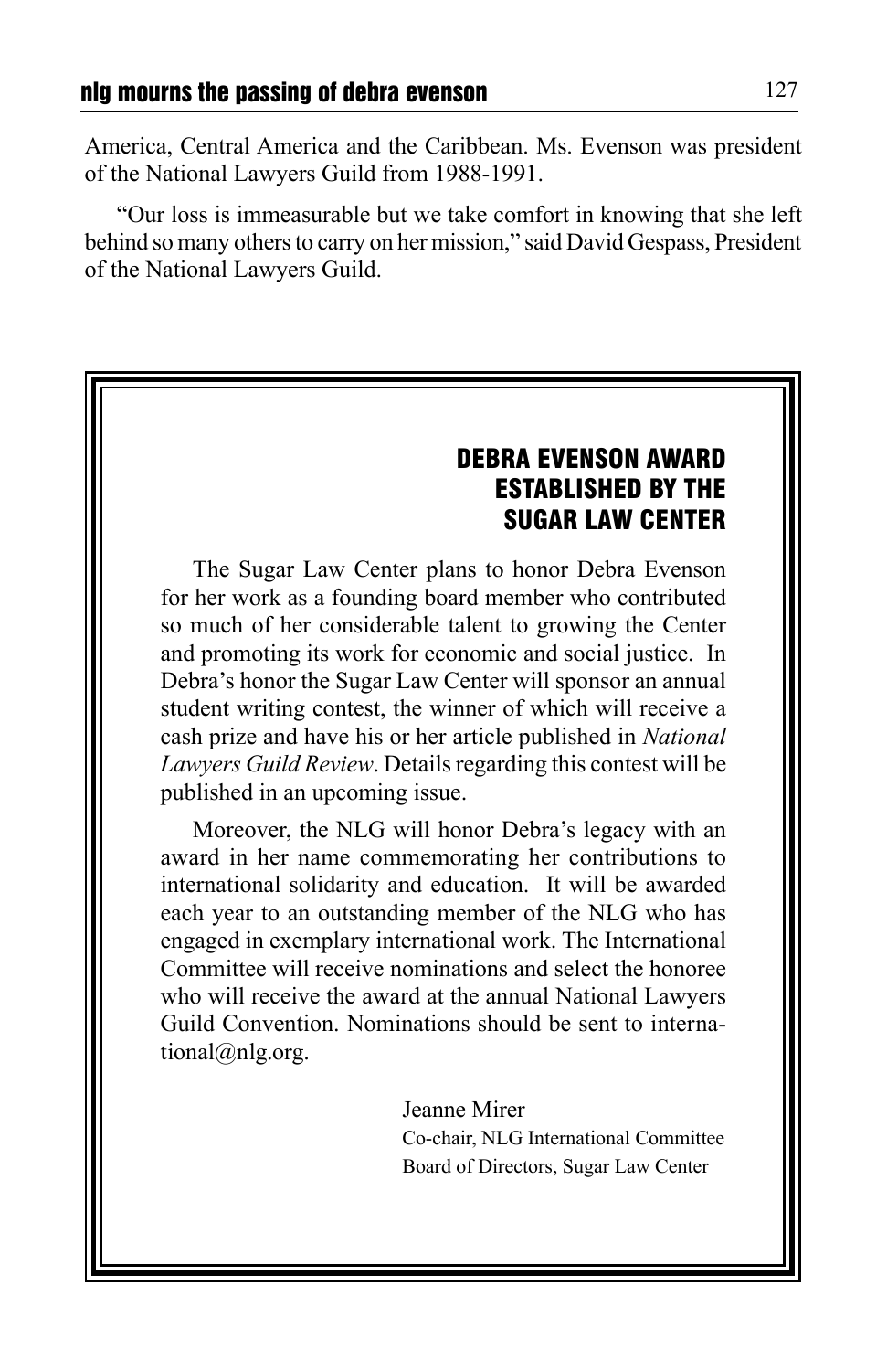America, Central America and the Caribbean. Ms. Evenson was president of the National Lawyers Guild from 1988-1991.

"Our loss is immeasurable but we take comfort in knowing that she left behind so many others to carry on her mission," said David Gespass, President of the National Lawyers Guild.

## DEBRA EVENSON AWARD ESTABLISHED BY THE SUGAR LAW CENTER

The Sugar Law Center plans to honor Debra Evenson for her work as a founding board member who contributed so much of her considerable talent to growing the Center and promoting its work for economic and social justice. In Debra's honor the Sugar Law Center will sponsor an annual student writing contest, the winner of which will receive a cash prize and have his or her article published in *National Lawyers Guild Review*. Details regarding this contest will be published in an upcoming issue.

Moreover, the NLG will honor Debra's legacy with an award in her name commemorating her contributions to international solidarity and education. It will be awarded each year to an outstanding member of the NLG who has engaged in exemplary international work. The International Committee will receive nominations and select the honoree who will receive the award at the annual National Lawyers Guild Convention. Nominations should be sent to international@nlg.org.

Jeanne Mirer
Co-chair, NLG International Committee
Board of Directors, Sugar Law Center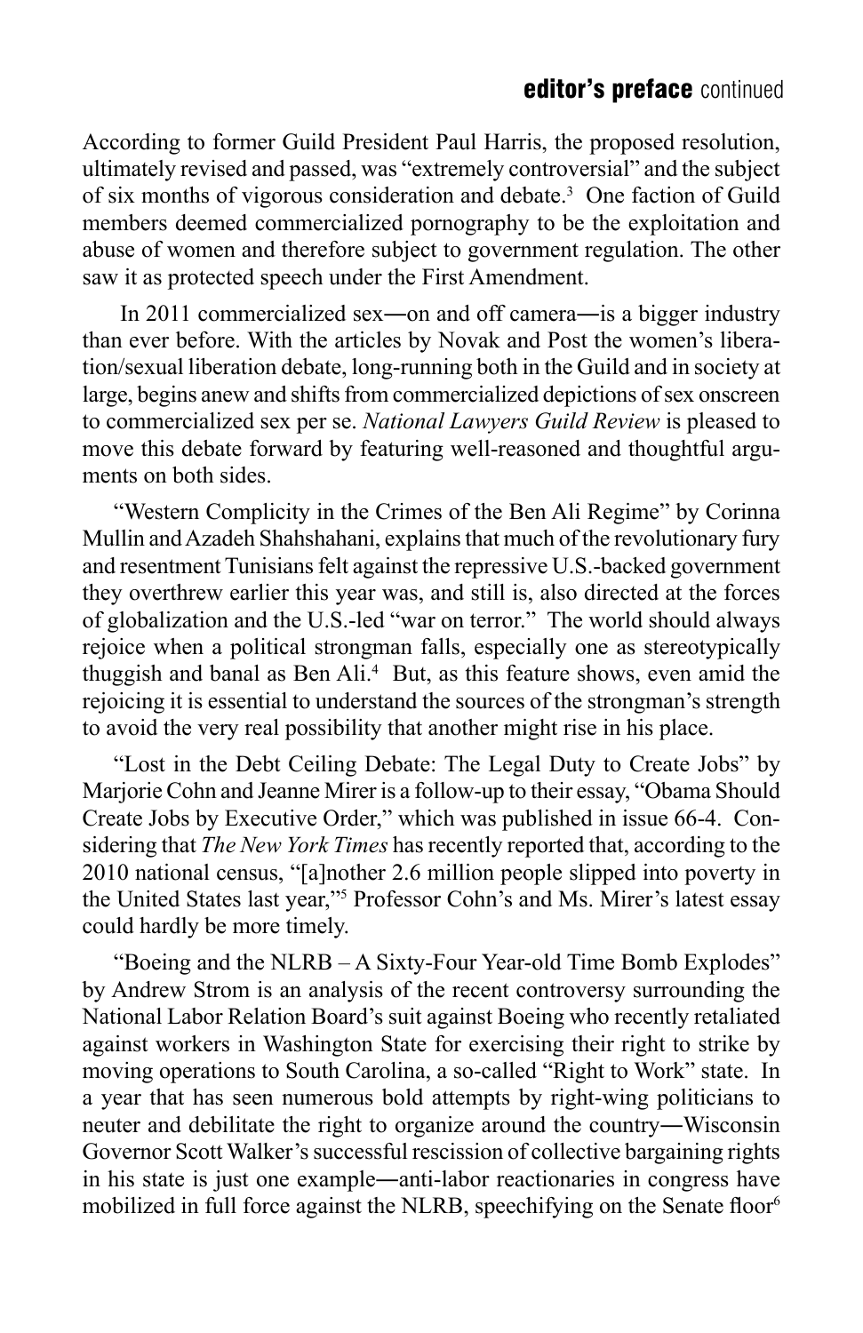According to former Guild President Paul Harris, the proposed resolution, ultimately revised and passed, was "extremely controversial" and the subject of six months of vigorous consideration and debate.[3] One faction of Guild members deemed commercialized pornography to be the exploitation and abuse of women and therefore subject to government regulation. The other saw it as protected speech under the First Amendment.

In 2011 commercialized sex—on and off camera—is a bigger industry than ever before. With the articles by Novak and Post the women's liberation/sexual liberation debate, long-running both in the Guild and in society at large, begins anew and shifts from commercialized depictions of sex onscreen to commercialized sex per se. *National Lawyers Guild Review* is pleased to move this debate forward by featuring well-reasoned and thoughtful arguments on both sides.

"Western Complicity in the Crimes of the Ben Ali Regime" by Corinna Mullin and Azadeh Shahshahani, explains that much of the revolutionary fury and resentment Tunisians felt against the repressive U.S.-backed government they overthrew earlier this year was, and still is, also directed at the forces of globalization and the U.S.-led "war on terror." The world should always rejoice when a political strongman falls, especially one as stereotypically thuggish and banal as Ben Ali.[4] But, as this feature shows, even amid the rejoicing it is essential to understand the sources of the strongman's strength to avoid the very real possibility that another might rise in his place.

"Lost in the Debt Ceiling Debate: The Legal Duty to Create Jobs" by Marjorie Cohn and Jeanne Mirer is a follow-up to their essay, "Obama Should Create Jobs by Executive Order," which was published in issue 66-4. Considering that *The New York Times* has recently reported that, according to the 2010 national census, "[a]nother 2.6 million people slipped into poverty in the United States last year,"[5] Professor Cohn's and Ms. Mirer's latest essay could hardly be more timely.

"Boeing and the NLRB – A Sixty-Four Year-old Time Bomb Explodes" by Andrew Strom is an analysis of the recent controversy surrounding the National Labor Relation Board's suit against Boeing who recently retaliated against workers in Washington State for exercising their right to strike by moving operations to South Carolina, a so-called "Right to Work" state. In a year that has seen numerous bold attempts by right-wing politicians to neuter and debilitate the right to organize around the country—Wisconsin Governor Scott Walker's successful rescission of collective bargaining rights in his state is just one example—anti-labor reactionaries in congress have mobilized in full force against the NLRB, speechifying on the Senate floor[6]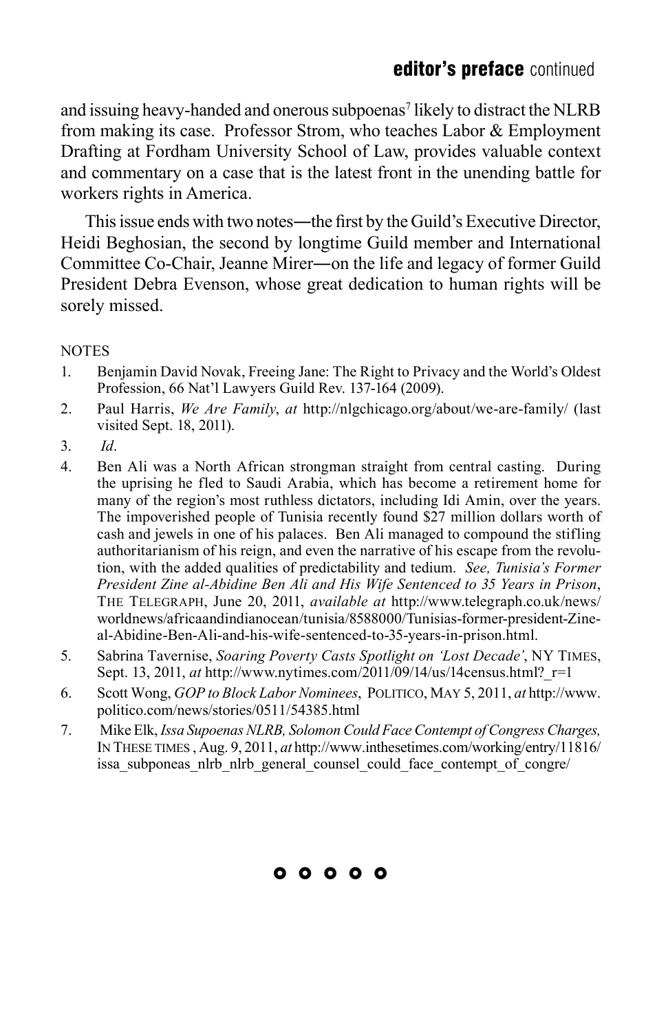and issuing heavy-handed and onerous subpoenas[7] likely to distract the NLRB from making its case. Professor Strom, who teaches Labor & Employment Drafting at Fordham University School of Law, provides valuable context and commentary on a case that is the latest front in the unending battle for workers rights in America.

This issue ends with two notes—the first by the Guild's Executive Director, Heidi Beghosian, the second by longtime Guild member and International Committee Co-Chair, Jeanne Mirer—on the life and legacy of former Guild President Debra Evenson, whose great dedication to human rights will be sorely missed.

NOTES

1. Benjamin David Novak, Freeing Jane: The Right to Privacy and the World's Oldest Profession, 66 Nat'l Lawyers Guild Rev. 137-164 (2009).
2. Paul Harris, *We Are Family*, *at* http://nlgchicago.org/about/we-are-family/ (last visited Sept. 18, 2011).
3. *Id*.
4. Ben Ali was a North African strongman straight from central casting. During the uprising he fled to Saudi Arabia, which has become a retirement home for many of the region's most ruthless dictators, including Idi Amin, over the years. The impoverished people of Tunisia recently found $27 million dollars worth of cash and jewels in one of his palaces. Ben Ali managed to compound the stifling authoritarianism of his reign, and even the narrative of his escape from the revolution, with the added qualities of predictability and tedium. *See, Tunisia's Former President Zine al-Abidine Ben Ali and His Wife Sentenced to 35 Years in Prison*, The Telegraph, June 20, 2011, *available at* http://www.telegraph.co.uk/news/worldnews/africaandindianocean/tunisia/8588000/Tunisias-former-president-Zine-al-Abidine-Ben-Ali-and-his-wife-sentenced-to-35-years-in-prison.html.
5. Sabrina Tavernise, *Soaring Poverty Casts Spotlight on 'Lost Decade'*, NY Times, Sept. 13, 2011, *at* http://www.nytimes.com/2011/09/14/us/14census.html?_r=1
6. Scott Wong, *GOP to Block Labor Nominees*, Politico, May 5, 2011, *at* http://www.politico.com/news/stories/0511/54385.html
7. Mike Elk, *Issa Supoenas NLRB, Solomon Could Face Contempt of Congress Charges,* In These times , Aug. 9, 2011, *at* http://www.inthesetimes.com/working/entry/11816/issa_subponeas_nlrb_nlrb_general_counsel_could_face_contempt_of_congre/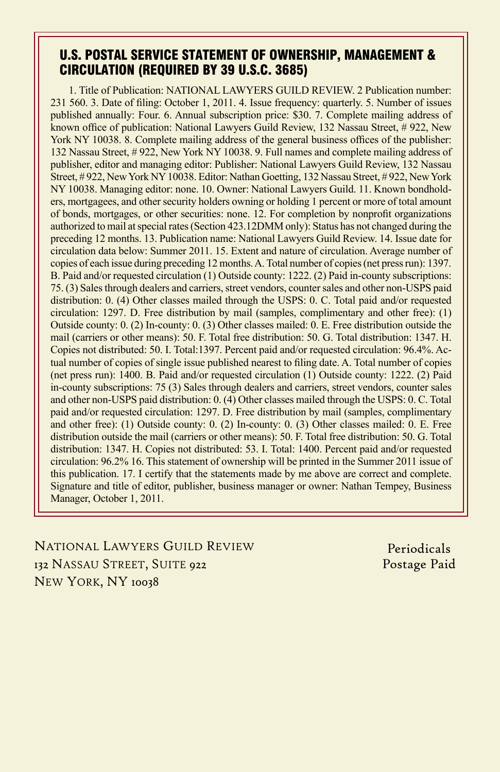## U.S. POSTAL SERVICE STATEMENT OF OWNERSHIP, MANAGEMENT & CIRCULATION (REQUIRED BY 39 U.S.C. 3685)

1. Title of Publication: NATIONAL LAWYERS GUILD REVIEW. 2 Publication number: 231 560. 3. Date of filing: October 1, 2011. 4. Issue frequency: quarterly. 5. Number of issues published annually: Four. 6. Annual subscription price: $30. 7. Complete mailing address of known office of publication: National Lawyers Guild Review, 132 Nassau Street, # 922, New York NY 10038. 8. Complete mailing address of the general business offices of the publisher: 132 Nassau Street, # 922, New York NY 10038. 9. Full names and complete mailing address of publisher, editor and managing editor: Publisher: National Lawyers Guild Review, 132 Nassau Street, # 922, New York NY 10038. Editor: Nathan Goetting, 132 Nassau Street, # 922, New York NY 10038. Managing editor: none. 10. Owner: National Lawyers Guild. 11. Known bondholders, mortgagees, and other security holders owning or holding 1 percent or more of total amount of bonds, mortgages, or other securities: none. 12. For completion by nonprofit organizations authorized to mail at special rates (Section 423.12DMM only): Status has not changed during the preceding 12 months. 13. Publication name: National Lawyers Guild Review. 14. Issue date for circulation data below: Summer 2011. 15. Extent and nature of circulation. Average number of copies of each issue during preceding 12 months. A. Total number of copies (net press run): 1397. B. Paid and/or requested circulation (1) Outside county: 1222. (2) Paid in-county subscriptions: 75. (3) Sales through dealers and carriers, street vendors, counter sales and other non-USPS paid distribution: 0. (4) Other classes mailed through the USPS: 0. C. Total paid and/or requested circulation: 1297. D. Free distribution by mail (samples, complimentary and other free): (1) Outside county: 0. (2) In-county: 0. (3) Other classes mailed: 0. E. Free distribution outside the mail (carriers or other means): 50. F. Total free distribution: 50. G. Total distribution: 1347. H. Copies not distributed: 50. I. Total:1397. Percent paid and/or requested circulation: 96.4%. Actual number of copies of single issue published nearest to filing date. A. Total number of copies (net press run): 1400. B. Paid and/or requested circulation (1) Outside county: 1222. (2) Paid in-county subscriptions: 75 (3) Sales through dealers and carriers, street vendors, counter sales and other non-USPS paid distribution: 0. (4) Other classes mailed through the USPS: 0. C. Total paid and/or requested circulation: 1297. D. Free distribution by mail (samples, complimentary and other free): (1) Outside county: 0. (2) In-county: 0. (3) Other classes mailed: 0. E. Free distribution outside the mail (carriers or other means): 50. F. Total free distribution: 50. G. Total distribution: 1347. H. Copies not distributed: 53. I. Total: 1400. Percent paid and/or requested circulation: 96.2% 16. This statement of ownership will be printed in the Summer 2011 issue of this publication. 17. I certify that the statements made by me above are correct and complete. Signature and title of editor, publisher, business manager or owner: Nathan Tempey, Business Manager, October 1, 2011.

National Lawyers Guild Review
132 Nassau Street, Suite 922
New York, NY 10038

Periodicals
Postage Paid